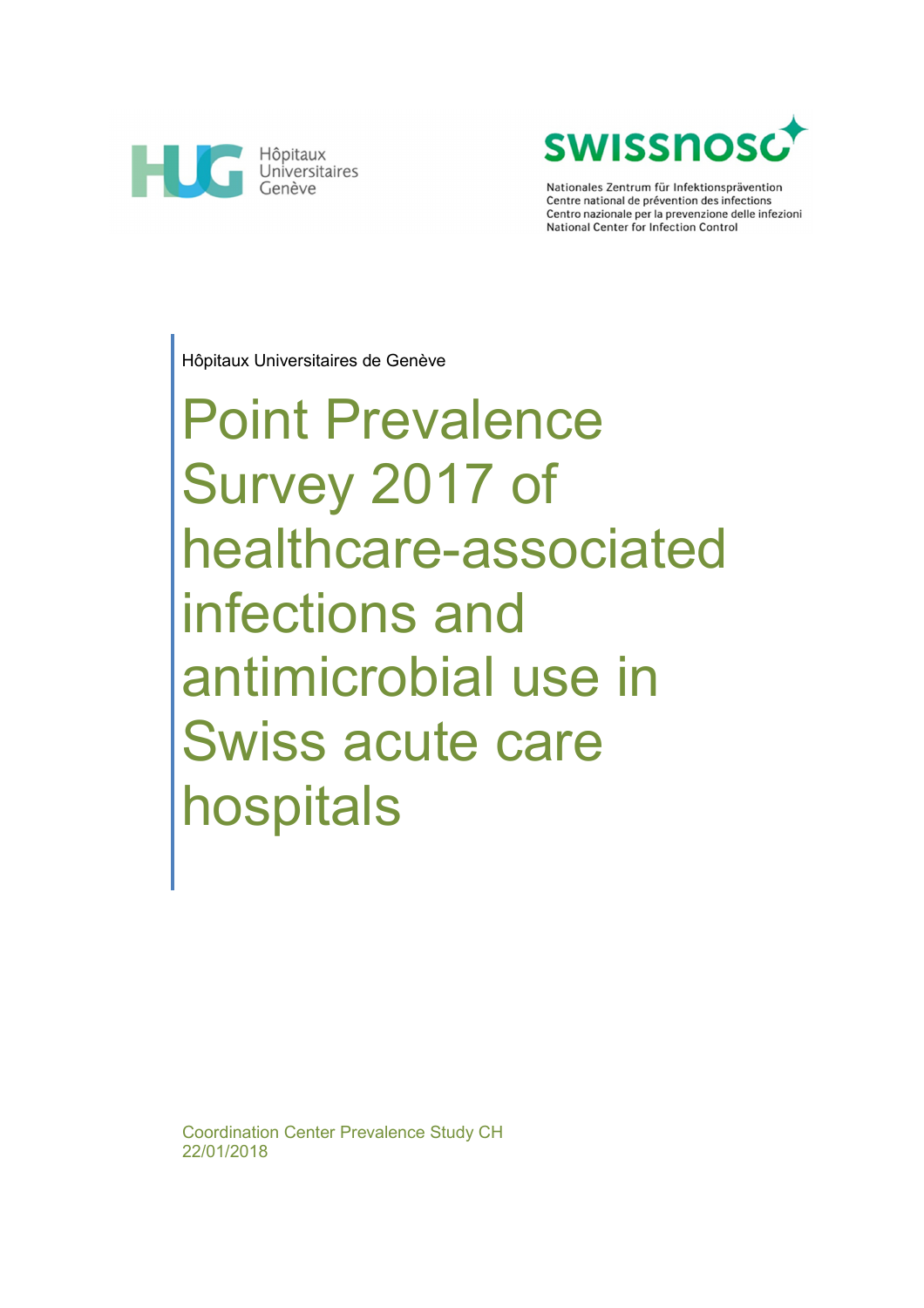Hôpitaux Universitaires Genève

swissnoso

Nationales Zentrum für Infektionsprävention
Centre national de prévention des infections
Centro nazionale per la prevenzione delle infezioni
National Center for Infection Control

Hôpitaux Universitaires de Genève

# Point Prevalence Survey 2017 of healthcare-associated infections and antimicrobial use in Swiss acute care hospitals

Coordination Center Prevalence Study CH
22/01/2018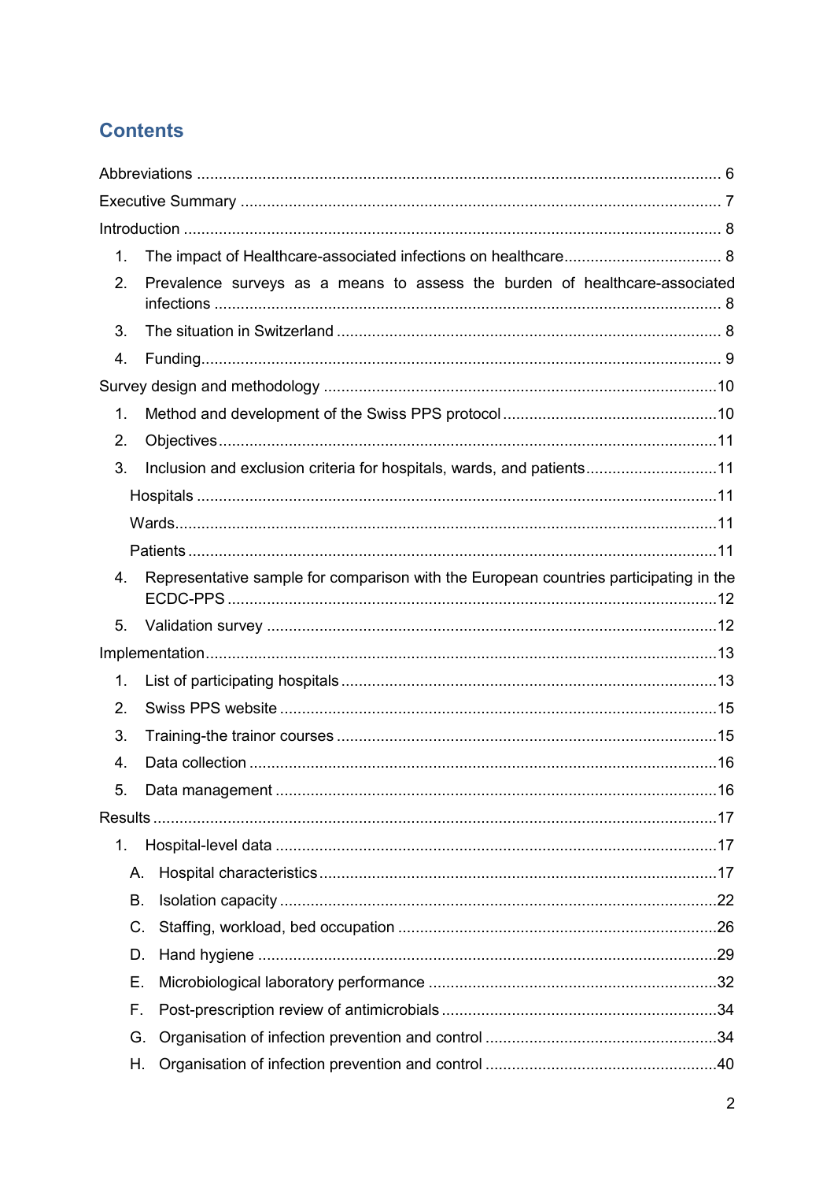## Contents

Abbreviations ........................................................................................................ 6

Executive Summary .............................................................................................. 7

Introduction ........................................................................................................... 8

1. The impact of Healthcare-associated infections on healthcare .................................... 8
2. Prevalence surveys as a means to assess the burden of healthcare-associated infections ........................................................................................................ 8
3. The situation in Switzerland ........................................................................... 8
4. Funding........................................................................................................ 9

Survey design and methodology ..........................................................................10

1. Method and development of the Swiss PPS protocol .................................................10
2. Objectives ..................................................................................................11
3. Inclusion and exclusion criteria for hospitals, wards, and patients ..............................11
   - Hospitals ......................................................................................................11
   - Wards...........................................................................................................11
   - Patients ........................................................................................................11
4. Representative sample for comparison with the European countries participating in the ECDC-PPS ...............................................................................................12
5. Validation survey .......................................................................................12

Implementation....................................................................................................13

1. List of participating hospitals .....................................................................13
2. Swiss PPS website ....................................................................................15
3. Training-the trainor courses ......................................................................15
4. Data collection ..........................................................................................16
5. Data management .....................................................................................16

Results ................................................................................................................17

1. Hospital-level data .....................................................................................17
   - A. Hospital characteristics ..........................................................................17
   - B. Isolation capacity ....................................................................................22
   - C. Staffing, workload, bed occupation .........................................................26
   - D. Hand hygiene .........................................................................................29
   - E. Microbiological laboratory performance ..................................................32
   - F. Post-prescription review of antimicrobials ...............................................34
   - G. Organisation of infection prevention and control .....................................34
   - H. Organisation of infection prevention and control .....................................40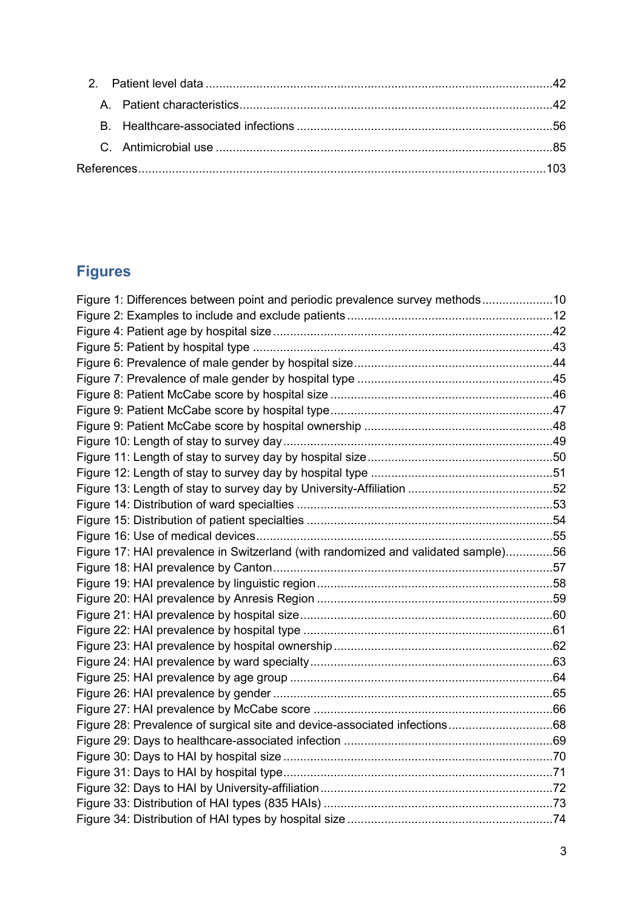2. Patient level data ......................................................................................................42
   - A. Patient characteristics.............................................................................................42
   - B. Healthcare-associated infections ...........................................................................56
   - C. Antimicrobial use ...................................................................................................85

References.......................................................................................................................103

## Figures

Figure 1: Differences between point and periodic prevalence survey methods.....................10
Figure 2: Examples to include and exclude patients .............................................................12
Figure 4: Patient age by hospital size ...................................................................................42
Figure 5: Patient by hospital type .........................................................................................43
Figure 6: Prevalence of male gender by hospital size...........................................................44
Figure 7: Prevalence of male gender by hospital type ..........................................................45
Figure 8: Patient McCabe score by hospital size ..................................................................46
Figure 9: Patient McCabe score by hospital type..................................................................47
Figure 9: Patient McCabe score by hospital ownership ........................................................48
Figure 10: Length of stay to survey day................................................................................49
Figure 11: Length of stay to survey day by hospital size.......................................................50
Figure 12: Length of stay to survey day by hospital type ......................................................51
Figure 13: Length of stay to survey day by University-Affiliation ...........................................52
Figure 14: Distribution of ward specialties ............................................................................53
Figure 15: Distribution of patient specialties .........................................................................54
Figure 16: Use of medical devices........................................................................................55
Figure 17: HAI prevalence in Switzerland (with randomized and validated sample)..............56
Figure 18: HAI prevalence by Canton...................................................................................57
Figure 19: HAI prevalence by linguistic region......................................................................58
Figure 20: HAI prevalence by Anresis Region ......................................................................59
Figure 21: HAI prevalence by hospital size...........................................................................60
Figure 22: HAI prevalence by hospital type ..........................................................................61
Figure 23: HAI prevalence by hospital ownership.................................................................62
Figure 24: HAI prevalence by ward specialty........................................................................63
Figure 25: HAI prevalence by age group ..............................................................................64
Figure 26: HAI prevalence by gender ...................................................................................65
Figure 27: HAI prevalence by McCabe score .......................................................................66
Figure 28: Prevalence of surgical site and device-associated infections...............................68
Figure 29: Days to healthcare-associated infection ..............................................................69
Figure 30: Days to HAI by hospital size................................................................................70
Figure 31: Days to HAI by hospital type................................................................................71
Figure 32: Days to HAI by University-affiliation.....................................................................72
Figure 33: Distribution of HAI types (835 HAIs) ....................................................................73
Figure 34: Distribution of HAI types by hospital size .............................................................74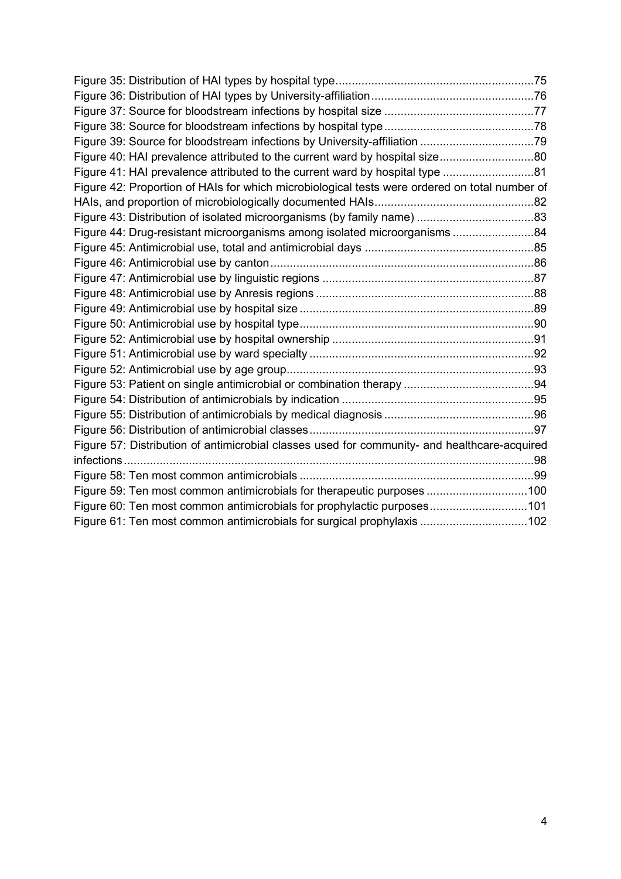Figure 35: Distribution of HAI types by hospital type ....................................................... 75
Figure 36: Distribution of HAI types by University-affiliation ............................................ 76
Figure 37: Source for bloodstream infections by hospital size ........................................ 77
Figure 38: Source for bloodstream infections by hospital type ........................................ 78
Figure 39: Source for bloodstream infections by University-affiliation ............................ 79
Figure 40: HAI prevalence attributed to the current ward by hospital size ...................... 80
Figure 41: HAI prevalence attributed to the current ward by hospital type ..................... 81
Figure 42: Proportion of HAIs for which microbiological tests were ordered on total number of HAIs, and proportion of microbiologically documented HAIs ........................................... 82
Figure 43: Distribution of isolated microorganisms (by family name) ............................. 83
Figure 44: Drug-resistant microorganisms among isolated microorganisms ................... 84
Figure 45: Antimicrobial use, total and antimicrobial days ............................................. 85
Figure 46: Antimicrobial use by canton ........................................................................... 86
Figure 47: Antimicrobial use by linguistic regions ........................................................... 87
Figure 48: Antimicrobial use by Anresis regions ............................................................. 88
Figure 49: Antimicrobial use by hospital size .................................................................. 89
Figure 50: Antimicrobial use by hospital type .................................................................. 90
Figure 52: Antimicrobial use by hospital ownership ........................................................ 91
Figure 51: Antimicrobial use by ward specialty ............................................................... 92
Figure 52: Antimicrobial use by age group ...................................................................... 93
Figure 53: Patient on single antimicrobial or combination therapy .................................. 94
Figure 54: Distribution of antimicrobials by indication ..................................................... 95
Figure 55: Distribution of antimicrobials by medical diagnosis ........................................ 96
Figure 56: Distribution of antimicrobial classes ............................................................... 97
Figure 57: Distribution of antimicrobial classes used for community- and healthcare-acquired infections ...................................................................................................................... 98
Figure 58: Ten most common antimicrobials .................................................................. 99
Figure 59: Ten most common antimicrobials for therapeutic purposes ......................... 100
Figure 60: Ten most common antimicrobials for prophylactic purposes ........................ 101
Figure 61: Ten most common antimicrobials for surgical prophylaxis ........................... 102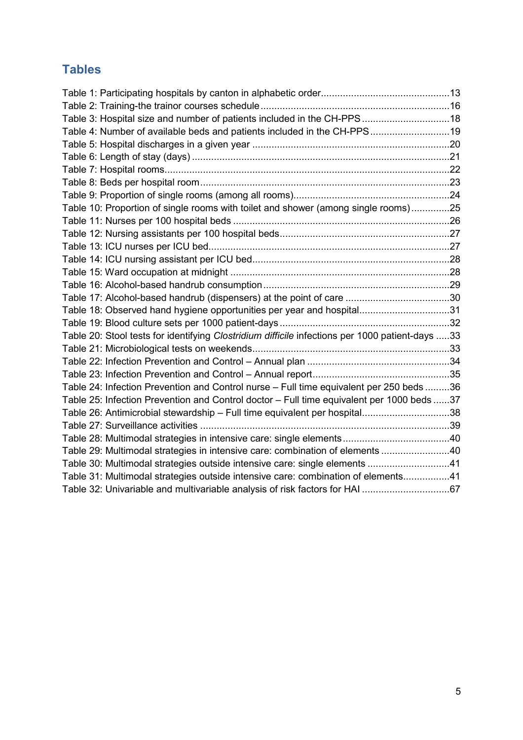## Tables

Table 1: Participating hospitals by canton in alphabetic order...............................................13
Table 2: Training-the trainor courses schedule.....................................................................16
Table 3: Hospital size and number of patients included in the CH-PPS ................................18
Table 4: Number of available beds and patients included in the CH-PPS .............................19
Table 5: Hospital discharges in a given year ........................................................................20
Table 6: Length of stay (days) ..............................................................................................21
Table 7: Hospital rooms........................................................................................................22
Table 8: Beds per hospital room ...........................................................................................23
Table 9: Proportion of single rooms (among all rooms).........................................................24
Table 10: Proportion of single rooms with toilet and shower (among single rooms) ..............25
Table 11: Nurses per 100 hospital beds ...............................................................................26
Table 12: Nursing assistants per 100 hospital beds..............................................................27
Table 13: ICU nurses per ICU bed........................................................................................27
Table 14: ICU nursing assistant per ICU bed........................................................................28
Table 15: Ward occupation at midnight ................................................................................28
Table 16: Alcohol-based handrub consumption ....................................................................29
Table 17: Alcohol-based handrub (dispensers) at the point of care ......................................30
Table 18: Observed hand hygiene opportunities per year and hospital.................................31
Table 19: Blood culture sets per 1000 patient-days ..............................................................32
Table 20: Stool tests for identifying *Clostridium difficile* infections per 1000 patient-days .....33
Table 21: Microbiological tests on weekends........................................................................33
Table 22: Infection Prevention and Control – Annual plan ....................................................34
Table 23: Infection Prevention and Control – Annual report..................................................35
Table 24: Infection Prevention and Control nurse – Full time equivalent per 250 beds .........36
Table 25: Infection Prevention and Control doctor – Full time equivalent per 1000 beds ......37
Table 26: Antimicrobial stewardship – Full time equivalent per hospital................................38
Table 27: Surveillance activities ...........................................................................................39
Table 28: Multimodal strategies in intensive care: single elements.......................................40
Table 29: Multimodal strategies in intensive care: combination of elements .........................40
Table 30: Multimodal strategies outside intensive care: single elements ..............................41
Table 31: Multimodal strategies outside intensive care: combination of elements.................41
Table 32: Univariable and multivariable analysis of risk factors for HAI ................................67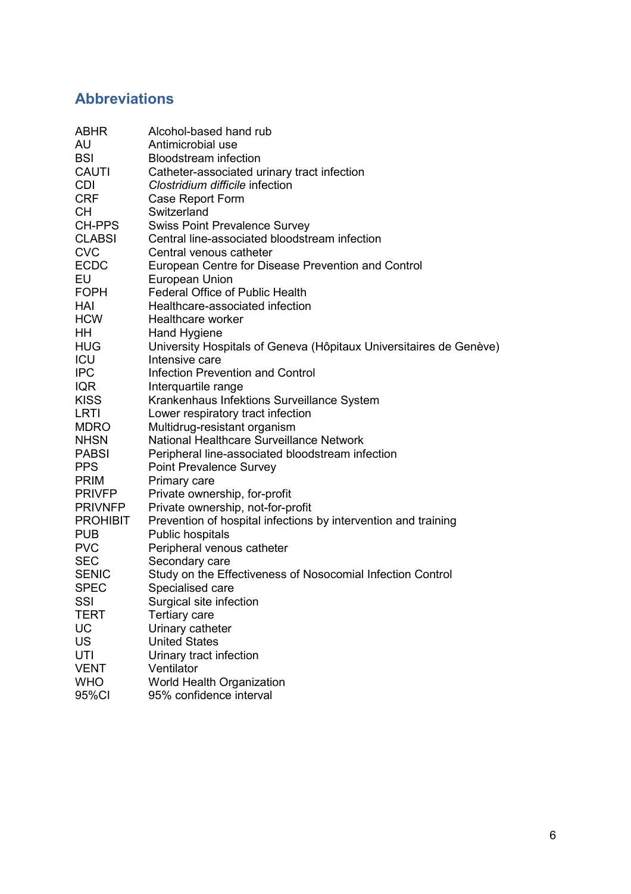## Abbreviations

| | |
|---|---|
| ABHR | Alcohol-based hand rub |
| AU | Antimicrobial use |
| BSI | Bloodstream infection |
| CAUTI | Catheter-associated urinary tract infection |
| CDI | *Clostridium difficile* infection |
| CRF | Case Report Form |
| CH | Switzerland |
| CH-PPS | Swiss Point Prevalence Survey |
| CLABSI | Central line-associated bloodstream infection |
| CVC | Central venous catheter |
| ECDC | European Centre for Disease Prevention and Control |
| EU | European Union |
| FOPH | Federal Office of Public Health |
| HAI | Healthcare-associated infection |
| HCW | Healthcare worker |
| HH | Hand Hygiene |
| HUG | University Hospitals of Geneva (Hôpitaux Universitaires de Genève) |
| ICU | Intensive care |
| IPC | Infection Prevention and Control |
| IQR | Interquartile range |
| KISS | Krankenhaus Infektions Surveillance System |
| LRTI | Lower respiratory tract infection |
| MDRO | Multidrug-resistant organism |
| NHSN | National Healthcare Surveillance Network |
| PABSI | Peripheral line-associated bloodstream infection |
| PPS | Point Prevalence Survey |
| PRIM | Primary care |
| PRIVFP | Private ownership, for-profit |
| PRIVNFP | Private ownership, not-for-profit |
| PROHIBIT | Prevention of hospital infections by intervention and training |
| PUB | Public hospitals |
| PVC | Peripheral venous catheter |
| SEC | Secondary care |
| SENIC | Study on the Effectiveness of Nosocomial Infection Control |
| SPEC | Specialised care |
| SSI | Surgical site infection |
| TERT | Tertiary care |
| UC | Urinary catheter |
| US | United States |
| UTI | Urinary tract infection |
| VENT | Ventilator |
| WHO | World Health Organization |
| 95%CI | 95% confidence interval |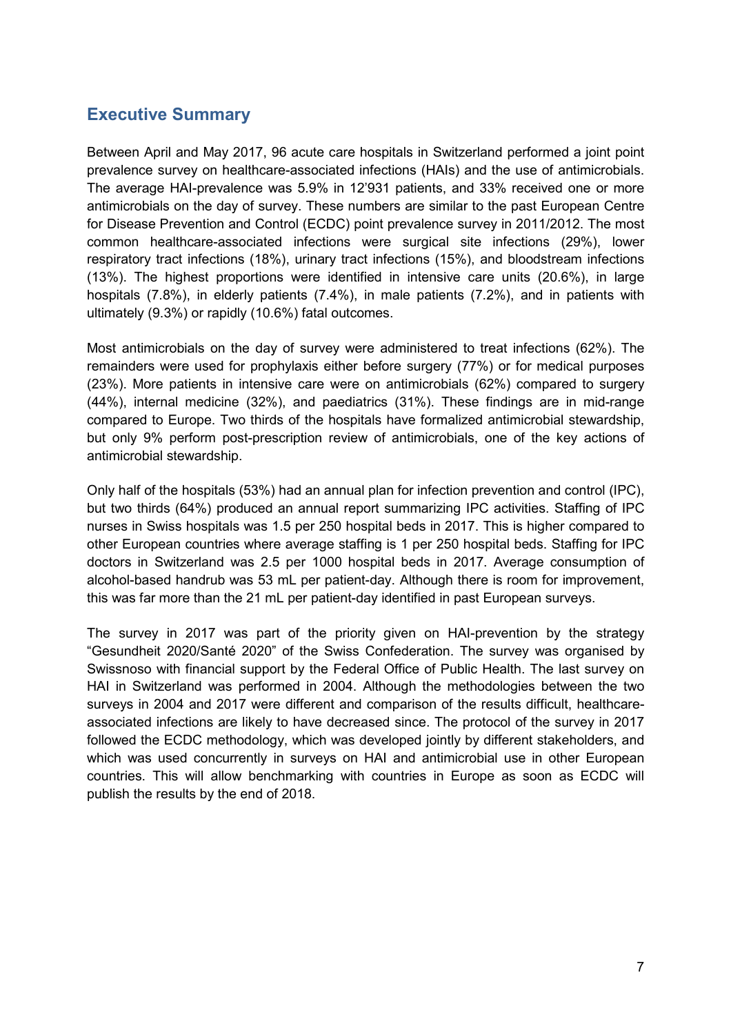## Executive Summary

Between April and May 2017, 96 acute care hospitals in Switzerland performed a joint point prevalence survey on healthcare-associated infections (HAIs) and the use of antimicrobials. The average HAI-prevalence was 5.9% in 12'931 patients, and 33% received one or more antimicrobials on the day of survey. These numbers are similar to the past European Centre for Disease Prevention and Control (ECDC) point prevalence survey in 2011/2012. The most common healthcare-associated infections were surgical site infections (29%), lower respiratory tract infections (18%), urinary tract infections (15%), and bloodstream infections (13%). The highest proportions were identified in intensive care units (20.6%), in large hospitals (7.8%), in elderly patients (7.4%), in male patients (7.2%), and in patients with ultimately (9.3%) or rapidly (10.6%) fatal outcomes.

Most antimicrobials on the day of survey were administered to treat infections (62%). The remainders were used for prophylaxis either before surgery (77%) or for medical purposes (23%). More patients in intensive care were on antimicrobials (62%) compared to surgery (44%), internal medicine (32%), and paediatrics (31%). These findings are in mid-range compared to Europe. Two thirds of the hospitals have formalized antimicrobial stewardship, but only 9% perform post-prescription review of antimicrobials, one of the key actions of antimicrobial stewardship.

Only half of the hospitals (53%) had an annual plan for infection prevention and control (IPC), but two thirds (64%) produced an annual report summarizing IPC activities. Staffing of IPC nurses in Swiss hospitals was 1.5 per 250 hospital beds in 2017. This is higher compared to other European countries where average staffing is 1 per 250 hospital beds. Staffing for IPC doctors in Switzerland was 2.5 per 1000 hospital beds in 2017. Average consumption of alcohol-based handrub was 53 mL per patient-day. Although there is room for improvement, this was far more than the 21 mL per patient-day identified in past European surveys.

The survey in 2017 was part of the priority given on HAI-prevention by the strategy "Gesundheit 2020/Santé 2020" of the Swiss Confederation. The survey was organised by Swissnoso with financial support by the Federal Office of Public Health. The last survey on HAI in Switzerland was performed in 2004. Although the methodologies between the two surveys in 2004 and 2017 were different and comparison of the results difficult, healthcare-associated infections are likely to have decreased since. The protocol of the survey in 2017 followed the ECDC methodology, which was developed jointly by different stakeholders, and which was used concurrently in surveys on HAI and antimicrobial use in other European countries. This will allow benchmarking with countries in Europe as soon as ECDC will publish the results by the end of 2018.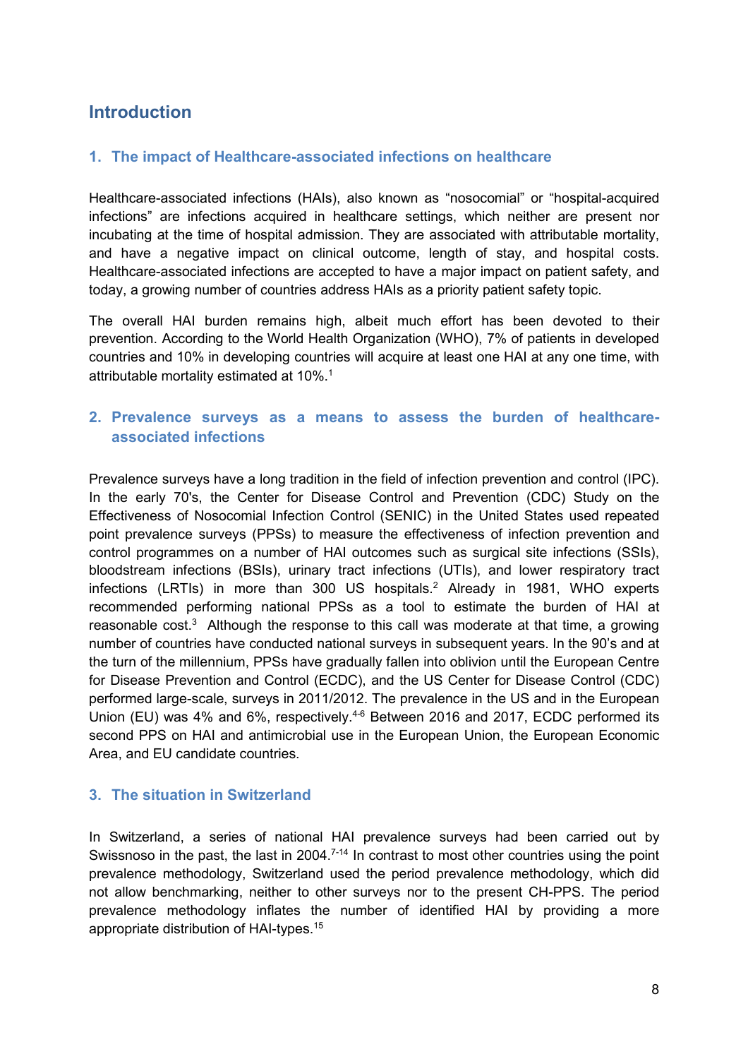# Introduction

## 1. The impact of Healthcare-associated infections on healthcare

Healthcare-associated infections (HAIs), also known as “nosocomial” or “hospital-acquired infections” are infections acquired in healthcare settings, which neither are present nor incubating at the time of hospital admission. They are associated with attributable mortality, and have a negative impact on clinical outcome, length of stay, and hospital costs. Healthcare-associated infections are accepted to have a major impact on patient safety, and today, a growing number of countries address HAIs as a priority patient safety topic.

The overall HAI burden remains high, albeit much effort has been devoted to their prevention. According to the World Health Organization (WHO), 7% of patients in developed countries and 10% in developing countries will acquire at least one HAI at any one time, with attributable mortality estimated at 10%.[1]

## 2. Prevalence surveys as a means to assess the burden of healthcare-associated infections

Prevalence surveys have a long tradition in the field of infection prevention and control (IPC). In the early 70's, the Center for Disease Control and Prevention (CDC) Study on the Effectiveness of Nosocomial Infection Control (SENIC) in the United States used repeated point prevalence surveys (PPSs) to measure the effectiveness of infection prevention and control programmes on a number of HAI outcomes such as surgical site infections (SSIs), bloodstream infections (BSIs), urinary tract infections (UTIs), and lower respiratory tract infections (LRTIs) in more than 300 US hospitals.[2] Already in 1981, WHO experts recommended performing national PPSs as a tool to estimate the burden of HAI at reasonable cost.[3] Although the response to this call was moderate at that time, a growing number of countries have conducted national surveys in subsequent years. In the 90's and at the turn of the millennium, PPSs have gradually fallen into oblivion until the European Centre for Disease Prevention and Control (ECDC), and the US Center for Disease Control (CDC) performed large-scale, surveys in 2011/2012. The prevalence in the US and in the European Union (EU) was 4% and 6%, respectively.[4-6] Between 2016 and 2017, ECDC performed its second PPS on HAI and antimicrobial use in the European Union, the European Economic Area, and EU candidate countries.

## 3. The situation in Switzerland

In Switzerland, a series of national HAI prevalence surveys had been carried out by Swissnoso in the past, the last in 2004.[7-14] In contrast to most other countries using the point prevalence methodology, Switzerland used the period prevalence methodology, which did not allow benchmarking, neither to other surveys nor to the present CH-PPS. The period prevalence methodology inflates the number of identified HAI by providing a more appropriate distribution of HAI-types.[15]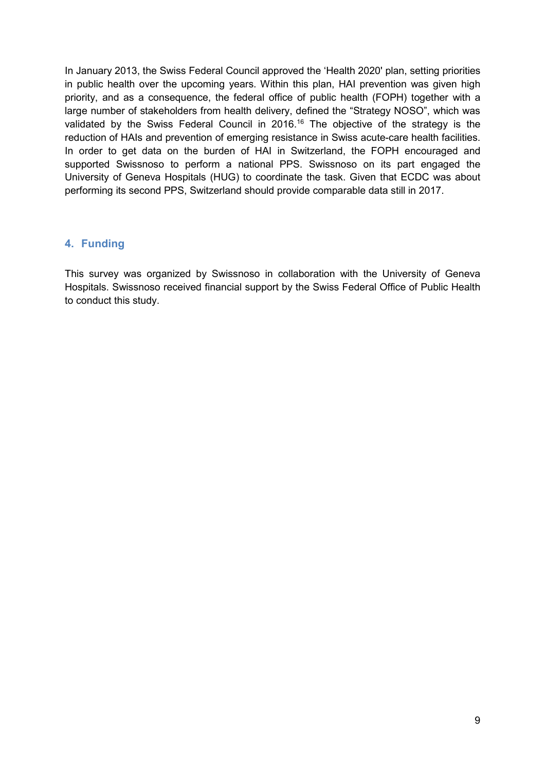In January 2013, the Swiss Federal Council approved the 'Health 2020' plan, setting priorities in public health over the upcoming years. Within this plan, HAI prevention was given high priority, and as a consequence, the federal office of public health (FOPH) together with a large number of stakeholders from health delivery, defined the "Strategy NOSO", which was validated by the Swiss Federal Council in 2016.[16] The objective of the strategy is the reduction of HAIs and prevention of emerging resistance in Swiss acute-care health facilities. In order to get data on the burden of HAI in Switzerland, the FOPH encouraged and supported Swissnoso to perform a national PPS. Swissnoso on its part engaged the University of Geneva Hospitals (HUG) to coordinate the task. Given that ECDC was about performing its second PPS, Switzerland should provide comparable data still in 2017.

## 4. Funding

This survey was organized by Swissnoso in collaboration with the University of Geneva Hospitals. Swissnoso received financial support by the Swiss Federal Office of Public Health to conduct this study.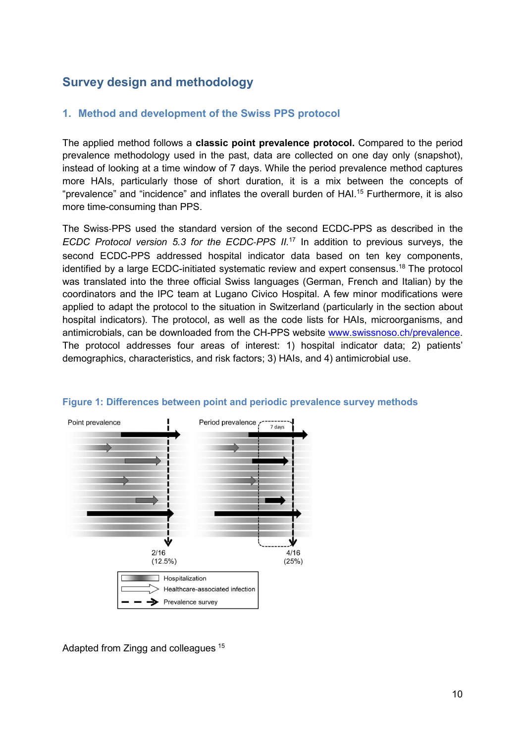# Survey design and methodology

## 1. Method and development of the Swiss PPS protocol

The applied method follows a **classic point prevalence protocol.** Compared to the period prevalence methodology used in the past, data are collected on one day only (snapshot), instead of looking at a time window of 7 days. While the period prevalence method captures more HAIs, particularly those of short duration, it is a mix between the concepts of "prevalence" and "incidence" and inflates the overall burden of HAI.[15] Furthermore, it is also more time-consuming than PPS.

The Swiss-PPS used the standard version of the second ECDC-PPS as described in the *ECDC Protocol version 5.3 for the ECDC-PPS II.*[17] In addition to previous surveys, the second ECDC-PPS addressed hospital indicator data based on ten key components, identified by a large ECDC-initiated systematic review and expert consensus.[18] The protocol was translated into the three official Swiss languages (German, French and Italian) by the coordinators and the IPC team at Lugano Civico Hospital. A few minor modifications were applied to adapt the protocol to the situation in Switzerland (particularly in the section about hospital indicators). The protocol, as well as the code lists for HAIs, microorganisms, and antimicrobials, can be downloaded from the CH-PPS website www.swissnoso.ch/prevalence. The protocol addresses four areas of interest: 1) hospital indicator data; 2) patients' demographics, characteristics, and risk factors; 3) HAIs, and 4) antimicrobial use.

**Figure 1: Differences between point and periodic prevalence survey methods**

Point prevalence — 2/16 (12.5%)

Period prevalence (7 days) — 4/16 (25%)

Legend: Hospitalization; Healthcare-associated infection; Prevalence survey

Adapted from Zingg and colleagues [15]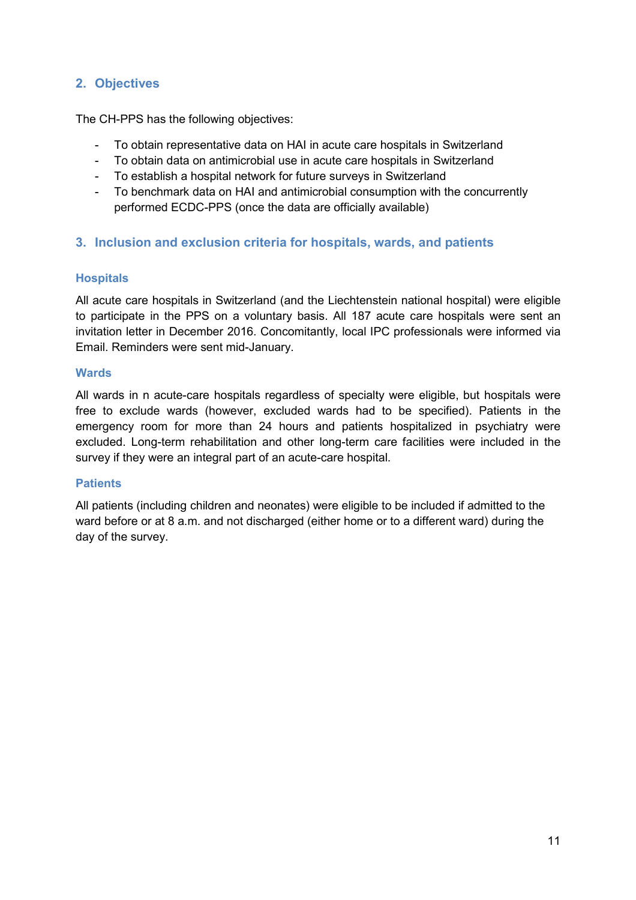## 2. Objectives

The CH-PPS has the following objectives:

- To obtain representative data on HAI in acute care hospitals in Switzerland
- To obtain data on antimicrobial use in acute care hospitals in Switzerland
- To establish a hospital network for future surveys in Switzerland
- To benchmark data on HAI and antimicrobial consumption with the concurrently performed ECDC-PPS (once the data are officially available)

## 3. Inclusion and exclusion criteria for hospitals, wards, and patients

### Hospitals

All acute care hospitals in Switzerland (and the Liechtenstein national hospital) were eligible to participate in the PPS on a voluntary basis. All 187 acute care hospitals were sent an invitation letter in December 2016. Concomitantly, local IPC professionals were informed via Email. Reminders were sent mid-January.

### Wards

All wards in n acute-care hospitals regardless of specialty were eligible, but hospitals were free to exclude wards (however, excluded wards had to be specified). Patients in the emergency room for more than 24 hours and patients hospitalized in psychiatry were excluded. Long-term rehabilitation and other long-term care facilities were included in the survey if they were an integral part of an acute-care hospital.

### Patients

All patients (including children and neonates) were eligible to be included if admitted to the ward before or at 8 a.m. and not discharged (either home or to a different ward) during the day of the survey.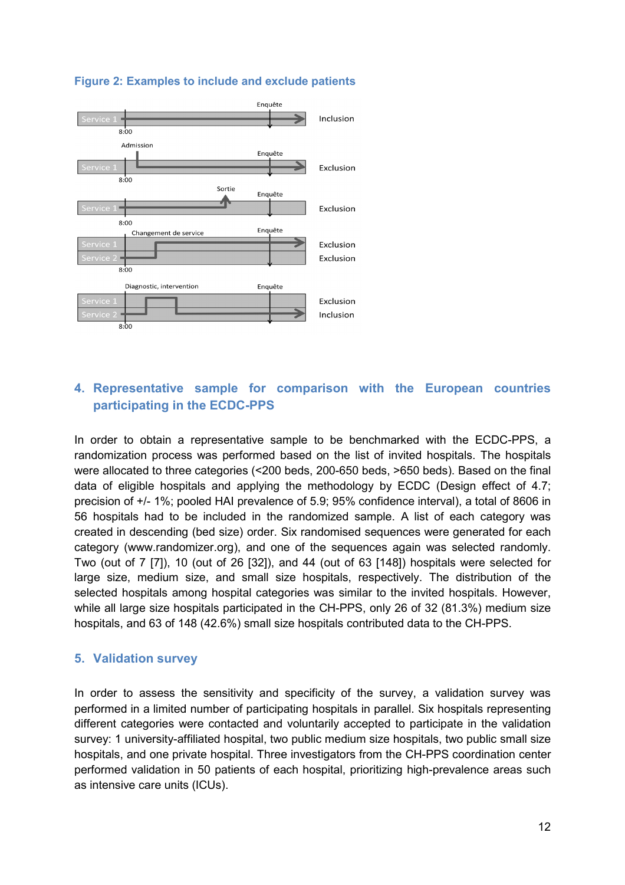**Figure 2: Examples to include and exclude patients**

## 4. Representative sample for comparison with the European countries participating in the ECDC-PPS

In order to obtain a representative sample to be benchmarked with the ECDC-PPS, a randomization process was performed based on the list of invited hospitals. The hospitals were allocated to three categories (<200 beds, 200-650 beds, >650 beds). Based on the final data of eligible hospitals and applying the methodology by ECDC (Design effect of 4.7; precision of +/- 1%; pooled HAI prevalence of 5.9; 95% confidence interval), a total of 8606 in 56 hospitals had to be included in the randomized sample. A list of each category was created in descending (bed size) order. Six randomised sequences were generated for each category (www.randomizer.org), and one of the sequences again was selected randomly. Two (out of 7 [7]), 10 (out of 26 [32]), and 44 (out of 63 [148]) hospitals were selected for large size, medium size, and small size hospitals, respectively. The distribution of the selected hospitals among hospital categories was similar to the invited hospitals. However, while all large size hospitals participated in the CH-PPS, only 26 of 32 (81.3%) medium size hospitals, and 63 of 148 (42.6%) small size hospitals contributed data to the CH-PPS.

## 5. Validation survey

In order to assess the sensitivity and specificity of the survey, a validation survey was performed in a limited number of participating hospitals in parallel. Six hospitals representing different categories were contacted and voluntarily accepted to participate in the validation survey: 1 university-affiliated hospital, two public medium size hospitals, two public small size hospitals, and one private hospital. Three investigators from the CH-PPS coordination center performed validation in 50 patients of each hospital, prioritizing high-prevalence areas such as intensive care units (ICUs).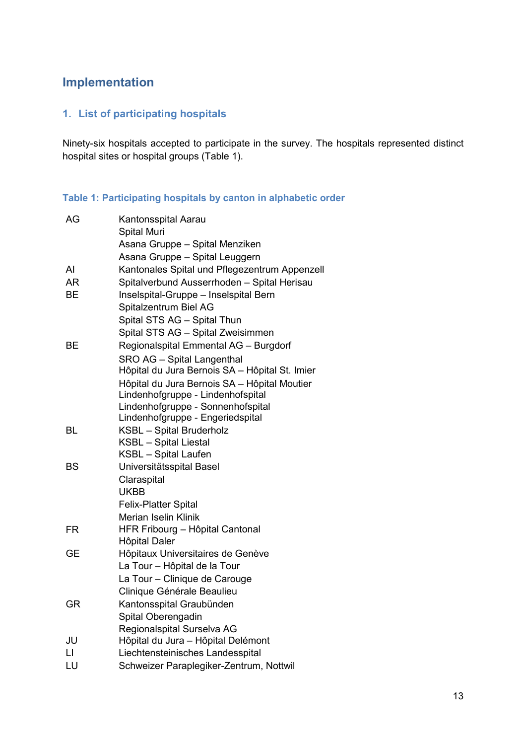# Implementation

## 1. List of participating hospitals

Ninety-six hospitals accepted to participate in the survey. The hospitals represented distinct hospital sites or hospital groups (Table 1).

### Table 1: Participating hospitals by canton in alphabetic order

| | |
|---|---|
| AG | Kantonsspital Aarau |
| | Spital Muri |
| | Asana Gruppe – Spital Menziken |
| | Asana Gruppe – Spital Leuggern |
| AI | Kantonales Spital und Pflegezentrum Appenzell |
| AR | Spitalverbund Ausserrhoden – Spital Herisau |
| BE | Inselspital-Gruppe – Inselspital Bern |
| | Spitalzentrum Biel AG |
| | Spital STS AG – Spital Thun |
| | Spital STS AG – Spital Zweisimmen |
| BE | Regionalspital Emmental AG – Burgdorf |
| | SRO AG – Spital Langenthal |
| | Hôpital du Jura Bernois SA – Hôpital St. Imier |
| | Hôpital du Jura Bernois SA – Hôpital Moutier |
| | Lindenhofgruppe - Lindenhofspital |
| | Lindenhofgruppe - Sonnenhofspital |
| | Lindenhofgruppe - Engeriedspital |
| BL | KSBL – Spital Bruderholz |
| | KSBL – Spital Liestal |
| | KSBL – Spital Laufen |
| BS | Universitätsspital Basel |
| | Claraspital |
| | UKBB |
| | Felix-Platter Spital |
| | Merian Iselin Klinik |
| FR | HFR Fribourg – Hôpital Cantonal |
| | Hôpital Daler |
| GE | Hôpitaux Universitaires de Genève |
| | La Tour – Hôpital de la Tour |
| | La Tour – Clinique de Carouge |
| | Clinique Générale Beaulieu |
| GR | Kantonsspital Graubünden |
| | Spital Oberengadin |
| | Regionalspital Surselva AG |
| JU | Hôpital du Jura – Hôpital Delémont |
| LI | Liechtensteinisches Landesspital |
| LU | Schweizer Paraplegiker-Zentrum, Nottwil |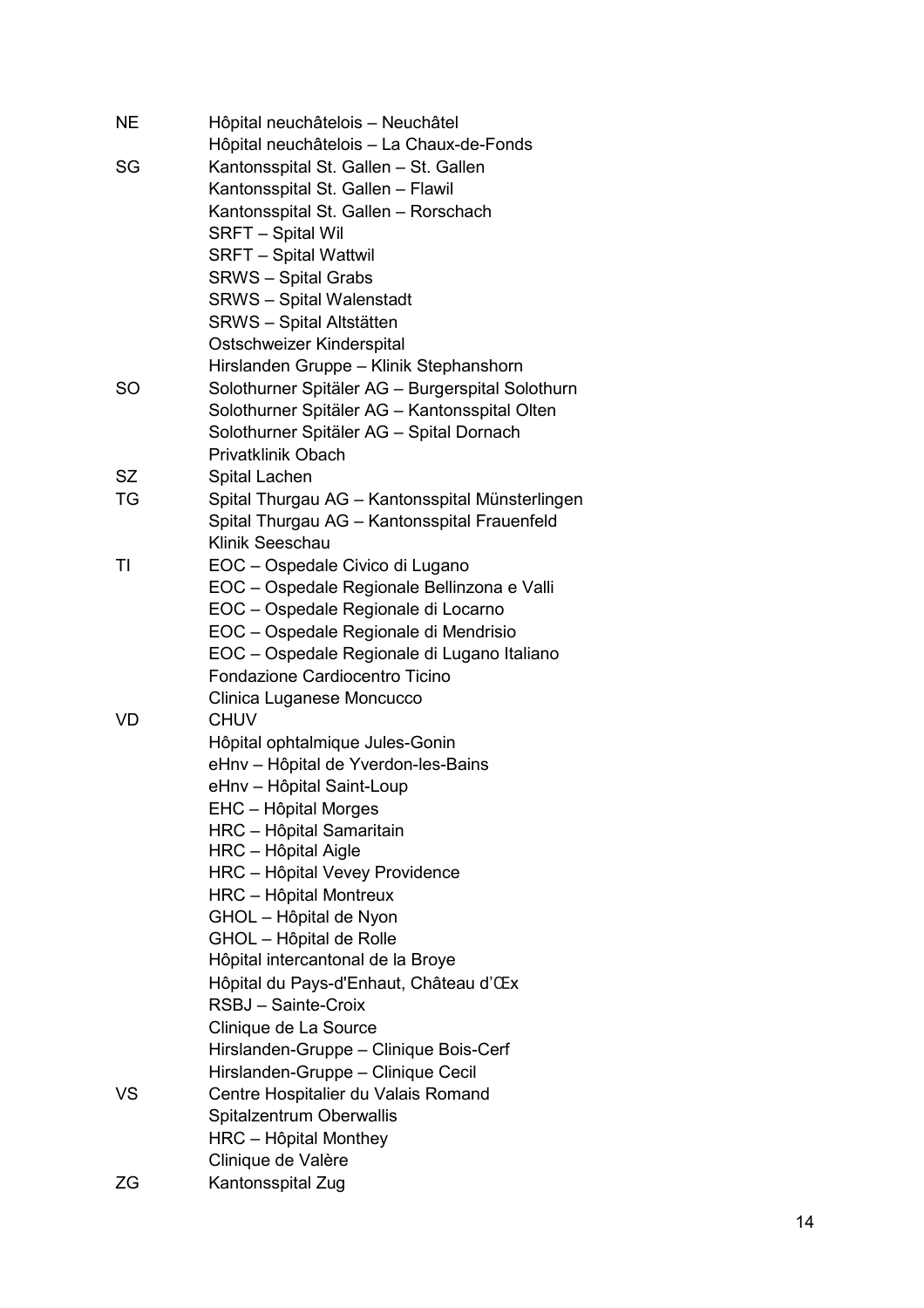| | |
|---|---|
| NE | Hôpital neuchâtelois – Neuchâtel |
| | Hôpital neuchâtelois – La Chaux-de-Fonds |
| SG | Kantonsspital St. Gallen – St. Gallen |
| | Kantonsspital St. Gallen – Flawil |
| | Kantonsspital St. Gallen – Rorschach |
| | SRFT – Spital Wil |
| | SRFT – Spital Wattwil |
| | SRWS – Spital Grabs |
| | SRWS – Spital Walenstadt |
| | SRWS – Spital Altstätten |
| | Ostschweizer Kinderspital |
| | Hirslanden Gruppe – Klinik Stephanshorn |
| SO | Solothurner Spitäler AG – Burgerspital Solothurn |
| | Solothurner Spitäler AG – Kantonsspital Olten |
| | Solothurner Spitäler AG – Spital Dornach |
| | Privatklinik Obach |
| SZ | Spital Lachen |
| TG | Spital Thurgau AG – Kantonsspital Münsterlingen |
| | Spital Thurgau AG – Kantonsspital Frauenfeld |
| | Klinik Seeschau |
| TI | EOC – Ospedale Civico di Lugano |
| | EOC – Ospedale Regionale Bellinzona e Valli |
| | EOC – Ospedale Regionale di Locarno |
| | EOC – Ospedale Regionale di Mendrisio |
| | EOC – Ospedale Regionale di Lugano Italiano |
| | Fondazione Cardiocentro Ticino |
| | Clinica Luganese Moncucco |
| VD | CHUV |
| | Hôpital ophtalmique Jules-Gonin |
| | eHnv – Hôpital de Yverdon-les-Bains |
| | eHnv – Hôpital Saint-Loup |
| | EHC – Hôpital Morges |
| | HRC – Hôpital Samaritain |
| | HRC – Hôpital Aigle |
| | HRC – Hôpital Vevey Providence |
| | HRC – Hôpital Montreux |
| | GHOL – Hôpital de Nyon |
| | GHOL – Hôpital de Rolle |
| | Hôpital intercantonal de la Broye |
| | Hôpital du Pays-d'Enhaut, Château d'Œx |
| | RSBJ – Sainte-Croix |
| | Clinique de La Source |
| | Hirslanden-Gruppe – Clinique Bois-Cerf |
| | Hirslanden-Gruppe – Clinique Cecil |
| VS | Centre Hospitalier du Valais Romand |
| | Spitalzentrum Oberwallis |
| | HRC – Hôpital Monthey |
| | Clinique de Valère |
| ZG | Kantonsspital Zug |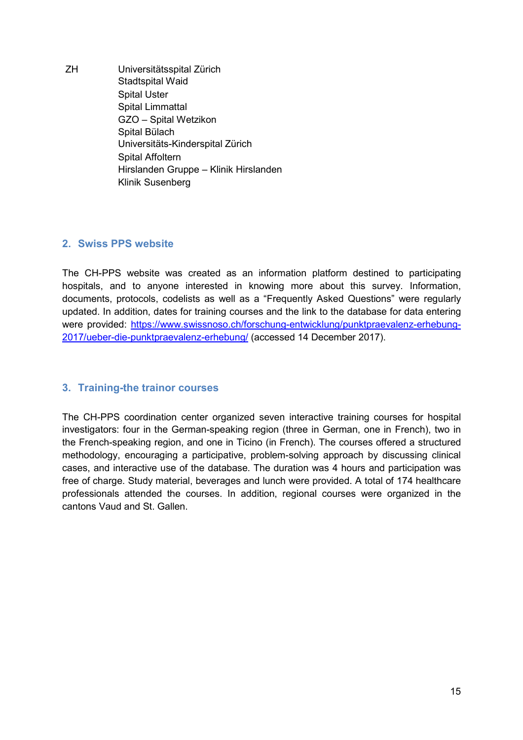| ZH | Universitätsspital Zürich |
| --- | --- |
| | Stadtspital Waid |
| | Spital Uster |
| | Spital Limmattal |
| | GZO – Spital Wetzikon |
| | Spital Bülach |
| | Universitäts-Kinderspital Zürich |
| | Spital Affoltern |
| | Hirslanden Gruppe – Klinik Hirslanden |
| | Klinik Susenberg |

## 2. Swiss PPS website

The CH-PPS website was created as an information platform destined to participating hospitals, and to anyone interested in knowing more about this survey. Information, documents, protocols, codelists as well as a "Frequently Asked Questions" were regularly updated. In addition, dates for training courses and the link to the database for data entering were provided: [https://www.swissnoso.ch/forschung-entwicklung/punktpraevalenz-erhebung-2017/ueber-die-punktpraevalenz-erhebung/](https://www.swissnoso.ch/forschung-entwicklung/punktpraevalenz-erhebung-2017/ueber-die-punktpraevalenz-erhebung/) (accessed 14 December 2017).

## 3. Training-the trainor courses

The CH-PPS coordination center organized seven interactive training courses for hospital investigators: four in the German-speaking region (three in German, one in French), two in the French-speaking region, and one in Ticino (in French). The courses offered a structured methodology, encouraging a participative, problem-solving approach by discussing clinical cases, and interactive use of the database. The duration was 4 hours and participation was free of charge. Study material, beverages and lunch were provided. A total of 174 healthcare professionals attended the courses. In addition, regional courses were organized in the cantons Vaud and St. Gallen.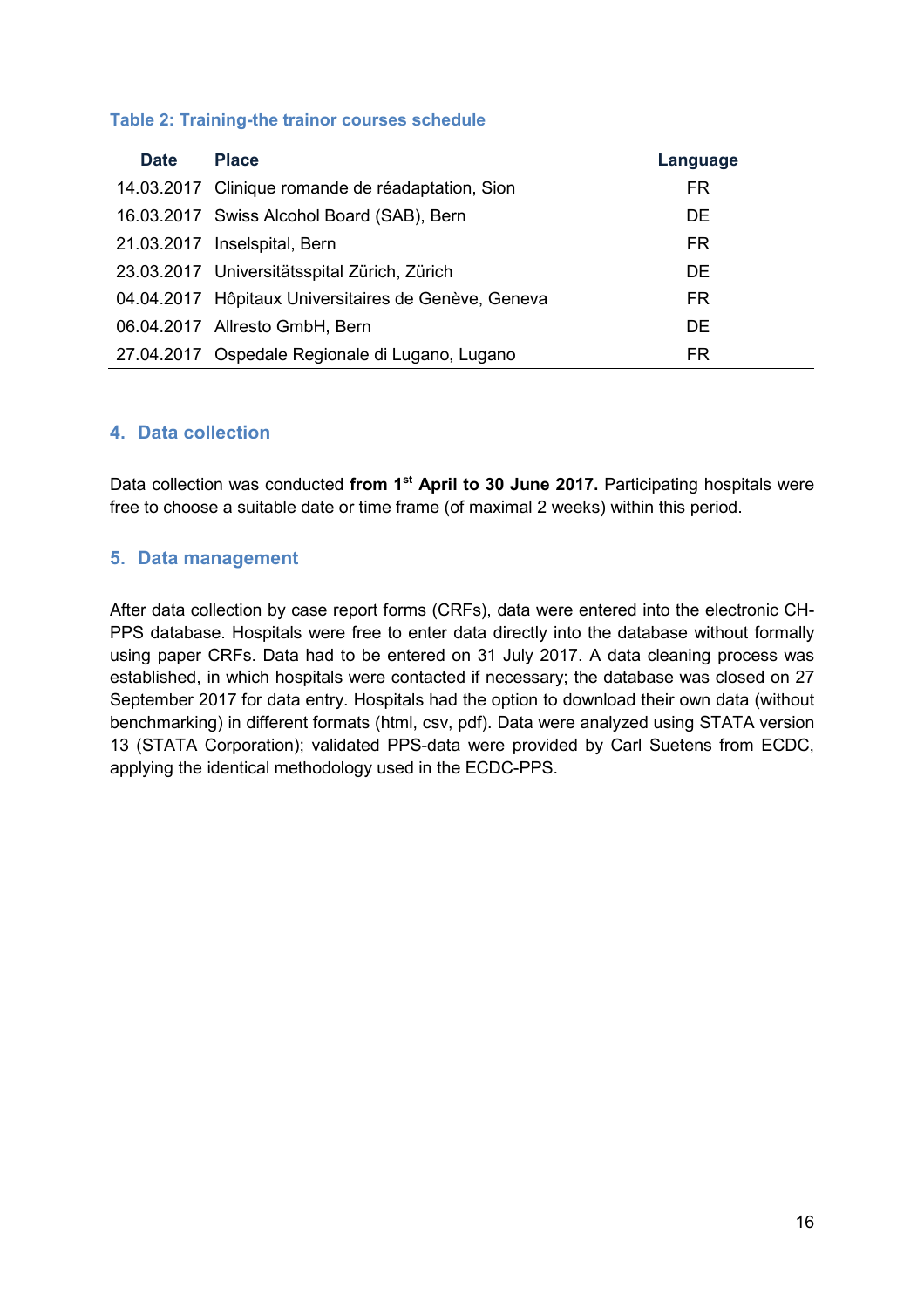**Table 2: Training-the trainor courses schedule**

| Date | Place | Language |
|---|---|---|
| 14.03.2017 | Clinique romande de réadaptation, Sion | FR |
| 16.03.2017 | Swiss Alcohol Board (SAB), Bern | DE |
| 21.03.2017 | Inselspital, Bern | FR |
| 23.03.2017 | Universitätsspital Zürich, Zürich | DE |
| 04.04.2017 | Hôpitaux Universitaires de Genève, Geneva | FR |
| 06.04.2017 | Allresto GmbH, Bern | DE |
| 27.04.2017 | Ospedale Regionale di Lugano, Lugano | FR |

## 4. Data collection

Data collection was conducted **from 1st April to 30 June 2017.** Participating hospitals were free to choose a suitable date or time frame (of maximal 2 weeks) within this period.

## 5. Data management

After data collection by case report forms (CRFs), data were entered into the electronic CH-PPS database. Hospitals were free to enter data directly into the database without formally using paper CRFs. Data had to be entered on 31 July 2017. A data cleaning process was established, in which hospitals were contacted if necessary; the database was closed on 27 September 2017 for data entry. Hospitals had the option to download their own data (without benchmarking) in different formats (html, csv, pdf). Data were analyzed using STATA version 13 (STATA Corporation); validated PPS-data were provided by Carl Suetens from ECDC, applying the identical methodology used in the ECDC-PPS.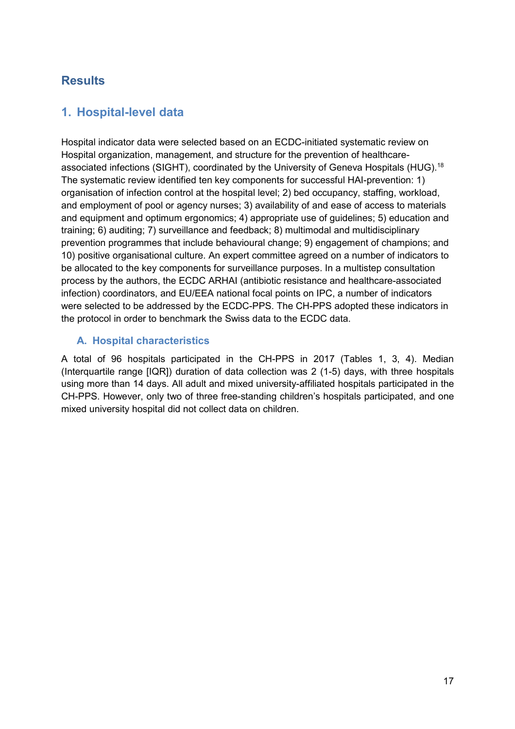# Results

## 1. Hospital-level data

Hospital indicator data were selected based on an ECDC-initiated systematic review on Hospital organization, management, and structure for the prevention of healthcare-associated infections (SIGHT), coordinated by the University of Geneva Hospitals (HUG).[18] The systematic review identified ten key components for successful HAI-prevention: 1) organisation of infection control at the hospital level; 2) bed occupancy, staffing, workload, and employment of pool or agency nurses; 3) availability of and ease of access to materials and equipment and optimum ergonomics; 4) appropriate use of guidelines; 5) education and training; 6) auditing; 7) surveillance and feedback; 8) multimodal and multidisciplinary prevention programmes that include behavioural change; 9) engagement of champions; and 10) positive organisational culture. An expert committee agreed on a number of indicators to be allocated to the key components for surveillance purposes. In a multistep consultation process by the authors, the ECDC ARHAI (antibiotic resistance and healthcare-associated infection) coordinators, and EU/EEA national focal points on IPC, a number of indicators were selected to be addressed by the ECDC-PPS. The CH-PPS adopted these indicators in the protocol in order to benchmark the Swiss data to the ECDC data.

### A. Hospital characteristics

A total of 96 hospitals participated in the CH-PPS in 2017 (Tables 1, 3, 4). Median (Interquartile range [IQR]) duration of data collection was 2 (1-5) days, with three hospitals using more than 14 days. All adult and mixed university-affiliated hospitals participated in the CH-PPS. However, only two of three free-standing children's hospitals participated, and one mixed university hospital did not collect data on children.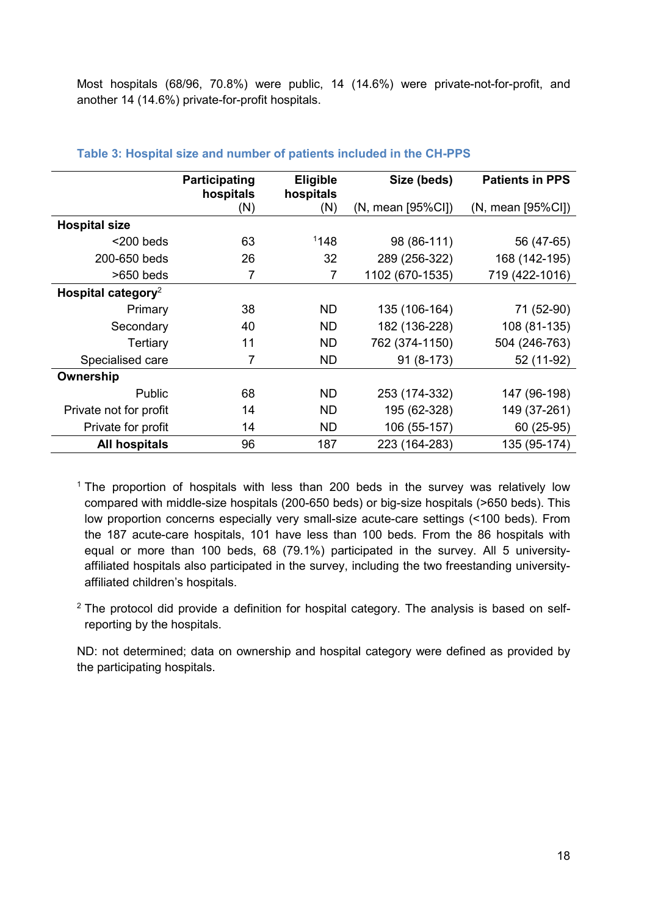Most hospitals (68/96, 70.8%) were public, 14 (14.6%) were private-not-for-profit, and another 14 (14.6%) private-for-profit hospitals.

**Table 3: Hospital size and number of patients included in the CH-PPS**

| | Participating hospitals (N) | Eligible hospitals (N) | Size (beds) (N, mean [95%CI]) | Patients in PPS (N, mean [95%CI]) |
|---|---|---|---|---|
| **Hospital size** | | | | |
| <200 beds | 63 | [1]148 | 98 (86-111) | 56 (47-65) |
| 200-650 beds | 26 | 32 | 289 (256-322) | 168 (142-195) |
| >650 beds | 7 | 7 | 1102 (670-1535) | 719 (422-1016) |
| **Hospital category**[2] | | | | |
| Primary | 38 | ND | 135 (106-164) | 71 (52-90) |
| Secondary | 40 | ND | 182 (136-228) | 108 (81-135) |
| Tertiary | 11 | ND | 762 (374-1150) | 504 (246-763) |
| Specialised care | 7 | ND | 91 (8-173) | 52 (11-92) |
| **Ownership** | | | | |
| Public | 68 | ND | 253 (174-332) | 147 (96-198) |
| Private not for profit | 14 | ND | 195 (62-328) | 149 (37-261) |
| Private for profit | 14 | ND | 106 (55-157) | 60 (25-95) |
| **All hospitals** | 96 | 187 | 223 (164-283) | 135 (95-174) |

[1] The proportion of hospitals with less than 200 beds in the survey was relatively low compared with middle-size hospitals (200-650 beds) or big-size hospitals (>650 beds). This low proportion concerns especially very small-size acute-care settings (<100 beds). From the 187 acute-care hospitals, 101 have less than 100 beds. From the 86 hospitals with equal or more than 100 beds, 68 (79.1%) participated in the survey. All 5 university-affiliated hospitals also participated in the survey, including the two freestanding university-affiliated children's hospitals.

[2] The protocol did provide a definition for hospital category. The analysis is based on self-reporting by the hospitals.

ND: not determined; data on ownership and hospital category were defined as provided by the participating hospitals.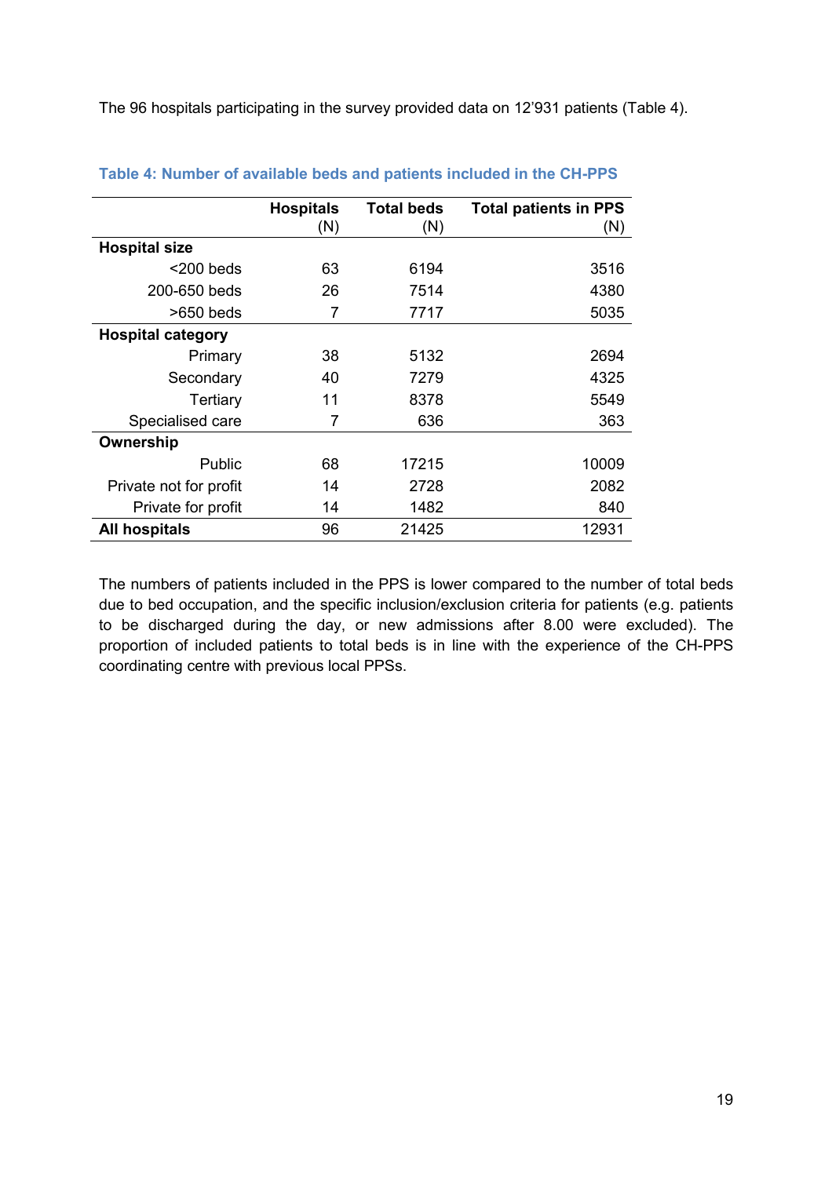The 96 hospitals participating in the survey provided data on 12'931 patients (Table 4).

**Table 4: Number of available beds and patients included in the CH-PPS**

| | Hospitals (N) | Total beds (N) | Total patients in PPS (N) |
|---|---|---|---|
| **Hospital size** | | | |
| <200 beds | 63 | 6194 | 3516 |
| 200-650 beds | 26 | 7514 | 4380 |
| >650 beds | 7 | 7717 | 5035 |
| **Hospital category** | | | |
| Primary | 38 | 5132 | 2694 |
| Secondary | 40 | 7279 | 4325 |
| Tertiary | 11 | 8378 | 5549 |
| Specialised care | 7 | 636 | 363 |
| **Ownership** | | | |
| Public | 68 | 17215 | 10009 |
| Private not for profit | 14 | 2728 | 2082 |
| Private for profit | 14 | 1482 | 840 |
| **All hospitals** | 96 | 21425 | 12931 |

The numbers of patients included in the PPS is lower compared to the number of total beds due to bed occupation, and the specific inclusion/exclusion criteria for patients (e.g. patients to be discharged during the day, or new admissions after 8.00 were excluded). The proportion of included patients to total beds is in line with the experience of the CH-PPS coordinating centre with previous local PPSs.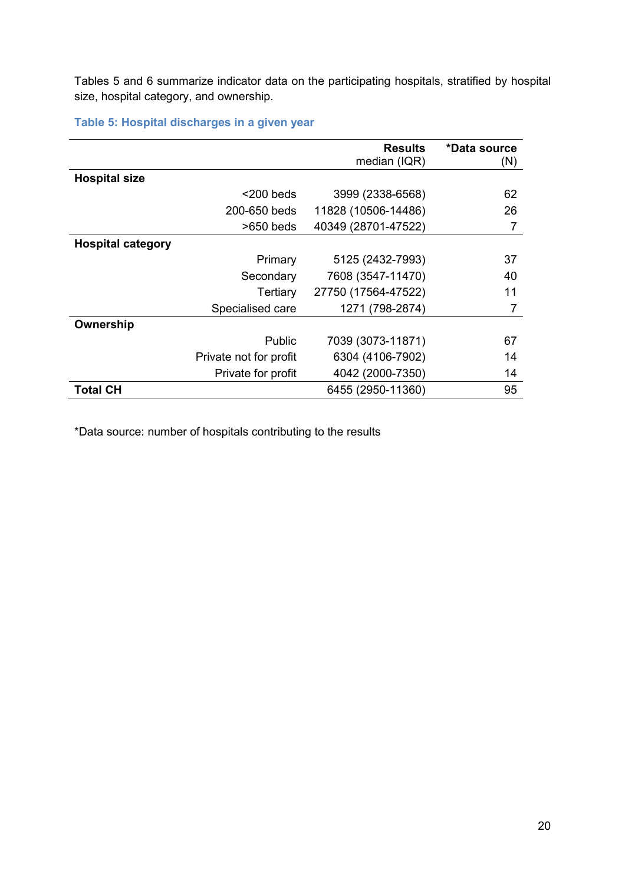Tables 5 and 6 summarize indicator data on the participating hospitals, stratified by hospital size, hospital category, and ownership.

### Table 5: Hospital discharges in a given year

| | | **Results** median (IQR) | ***Data source** (N) |
|---|---|---|---|
| **Hospital size** | | | |
| | <200 beds | 3999 (2338-6568) | 62 |
| | 200-650 beds | 11828 (10506-14486) | 26 |
| | >650 beds | 40349 (28701-47522) | 7 |
| **Hospital category** | | | |
| | Primary | 5125 (2432-7993) | 37 |
| | Secondary | 7608 (3547-11470) | 40 |
| | Tertiary | 27750 (17564-47522) | 11 |
| | Specialised care | 1271 (798-2874) | 7 |
| **Ownership** | | | |
| | Public | 7039 (3073-11871) | 67 |
| | Private not for profit | 6304 (4106-7902) | 14 |
| | Private for profit | 4042 (2000-7350) | 14 |
| **Total CH** | | 6455 (2950-11360) | 95 |

*Data source: number of hospitals contributing to the results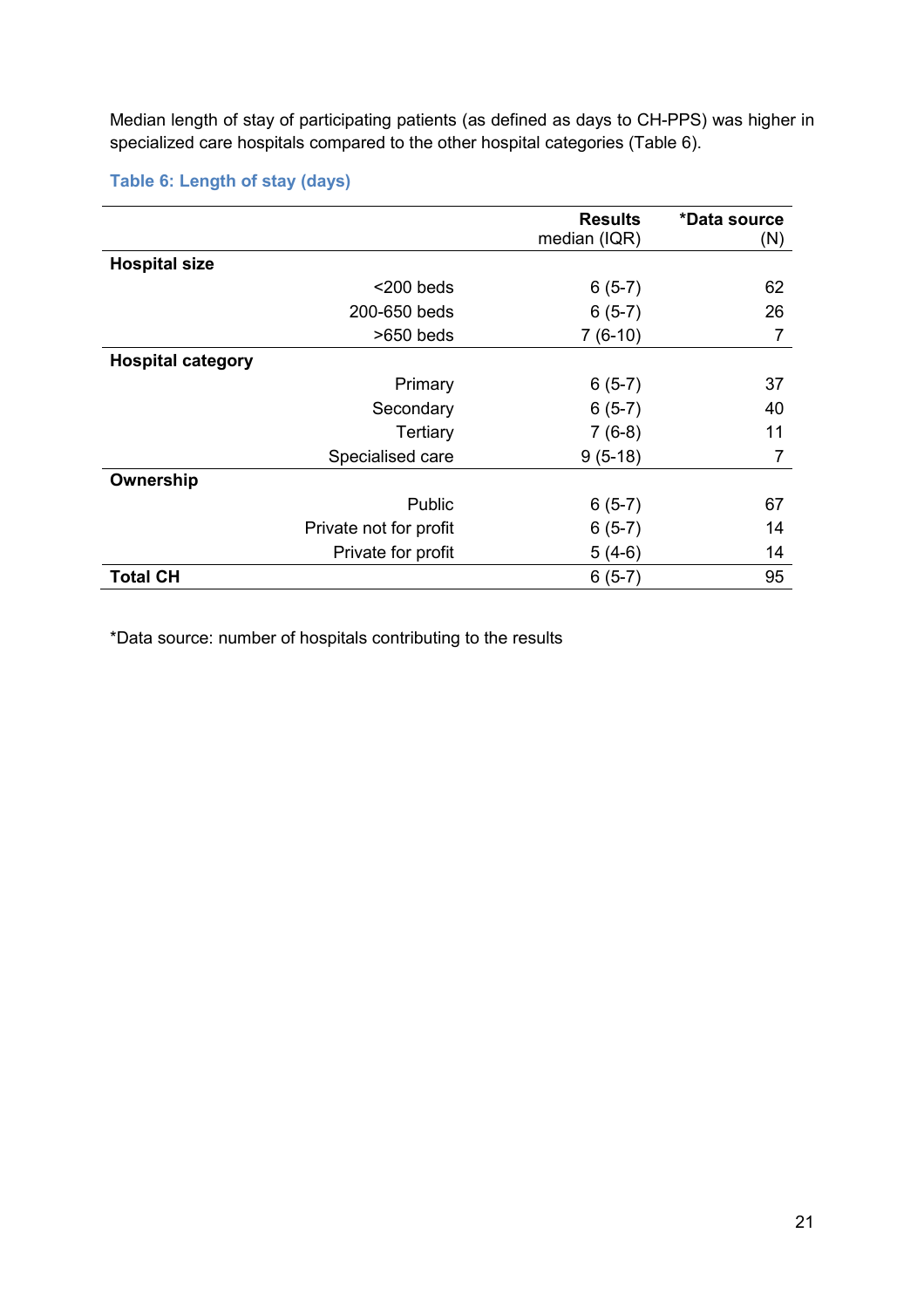Median length of stay of participating patients (as defined as days to CH-PPS) was higher in specialized care hospitals compared to the other hospital categories (Table 6).

### Table 6: Length of stay (days)

| | Results median (IQR) | *Data source (N) |
|---|---|---|
| **Hospital size** | | |
| <200 beds | 6 (5-7) | 62 |
| 200-650 beds | 6 (5-7) | 26 |
| >650 beds | 7 (6-10) | 7 |
| **Hospital category** | | |
| Primary | 6 (5-7) | 37 |
| Secondary | 6 (5-7) | 40 |
| Tertiary | 7 (6-8) | 11 |
| Specialised care | 9 (5-18) | 7 |
| **Ownership** | | |
| Public | 6 (5-7) | 67 |
| Private not for profit | 6 (5-7) | 14 |
| Private for profit | 5 (4-6) | 14 |
| **Total CH** | 6 (5-7) | 95 |

*Data source: number of hospitals contributing to the results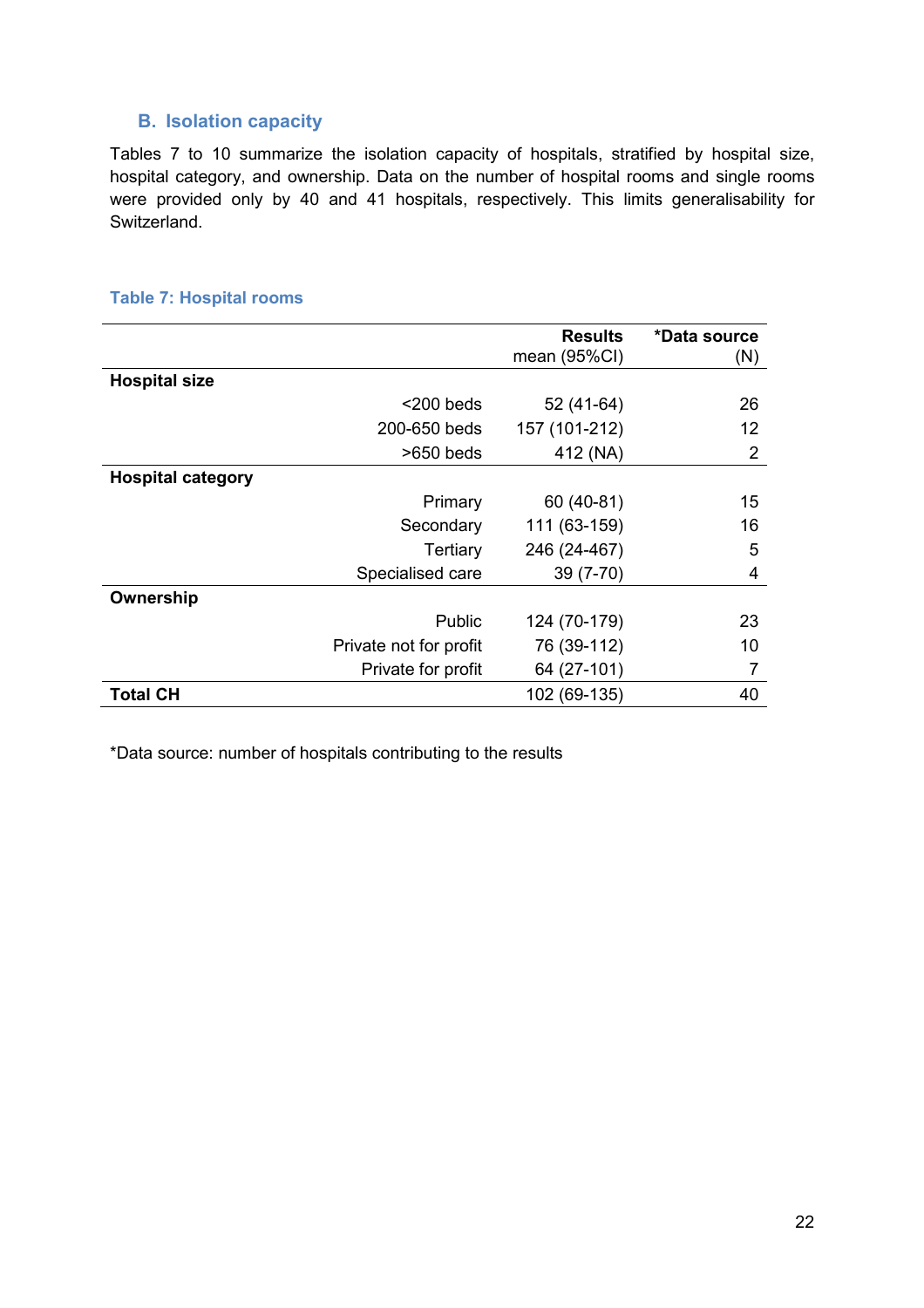## B. Isolation capacity

Tables 7 to 10 summarize the isolation capacity of hospitals, stratified by hospital size, hospital category, and ownership. Data on the number of hospital rooms and single rooms were provided only by 40 and 41 hospitals, respectively. This limits generalisability for Switzerland.

### Table 7: Hospital rooms

| | | **Results** mean (95%CI) | ***Data source** (N) |
|---|---|---|---|
| **Hospital size** | | | |
| | <200 beds | 52 (41-64) | 26 |
| | 200-650 beds | 157 (101-212) | 12 |
| | >650 beds | 412 (NA) | 2 |
| **Hospital category** | | | |
| | Primary | 60 (40-81) | 15 |
| | Secondary | 111 (63-159) | 16 |
| | Tertiary | 246 (24-467) | 5 |
| | Specialised care | 39 (7-70) | 4 |
| **Ownership** | | | |
| | Public | 124 (70-179) | 23 |
| | Private not for profit | 76 (39-112) | 10 |
| | Private for profit | 64 (27-101) | 7 |
| **Total CH** | | 102 (69-135) | 40 |

*Data source: number of hospitals contributing to the results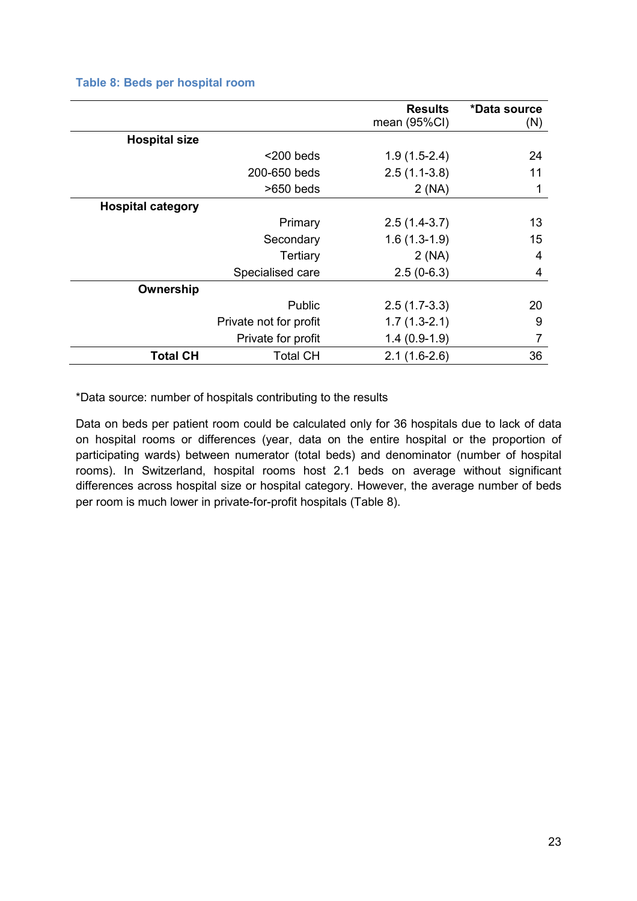**Table 8: Beds per hospital room**

| | | Results mean (95%CI) | *Data source (N) |
|---|---|---|---|
| **Hospital size** | | | |
| | <200 beds | 1.9 (1.5-2.4) | 24 |
| | 200-650 beds | 2.5 (1.1-3.8) | 11 |
| | >650 beds | 2 (NA) | 1 |
| **Hospital category** | | | |
| | Primary | 2.5 (1.4-3.7) | 13 |
| | Secondary | 1.6 (1.3-1.9) | 15 |
| | Tertiary | 2 (NA) | 4 |
| | Specialised care | 2.5 (0-6.3) | 4 |
| **Ownership** | | | |
| | Public | 2.5 (1.7-3.3) | 20 |
| | Private not for profit | 1.7 (1.3-2.1) | 9 |
| | Private for profit | 1.4 (0.9-1.9) | 7 |
| **Total CH** | Total CH | 2.1 (1.6-2.6) | 36 |

*Data source: number of hospitals contributing to the results

Data on beds per patient room could be calculated only for 36 hospitals due to lack of data on hospital rooms or differences (year, data on the entire hospital or the proportion of participating wards) between numerator (total beds) and denominator (number of hospital rooms). In Switzerland, hospital rooms host 2.1 beds on average without significant differences across hospital size or hospital category. However, the average number of beds per room is much lower in private-for-profit hospitals (Table 8).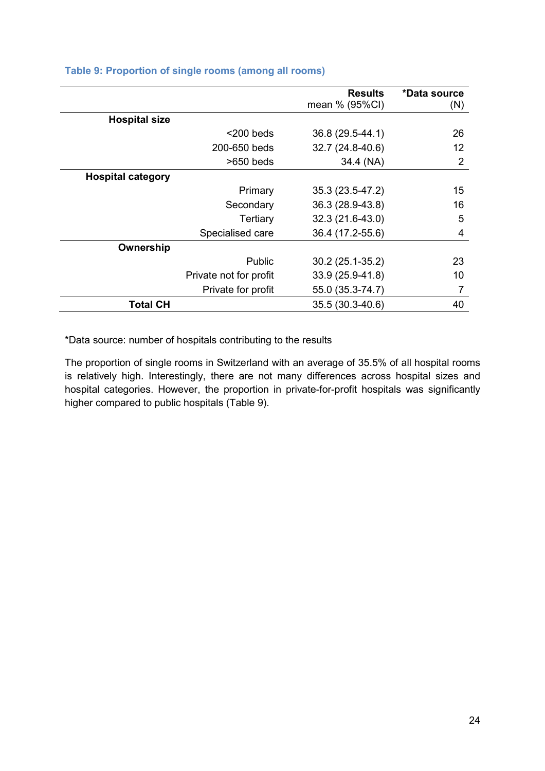**Table 9: Proportion of single rooms (among all rooms)**

| | | Results mean % (95%CI) | *Data source (N) |
|---|---|---|---|
| **Hospital size** | | | |
| | <200 beds | 36.8 (29.5-44.1) | 26 |
| | 200-650 beds | 32.7 (24.8-40.6) | 12 |
| | >650 beds | 34.4 (NA) | 2 |
| **Hospital category** | | | |
| | Primary | 35.3 (23.5-47.2) | 15 |
| | Secondary | 36.3 (28.9-43.8) | 16 |
| | Tertiary | 32.3 (21.6-43.0) | 5 |
| | Specialised care | 36.4 (17.2-55.6) | 4 |
| **Ownership** | | | |
| | Public | 30.2 (25.1-35.2) | 23 |
| | Private not for profit | 33.9 (25.9-41.8) | 10 |
| | Private for profit | 55.0 (35.3-74.7) | 7 |
| **Total CH** | | 35.5 (30.3-40.6) | 40 |

*Data source: number of hospitals contributing to the results

The proportion of single rooms in Switzerland with an average of 35.5% of all hospital rooms is relatively high. Interestingly, there are not many differences across hospital sizes and hospital categories. However, the proportion in private-for-profit hospitals was significantly higher compared to public hospitals (Table 9).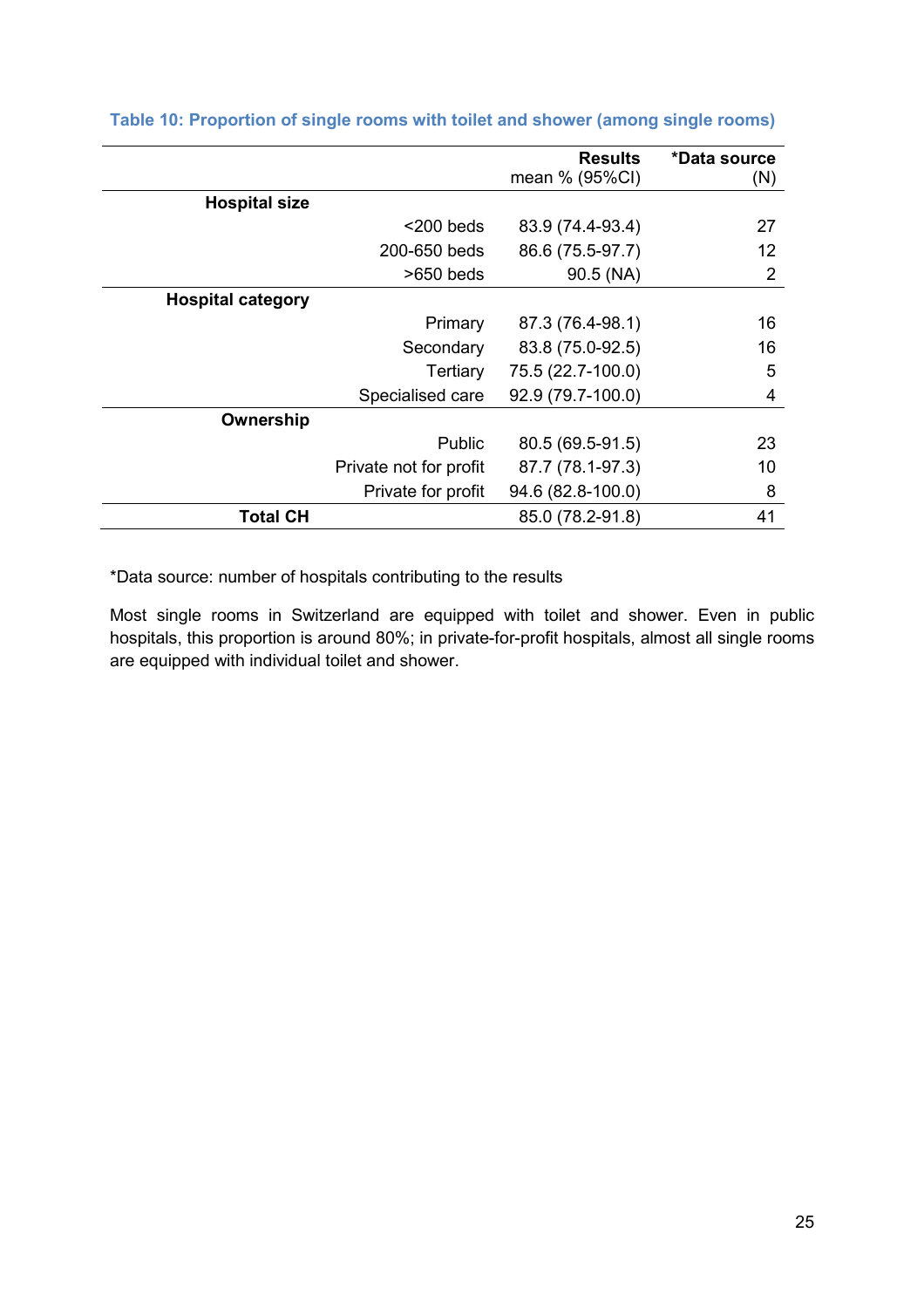**Table 10: Proportion of single rooms with toilet and shower (among single rooms)**

| | | Results mean % (95%CI) | *Data source (N) |
|---|---|---|---|
| **Hospital size** | | | |
| | <200 beds | 83.9 (74.4-93.4) | 27 |
| | 200-650 beds | 86.6 (75.5-97.7) | 12 |
| | >650 beds | 90.5 (NA) | 2 |
| **Hospital category** | | | |
| | Primary | 87.3 (76.4-98.1) | 16 |
| | Secondary | 83.8 (75.0-92.5) | 16 |
| | Tertiary | 75.5 (22.7-100.0) | 5 |
| | Specialised care | 92.9 (79.7-100.0) | 4 |
| **Ownership** | | | |
| | Public | 80.5 (69.5-91.5) | 23 |
| | Private not for profit | 87.7 (78.1-97.3) | 10 |
| | Private for profit | 94.6 (82.8-100.0) | 8 |
| **Total CH** | | 85.0 (78.2-91.8) | 41 |

*Data source: number of hospitals contributing to the results

Most single rooms in Switzerland are equipped with toilet and shower. Even in public hospitals, this proportion is around 80%; in private-for-profit hospitals, almost all single rooms are equipped with individual toilet and shower.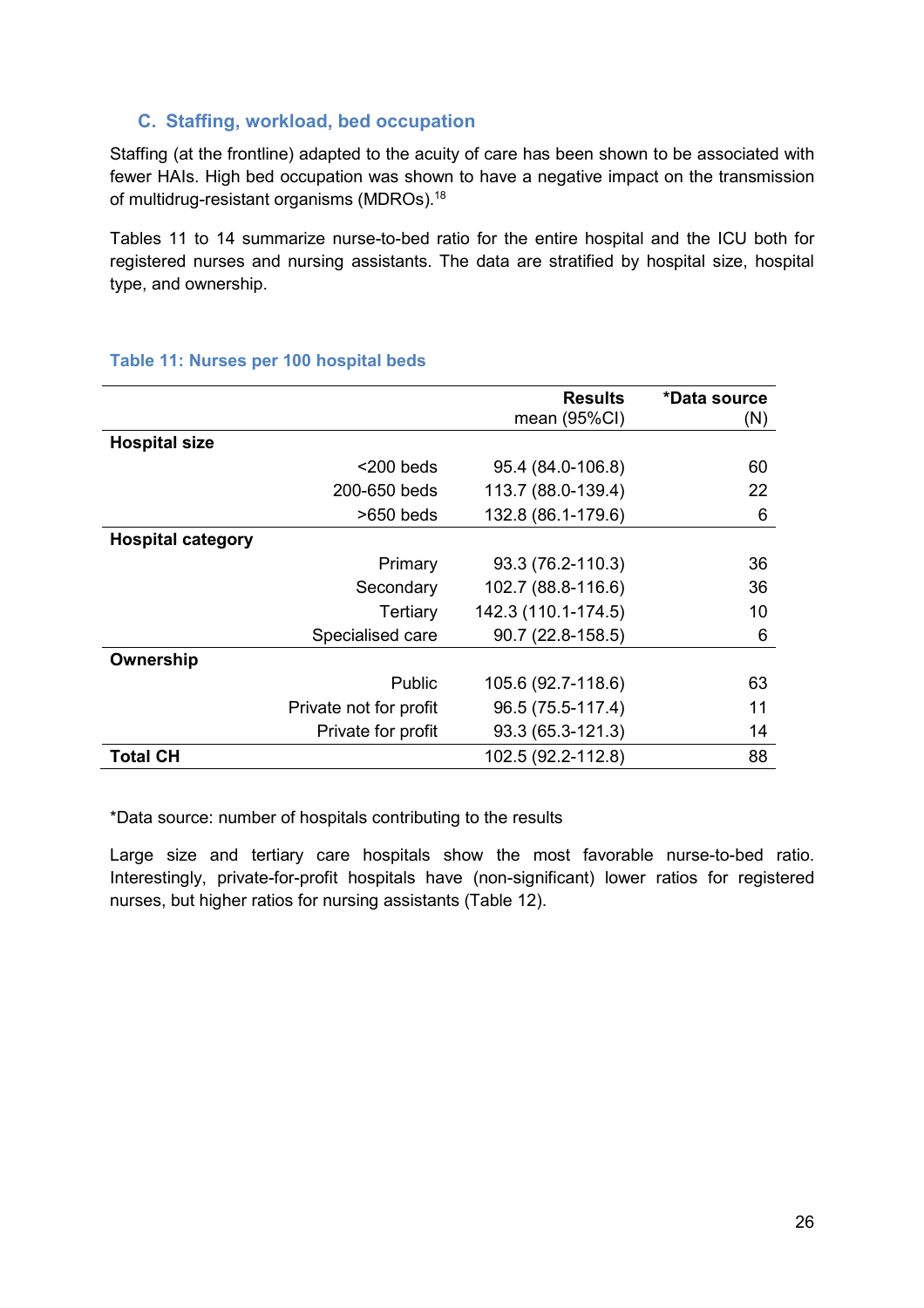### C. Staffing, workload, bed occupation

Staffing (at the frontline) adapted to the acuity of care has been shown to be associated with fewer HAIs. High bed occupation was shown to have a negative impact on the transmission of multidrug-resistant organisms (MDROs).[18]

Tables 11 to 14 summarize nurse-to-bed ratio for the entire hospital and the ICU both for registered nurses and nursing assistants. The data are stratified by hospital size, hospital type, and ownership.

**Table 11: Nurses per 100 hospital beds**

| | | **Results** mean (95%CI) | **\*Data source** (N) |
|---|---|---|---|
| **Hospital size** | | | |
| | <200 beds | 95.4 (84.0-106.8) | 60 |
| | 200-650 beds | 113.7 (88.0-139.4) | 22 |
| | >650 beds | 132.8 (86.1-179.6) | 6 |
| **Hospital category** | | | |
| | Primary | 93.3 (76.2-110.3) | 36 |
| | Secondary | 102.7 (88.8-116.6) | 36 |
| | Tertiary | 142.3 (110.1-174.5) | 10 |
| | Specialised care | 90.7 (22.8-158.5) | 6 |
| **Ownership** | | | |
| | Public | 105.6 (92.7-118.6) | 63 |
| | Private not for profit | 96.5 (75.5-117.4) | 11 |
| | Private for profit | 93.3 (65.3-121.3) | 14 |
| **Total CH** | | 102.5 (92.2-112.8) | 88 |

*Data source: number of hospitals contributing to the results

Large size and tertiary care hospitals show the most favorable nurse-to-bed ratio. Interestingly, private-for-profit hospitals have (non-significant) lower ratios for registered nurses, but higher ratios for nursing assistants (Table 12).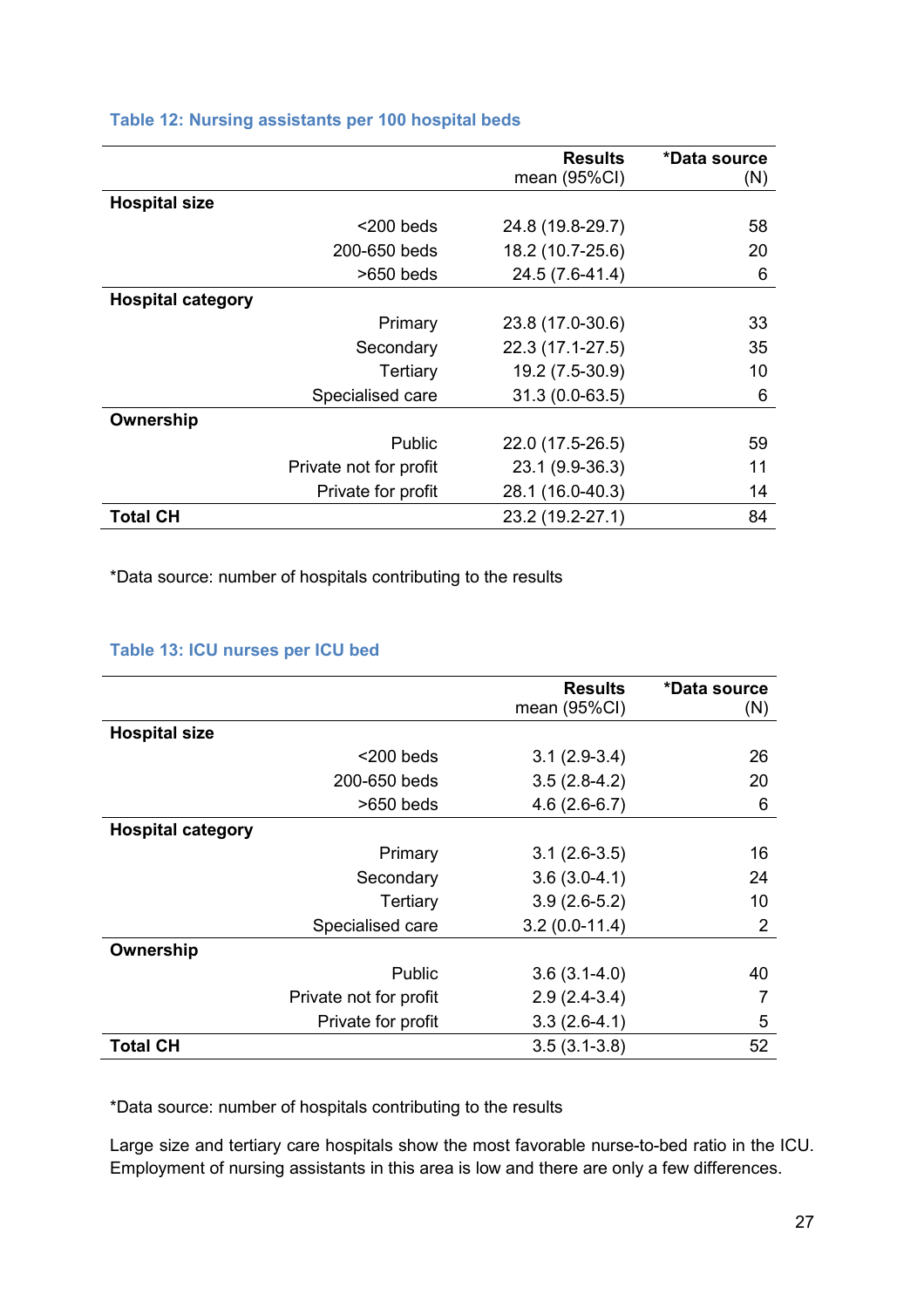**Table 12: Nursing assistants per 100 hospital beds**

| | | Results mean (95%CI) | *Data source (N) |
|---|---|---|---|
| **Hospital size** | | | |
| | <200 beds | 24.8 (19.8-29.7) | 58 |
| | 200-650 beds | 18.2 (10.7-25.6) | 20 |
| | >650 beds | 24.5 (7.6-41.4) | 6 |
| **Hospital category** | | | |
| | Primary | 23.8 (17.0-30.6) | 33 |
| | Secondary | 22.3 (17.1-27.5) | 35 |
| | Tertiary | 19.2 (7.5-30.9) | 10 |
| | Specialised care | 31.3 (0.0-63.5) | 6 |
| **Ownership** | | | |
| | Public | 22.0 (17.5-26.5) | 59 |
| | Private not for profit | 23.1 (9.9-36.3) | 11 |
| | Private for profit | 28.1 (16.0-40.3) | 14 |
| **Total CH** | | 23.2 (19.2-27.1) | 84 |

*Data source: number of hospitals contributing to the results

**Table 13: ICU nurses per ICU bed**

| | | Results mean (95%CI) | *Data source (N) |
|---|---|---|---|
| **Hospital size** | | | |
| | <200 beds | 3.1 (2.9-3.4) | 26 |
| | 200-650 beds | 3.5 (2.8-4.2) | 20 |
| | >650 beds | 4.6 (2.6-6.7) | 6 |
| **Hospital category** | | | |
| | Primary | 3.1 (2.6-3.5) | 16 |
| | Secondary | 3.6 (3.0-4.1) | 24 |
| | Tertiary | 3.9 (2.6-5.2) | 10 |
| | Specialised care | 3.2 (0.0-11.4) | 2 |
| **Ownership** | | | |
| | Public | 3.6 (3.1-4.0) | 40 |
| | Private not for profit | 2.9 (2.4-3.4) | 7 |
| | Private for profit | 3.3 (2.6-4.1) | 5 |
| **Total CH** | | 3.5 (3.1-3.8) | 52 |

*Data source: number of hospitals contributing to the results

Large size and tertiary care hospitals show the most favorable nurse-to-bed ratio in the ICU. Employment of nursing assistants in this area is low and there are only a few differences.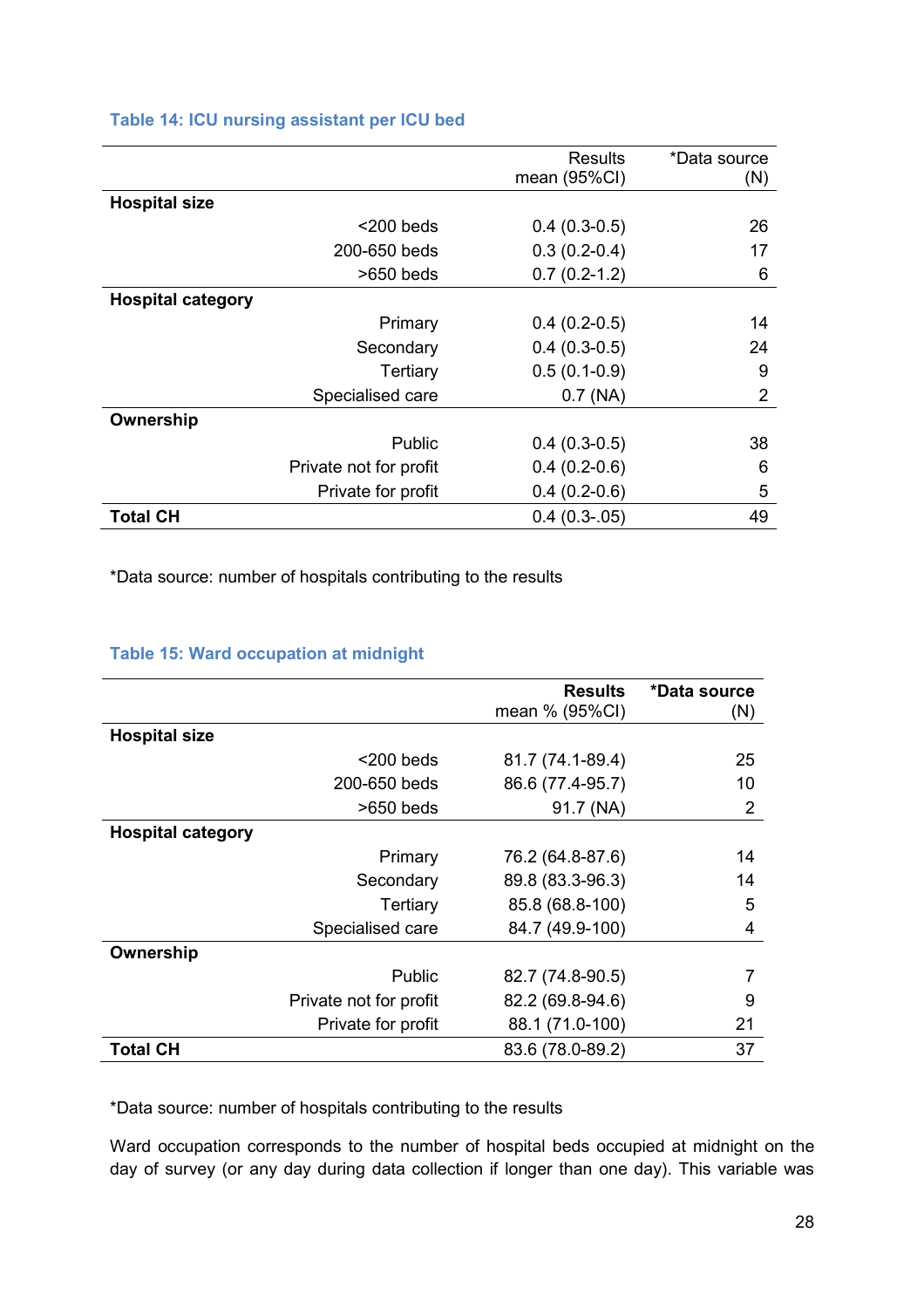### Table 14: ICU nursing assistant per ICU bed

| | | Results mean (95%CI) | *Data source (N) |
|---|---|---|---|
| **Hospital size** | | | |
| | <200 beds | 0.4 (0.3-0.5) | 26 |
| | 200-650 beds | 0.3 (0.2-0.4) | 17 |
| | >650 beds | 0.7 (0.2-1.2) | 6 |
| **Hospital category** | | | |
| | Primary | 0.4 (0.2-0.5) | 14 |
| | Secondary | 0.4 (0.3-0.5) | 24 |
| | Tertiary | 0.5 (0.1-0.9) | 9 |
| | Specialised care | 0.7 (NA) | 2 |
| **Ownership** | | | |
| | Public | 0.4 (0.3-0.5) | 38 |
| | Private not for profit | 0.4 (0.2-0.6) | 6 |
| | Private for profit | 0.4 (0.2-0.6) | 5 |
| **Total CH** | | 0.4 (0.3-.05) | 49 |

*Data source: number of hospitals contributing to the results

### Table 15: Ward occupation at midnight

| | | **Results** mean % (95%CI) | ***Data source** (N) |
|---|---|---|---|
| **Hospital size** | | | |
| | <200 beds | 81.7 (74.1-89.4) | 25 |
| | 200-650 beds | 86.6 (77.4-95.7) | 10 |
| | >650 beds | 91.7 (NA) | 2 |
| **Hospital category** | | | |
| | Primary | 76.2 (64.8-87.6) | 14 |
| | Secondary | 89.8 (83.3-96.3) | 14 |
| | Tertiary | 85.8 (68.8-100) | 5 |
| | Specialised care | 84.7 (49.9-100) | 4 |
| **Ownership** | | | |
| | Public | 82.7 (74.8-90.5) | 7 |
| | Private not for profit | 82.2 (69.8-94.6) | 9 |
| | Private for profit | 88.1 (71.0-100) | 21 |
| **Total CH** | | 83.6 (78.0-89.2) | 37 |

*Data source: number of hospitals contributing to the results

Ward occupation corresponds to the number of hospital beds occupied at midnight on the day of survey (or any day during data collection if longer than one day). This variable was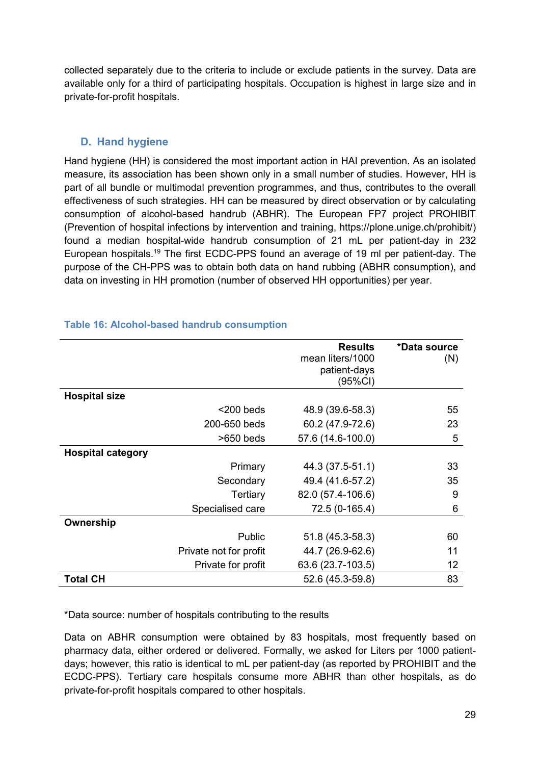collected separately due to the criteria to include or exclude patients in the survey. Data are available only for a third of participating hospitals. Occupation is highest in large size and in private-for-profit hospitals.

## D. Hand hygiene

Hand hygiene (HH) is considered the most important action in HAI prevention. As an isolated measure, its association has been shown only in a small number of studies. However, HH is part of all bundle or multimodal prevention programmes, and thus, contributes to the overall effectiveness of such strategies. HH can be measured by direct observation or by calculating consumption of alcohol-based handrub (ABHR). The European FP7 project PROHIBIT (Prevention of hospital infections by intervention and training, https://plone.unige.ch/prohibit/) found a median hospital-wide handrub consumption of 21 mL per patient-day in 232 European hospitals.[19] The first ECDC-PPS found an average of 19 ml per patient-day. The purpose of the CH-PPS was to obtain both data on hand rubbing (ABHR consumption), and data on investing in HH promotion (number of observed HH opportunities) per year.

**Table 16: Alcohol-based handrub consumption**

| | | Results mean liters/1000 patient-days (95%CI) | *Data source (N) |
|---|---|---|---|
| **Hospital size** | | | |
| | <200 beds | 48.9 (39.6-58.3) | 55 |
| | 200-650 beds | 60.2 (47.9-72.6) | 23 |
| | >650 beds | 57.6 (14.6-100.0) | 5 |
| **Hospital category** | | | |
| | Primary | 44.3 (37.5-51.1) | 33 |
| | Secondary | 49.4 (41.6-57.2) | 35 |
| | Tertiary | 82.0 (57.4-106.6) | 9 |
| | Specialised care | 72.5 (0-165.4) | 6 |
| **Ownership** | | | |
| | Public | 51.8 (45.3-58.3) | 60 |
| | Private not for profit | 44.7 (26.9-62.6) | 11 |
| | Private for profit | 63.6 (23.7-103.5) | 12 |
| **Total CH** | | 52.6 (45.3-59.8) | 83 |

*Data source: number of hospitals contributing to the results

Data on ABHR consumption were obtained by 83 hospitals, most frequently based on pharmacy data, either ordered or delivered. Formally, we asked for Liters per 1000 patient-days; however, this ratio is identical to mL per patient-day (as reported by PROHIBIT and the ECDC-PPS). Tertiary care hospitals consume more ABHR than other hospitals, as do private-for-profit hospitals compared to other hospitals.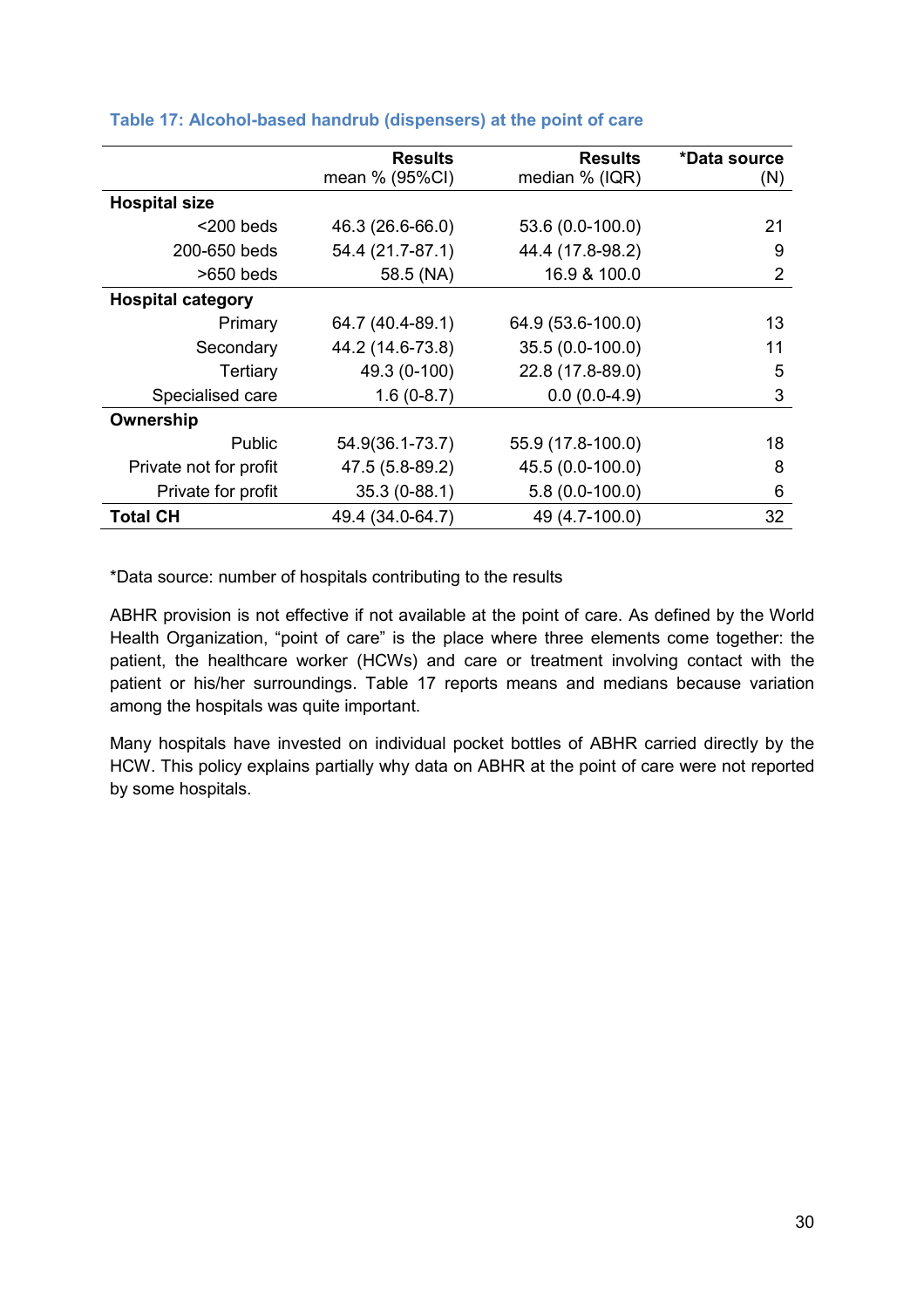**Table 17: Alcohol-based handrub (dispensers) at the point of care**

| | Results mean % (95%CI) | Results median % (IQR) | *Data source (N) |
|---|---|---|---|
| **Hospital size** | | | |
| <200 beds | 46.3 (26.6-66.0) | 53.6 (0.0-100.0) | 21 |
| 200-650 beds | 54.4 (21.7-87.1) | 44.4 (17.8-98.2) | 9 |
| >650 beds | 58.5 (NA) | 16.9 & 100.0 | 2 |
| **Hospital category** | | | |
| Primary | 64.7 (40.4-89.1) | 64.9 (53.6-100.0) | 13 |
| Secondary | 44.2 (14.6-73.8) | 35.5 (0.0-100.0) | 11 |
| Tertiary | 49.3 (0-100) | 22.8 (17.8-89.0) | 5 |
| Specialised care | 1.6 (0-8.7) | 0.0 (0.0-4.9) | 3 |
| **Ownership** | | | |
| Public | 54.9(36.1-73.7) | 55.9 (17.8-100.0) | 18 |
| Private not for profit | 47.5 (5.8-89.2) | 45.5 (0.0-100.0) | 8 |
| Private for profit | 35.3 (0-88.1) | 5.8 (0.0-100.0) | 6 |
| **Total CH** | 49.4 (34.0-64.7) | 49 (4.7-100.0) | 32 |

*Data source: number of hospitals contributing to the results

ABHR provision is not effective if not available at the point of care. As defined by the World Health Organization, "point of care" is the place where three elements come together: the patient, the healthcare worker (HCWs) and care or treatment involving contact with the patient or his/her surroundings. Table 17 reports means and medians because variation among the hospitals was quite important.

Many hospitals have invested on individual pocket bottles of ABHR carried directly by the HCW. This policy explains partially why data on ABHR at the point of care were not reported by some hospitals.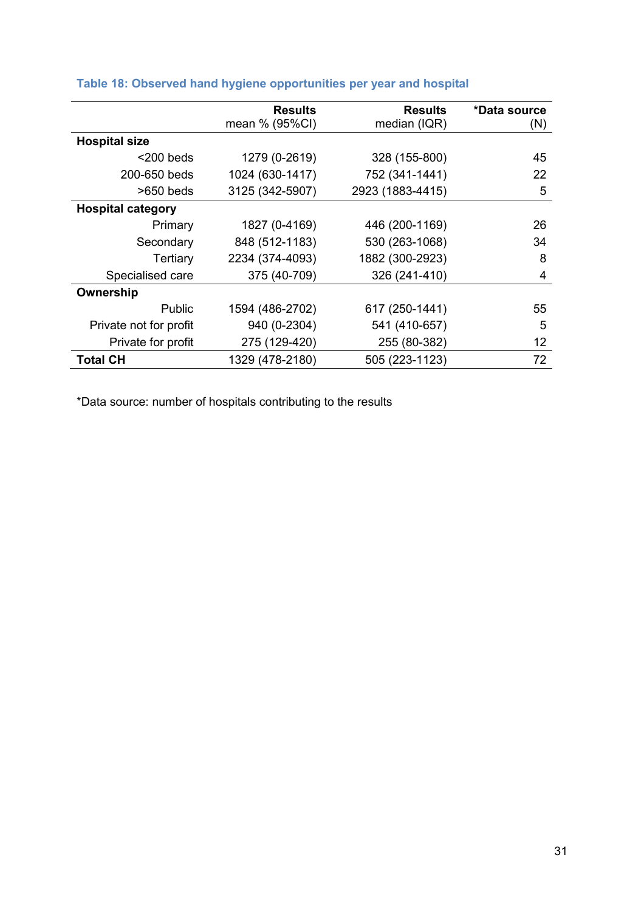### Table 18: Observed hand hygiene opportunities per year and hospital

| | Results mean % (95%CI) | Results median (IQR) | *Data source (N) |
|---|---|---|---|
| **Hospital size** | | | |
| <200 beds | 1279 (0-2619) | 328 (155-800) | 45 |
| 200-650 beds | 1024 (630-1417) | 752 (341-1441) | 22 |
| >650 beds | 3125 (342-5907) | 2923 (1883-4415) | 5 |
| **Hospital category** | | | |
| Primary | 1827 (0-4169) | 446 (200-1169) | 26 |
| Secondary | 848 (512-1183) | 530 (263-1068) | 34 |
| Tertiary | 2234 (374-4093) | 1882 (300-2923) | 8 |
| Specialised care | 375 (40-709) | 326 (241-410) | 4 |
| **Ownership** | | | |
| Public | 1594 (486-2702) | 617 (250-1441) | 55 |
| Private not for profit | 940 (0-2304) | 541 (410-657) | 5 |
| Private for profit | 275 (129-420) | 255 (80-382) | 12 |
| **Total CH** | 1329 (478-2180) | 505 (223-1123) | 72 |

*Data source: number of hospitals contributing to the results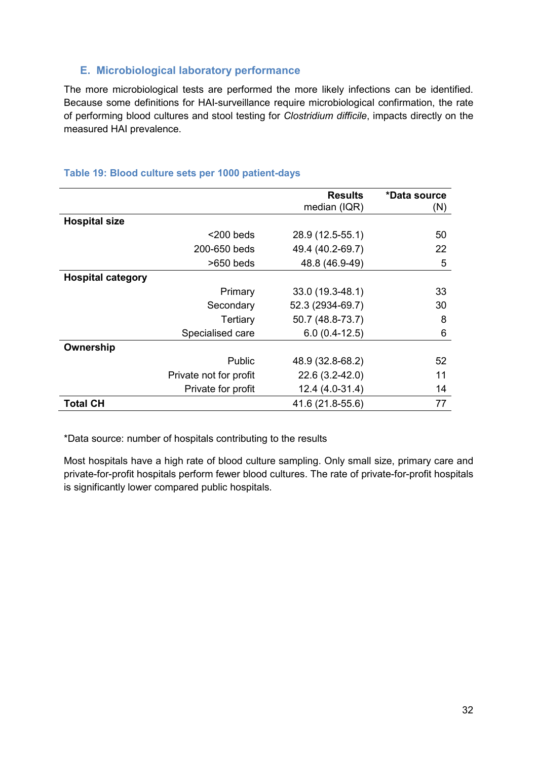### E. Microbiological laboratory performance

The more microbiological tests are performed the more likely infections can be identified. Because some definitions for HAI-surveillance require microbiological confirmation, the rate of performing blood cultures and stool testing for *Clostridium difficile*, impacts directly on the measured HAI prevalence.

**Table 19: Blood culture sets per 1000 patient-days**

| | | **Results** median (IQR) | **\*Data source** (N) |
|---|---|---|---|
| **Hospital size** | | | |
| | <200 beds | 28.9 (12.5-55.1) | 50 |
| | 200-650 beds | 49.4 (40.2-69.7) | 22 |
| | >650 beds | 48.8 (46.9-49) | 5 |
| **Hospital category** | | | |
| | Primary | 33.0 (19.3-48.1) | 33 |
| | Secondary | 52.3 (2934-69.7) | 30 |
| | Tertiary | 50.7 (48.8-73.7) | 8 |
| | Specialised care | 6.0 (0.4-12.5) | 6 |
| **Ownership** | | | |
| | Public | 48.9 (32.8-68.2) | 52 |
| | Private not for profit | 22.6 (3.2-42.0) | 11 |
| | Private for profit | 12.4 (4.0-31.4) | 14 |
| **Total CH** | | 41.6 (21.8-55.6) | 77 |

*Data source: number of hospitals contributing to the results

Most hospitals have a high rate of blood culture sampling. Only small size, primary care and private-for-profit hospitals perform fewer blood cultures. The rate of private-for-profit hospitals is significantly lower compared public hospitals.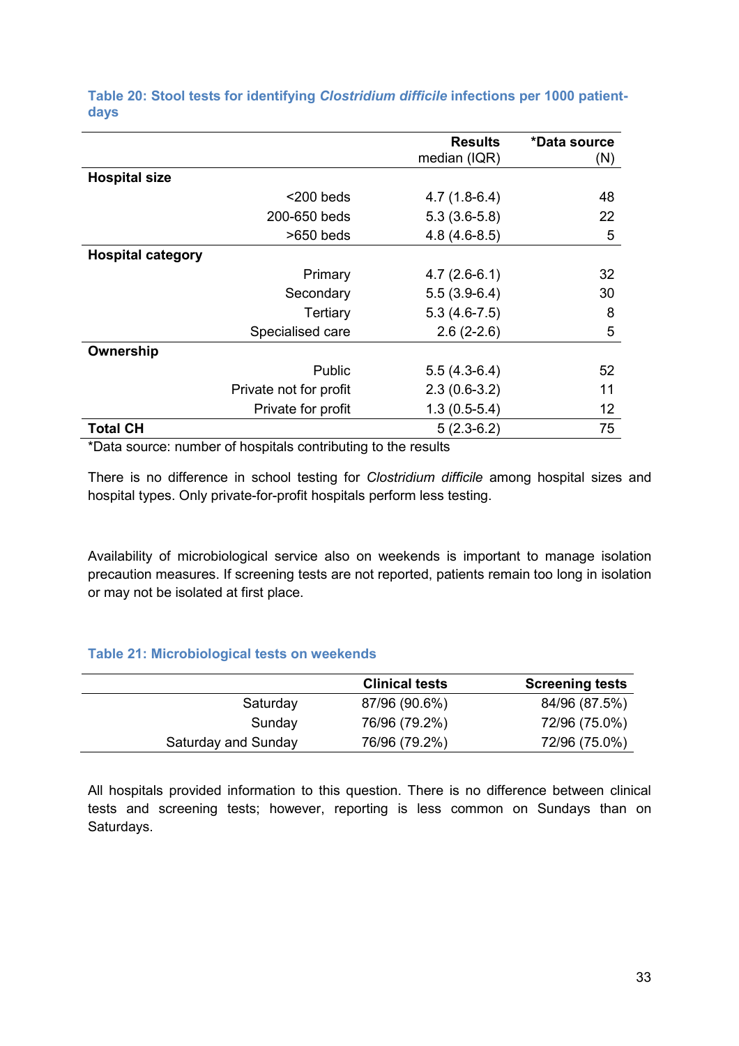**Table 20: Stool tests for identifying *Clostridium difficile* infections per 1000 patient-days**

| | | **Results** median (IQR) | ***Data source** (N) |
|---|---|---|---|
| **Hospital size** | | | |
| | <200 beds | 4.7 (1.8-6.4) | 48 |
| | 200-650 beds | 5.3 (3.6-5.8) | 22 |
| | >650 beds | 4.8 (4.6-8.5) | 5 |
| **Hospital category** | | | |
| | Primary | 4.7 (2.6-6.1) | 32 |
| | Secondary | 5.5 (3.9-6.4) | 30 |
| | Tertiary | 5.3 (4.6-7.5) | 8 |
| | Specialised care | 2.6 (2-2.6) | 5 |
| **Ownership** | | | |
| | Public | 5.5 (4.3-6.4) | 52 |
| | Private not for profit | 2.3 (0.6-3.2) | 11 |
| | Private for profit | 1.3 (0.5-5.4) | 12 |
| **Total CH** | | 5 (2.3-6.2) | 75 |

*Data source: number of hospitals contributing to the results

There is no difference in school testing for *Clostridium difficile* among hospital sizes and hospital types. Only private-for-profit hospitals perform less testing.

Availability of microbiological service also on weekends is important to manage isolation precaution measures. If screening tests are not reported, patients remain too long in isolation or may not be isolated at first place.

**Table 21: Microbiological tests on weekends**

| | **Clinical tests** | **Screening tests** |
|---|---|---|
| Saturday | 87/96 (90.6%) | 84/96 (87.5%) |
| Sunday | 76/96 (79.2%) | 72/96 (75.0%) |
| Saturday and Sunday | 76/96 (79.2%) | 72/96 (75.0%) |

All hospitals provided information to this question. There is no difference between clinical tests and screening tests; however, reporting is less common on Sundays than on Saturdays.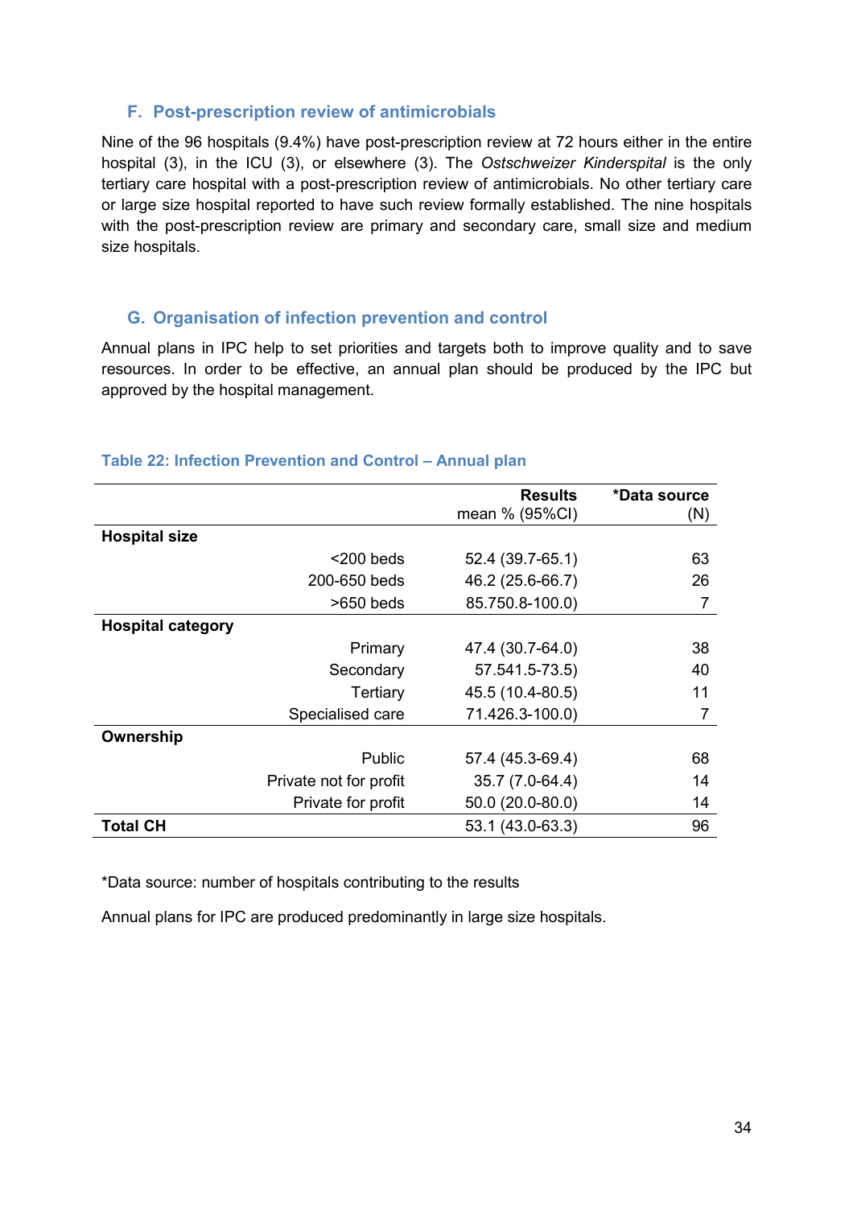### F. Post-prescription review of antimicrobials

Nine of the 96 hospitals (9.4%) have post-prescription review at 72 hours either in the entire hospital (3), in the ICU (3), or elsewhere (3). The *Ostschweizer Kinderspital* is the only tertiary care hospital with a post-prescription review of antimicrobials. No other tertiary care or large size hospital reported to have such review formally established. The nine hospitals with the post-prescription review are primary and secondary care, small size and medium size hospitals.

### G. Organisation of infection prevention and control

Annual plans in IPC help to set priorities and targets both to improve quality and to save resources. In order to be effective, an annual plan should be produced by the IPC but approved by the hospital management.

**Table 22: Infection Prevention and Control – Annual plan**

| | | Results mean % (95%CI) | *Data source (N) |
|---|---|---|---|
| **Hospital size** | | | |
| | <200 beds | 52.4 (39.7-65.1) | 63 |
| | 200-650 beds | 46.2 (25.6-66.7) | 26 |
| | >650 beds | 85.750.8-100.0) | 7 |
| **Hospital category** | | | |
| | Primary | 47.4 (30.7-64.0) | 38 |
| | Secondary | 57.541.5-73.5) | 40 |
| | Tertiary | 45.5 (10.4-80.5) | 11 |
| | Specialised care | 71.426.3-100.0) | 7 |
| **Ownership** | | | |
| | Public | 57.4 (45.3-69.4) | 68 |
| | Private not for profit | 35.7 (7.0-64.4) | 14 |
| | Private for profit | 50.0 (20.0-80.0) | 14 |
| **Total CH** | | 53.1 (43.0-63.3) | 96 |

*Data source: number of hospitals contributing to the results

Annual plans for IPC are produced predominantly in large size hospitals.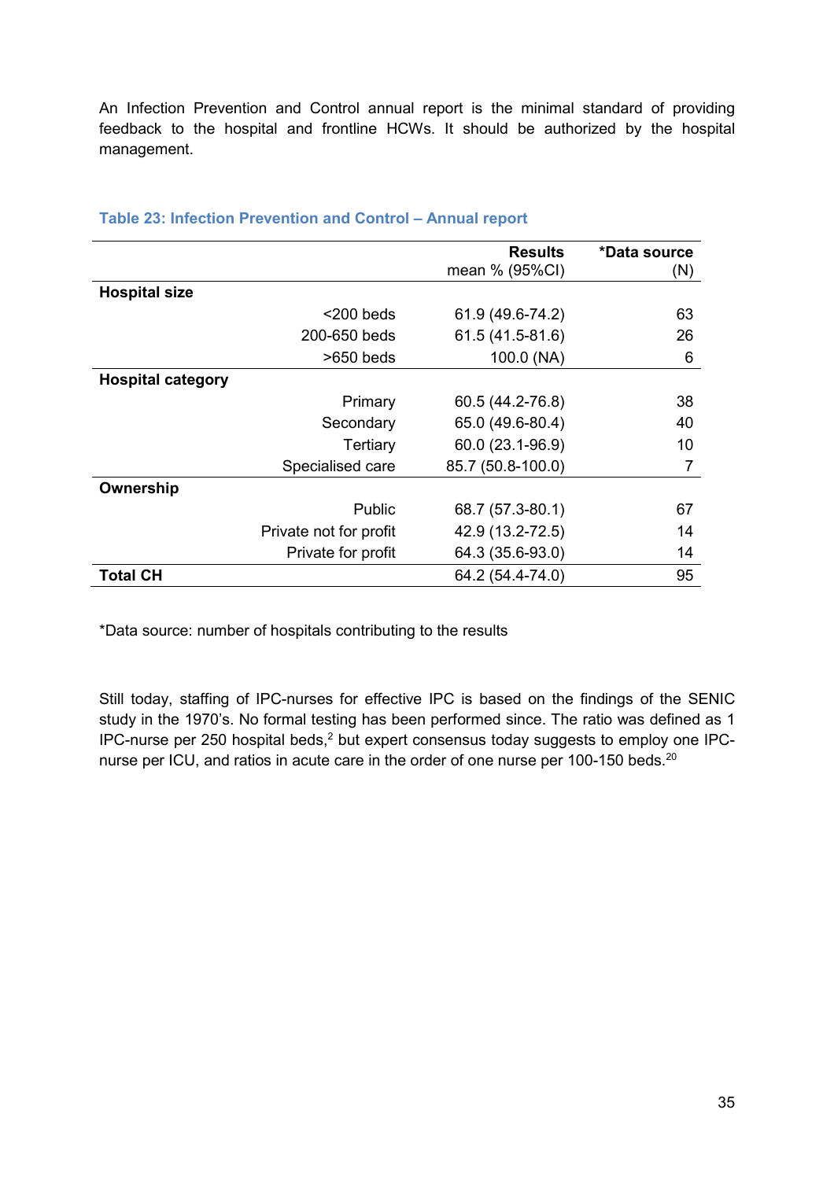An Infection Prevention and Control annual report is the minimal standard of providing feedback to the hospital and frontline HCWs. It should be authorized by the hospital management.

**Table 23: Infection Prevention and Control – Annual report**

| | | Results mean % (95%CI) | *Data source (N) |
|---|---|---|---|
| **Hospital size** | | | |
| | <200 beds | 61.9 (49.6-74.2) | 63 |
| | 200-650 beds | 61.5 (41.5-81.6) | 26 |
| | >650 beds | 100.0 (NA) | 6 |
| **Hospital category** | | | |
| | Primary | 60.5 (44.2-76.8) | 38 |
| | Secondary | 65.0 (49.6-80.4) | 40 |
| | Tertiary | 60.0 (23.1-96.9) | 10 |
| | Specialised care | 85.7 (50.8-100.0) | 7 |
| **Ownership** | | | |
| | Public | 68.7 (57.3-80.1) | 67 |
| | Private not for profit | 42.9 (13.2-72.5) | 14 |
| | Private for profit | 64.3 (35.6-93.0) | 14 |
| **Total CH** | | 64.2 (54.4-74.0) | 95 |

*Data source: number of hospitals contributing to the results

Still today, staffing of IPC-nurses for effective IPC is based on the findings of the SENIC study in the 1970's. No formal testing has been performed since. The ratio was defined as 1 IPC-nurse per 250 hospital beds,[2] but expert consensus today suggests to employ one IPC-nurse per ICU, and ratios in acute care in the order of one nurse per 100-150 beds.[20]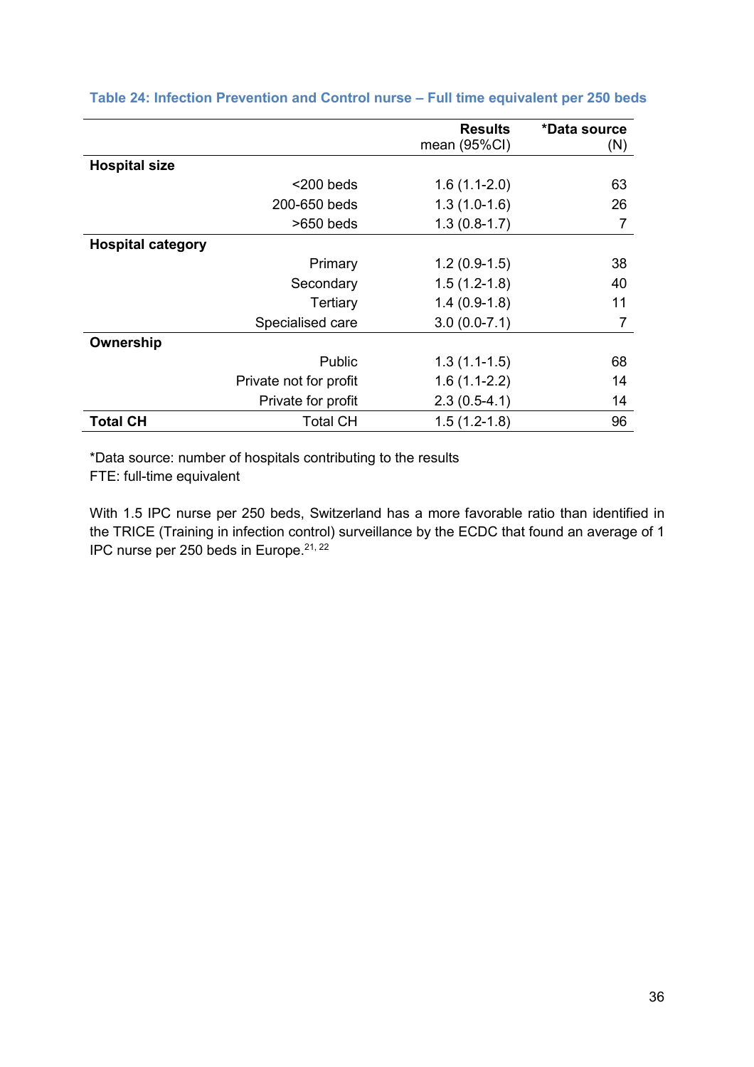**Table 24: Infection Prevention and Control nurse – Full time equivalent per 250 beds**

| | | Results mean (95%CI) | *Data source (N) |
|---|---|---|---|
| **Hospital size** | | | |
| | <200 beds | 1.6 (1.1-2.0) | 63 |
| | 200-650 beds | 1.3 (1.0-1.6) | 26 |
| | >650 beds | 1.3 (0.8-1.7) | 7 |
| **Hospital category** | | | |
| | Primary | 1.2 (0.9-1.5) | 38 |
| | Secondary | 1.5 (1.2-1.8) | 40 |
| | Tertiary | 1.4 (0.9-1.8) | 11 |
| | Specialised care | 3.0 (0.0-7.1) | 7 |
| **Ownership** | | | |
| | Public | 1.3 (1.1-1.5) | 68 |
| | Private not for profit | 1.6 (1.1-2.2) | 14 |
| | Private for profit | 2.3 (0.5-4.1) | 14 |
| **Total CH** | Total CH | 1.5 (1.2-1.8) | 96 |

*Data source: number of hospitals contributing to the results
FTE: full-time equivalent

With 1.5 IPC nurse per 250 beds, Switzerland has a more favorable ratio than identified in the TRICE (Training in infection control) surveillance by the ECDC that found an average of 1 IPC nurse per 250 beds in Europe.[21, 22]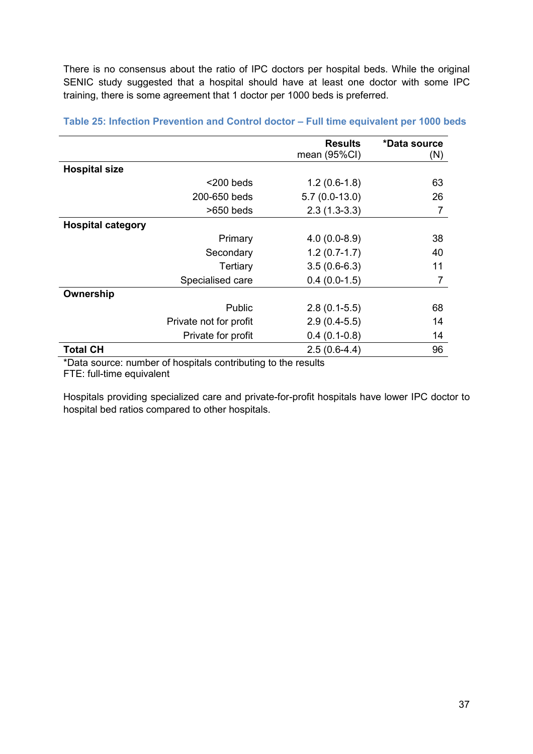There is no consensus about the ratio of IPC doctors per hospital beds. While the original SENIC study suggested that a hospital should have at least one doctor with some IPC training, there is some agreement that 1 doctor per 1000 beds is preferred.

**Table 25: Infection Prevention and Control doctor – Full time equivalent per 1000 beds**

| | | **Results** mean (95%CI) | ***Data source** (N) |
|---|---|---|---|
| **Hospital size** | | | |
| | <200 beds | 1.2 (0.6-1.8) | 63 |
| | 200-650 beds | 5.7 (0.0-13.0) | 26 |
| | >650 beds | 2.3 (1.3-3.3) | 7 |
| **Hospital category** | | | |
| | Primary | 4.0 (0.0-8.9) | 38 |
| | Secondary | 1.2 (0.7-1.7) | 40 |
| | Tertiary | 3.5 (0.6-6.3) | 11 |
| | Specialised care | 0.4 (0.0-1.5) | 7 |
| **Ownership** | | | |
| | Public | 2.8 (0.1-5.5) | 68 |
| | Private not for profit | 2.9 (0.4-5.5) | 14 |
| | Private for profit | 0.4 (0.1-0.8) | 14 |
| **Total CH** | | 2.5 (0.6-4.4) | 96 |

*Data source: number of hospitals contributing to the results
FTE: full-time equivalent

Hospitals providing specialized care and private-for-profit hospitals have lower IPC doctor to hospital bed ratios compared to other hospitals.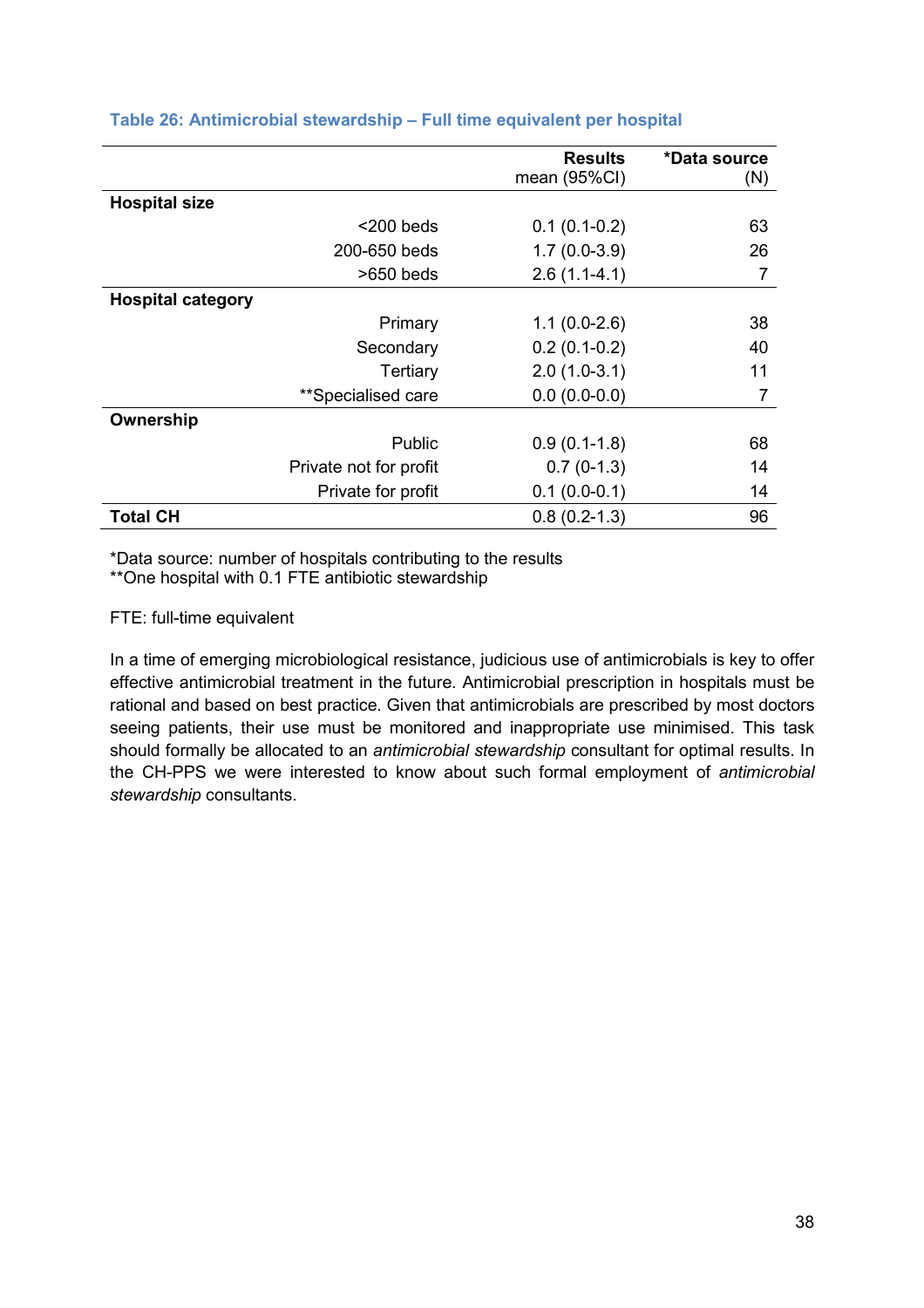**Table 26: Antimicrobial stewardship – Full time equivalent per hospital**

| | Results<br>mean (95%CI) | *Data source<br>(N) |
|---|---|---|
| **Hospital size** | | |
| <200 beds | 0.1 (0.1-0.2) | 63 |
| 200-650 beds | 1.7 (0.0-3.9) | 26 |
| >650 beds | 2.6 (1.1-4.1) | 7 |
| **Hospital category** | | |
| Primary | 1.1 (0.0-2.6) | 38 |
| Secondary | 0.2 (0.1-0.2) | 40 |
| Tertiary | 2.0 (1.0-3.1) | 11 |
| **Specialised care | 0.0 (0.0-0.0) | 7 |
| **Ownership** | | |
| Public | 0.9 (0.1-1.8) | 68 |
| Private not for profit | 0.7 (0-1.3) | 14 |
| Private for profit | 0.1 (0.0-0.1) | 14 |
| **Total CH** | 0.8 (0.2-1.3) | 96 |

*Data source: number of hospitals contributing to the results
**One hospital with 0.1 FTE antibiotic stewardship

FTE: full-time equivalent

In a time of emerging microbiological resistance, judicious use of antimicrobials is key to offer effective antimicrobial treatment in the future. Antimicrobial prescription in hospitals must be rational and based on best practice. Given that antimicrobials are prescribed by most doctors seeing patients, their use must be monitored and inappropriate use minimised. This task should formally be allocated to an *antimicrobial stewardship* consultant for optimal results. In the CH-PPS we were interested to know about such formal employment of *antimicrobial stewardship* consultants.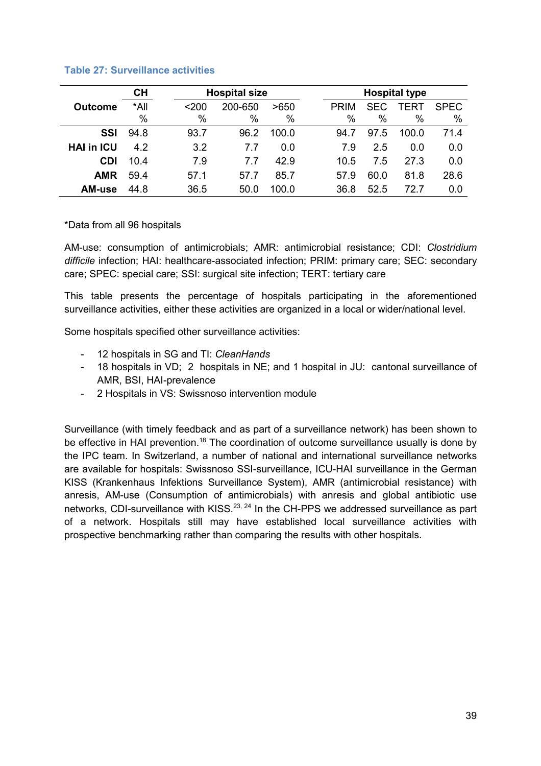**Table 27: Surveillance activities**

| Outcome | CH | Hospital size | | | Hospital type | | | |
|---|---|---|---|---|---|---|---|---|
| | *All | <200 | 200-650 | >650 | PRIM | SEC | TERT | SPEC |
| | % | % | % | % | % | % | % | % |
| **SSI** | 94.8 | 93.7 | 96.2 | 100.0 | 94.7 | 97.5 | 100.0 | 71.4 |
| **HAI in ICU** | 4.2 | 3.2 | 7.7 | 0.0 | 7.9 | 2.5 | 0.0 | 0.0 |
| **CDI** | 10.4 | 7.9 | 7.7 | 42.9 | 10.5 | 7.5 | 27.3 | 0.0 |
| **AMR** | 59.4 | 57.1 | 57.7 | 85.7 | 57.9 | 60.0 | 81.8 | 28.6 |
| **AM-use** | 44.8 | 36.5 | 50.0 | 100.0 | 36.8 | 52.5 | 72.7 | 0.0 |

*Data from all 96 hospitals

AM-use: consumption of antimicrobials; AMR: antimicrobial resistance; CDI: *Clostridium difficile* infection; HAI: healthcare-associated infection; PRIM: primary care; SEC: secondary care; SPEC: special care; SSI: surgical site infection; TERT: tertiary care

This table presents the percentage of hospitals participating in the aforementioned surveillance activities, either these activities are organized in a local or wider/national level.

Some hospitals specified other surveillance activities:

- 12 hospitals in SG and TI: *CleanHands*
- 18 hospitals in VD; 2 hospitals in NE; and 1 hospital in JU: cantonal surveillance of AMR, BSI, HAI-prevalence
- 2 Hospitals in VS: Swissnoso intervention module

Surveillance (with timely feedback and as part of a surveillance network) has been shown to be effective in HAI prevention.[18] The coordination of outcome surveillance usually is done by the IPC team. In Switzerland, a number of national and international surveillance networks are available for hospitals: Swissnoso SSI-surveillance, ICU-HAI surveillance in the German KISS (Krankenhaus Infektions Surveillance System), AMR (antimicrobial resistance) with anresis, AM-use (Consumption of antimicrobials) with anresis and global antibiotic use networks, CDI-surveillance with KISS.[23, 24] In the CH-PPS we addressed surveillance as part of a network. Hospitals still may have established local surveillance activities with prospective benchmarking rather than comparing the results with other hospitals.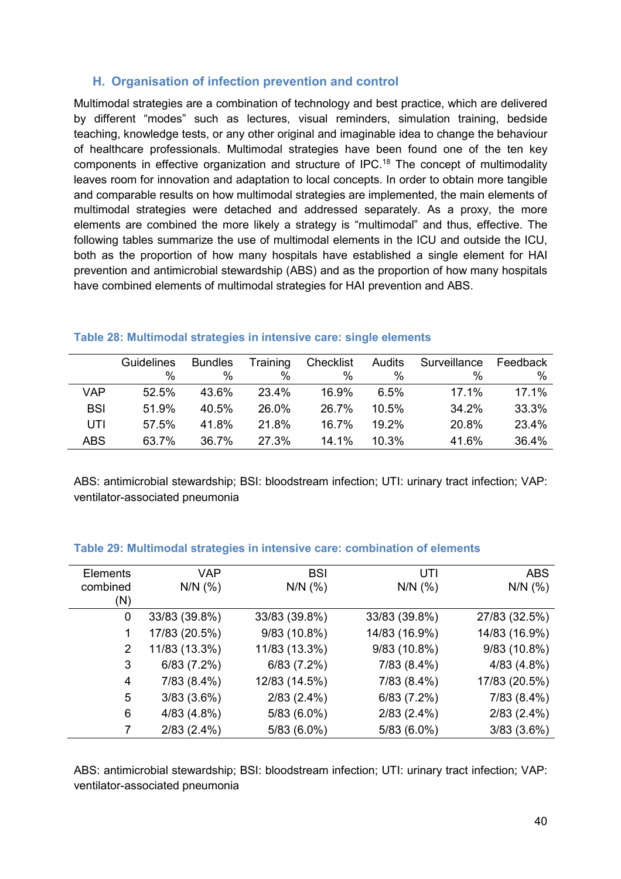## H. Organisation of infection prevention and control

Multimodal strategies are a combination of technology and best practice, which are delivered by different "modes" such as lectures, visual reminders, simulation training, bedside teaching, knowledge tests, or any other original and imaginable idea to change the behaviour of healthcare professionals. Multimodal strategies have been found one of the ten key components in effective organization and structure of IPC.[18] The concept of multimodality leaves room for innovation and adaptation to local concepts. In order to obtain more tangible and comparable results on how multimodal strategies are implemented, the main elements of multimodal strategies were detached and addressed separately. As a proxy, the more elements are combined the more likely a strategy is "multimodal" and thus, effective. The following tables summarize the use of multimodal elements in the ICU and outside the ICU, both as the proportion of how many hospitals have established a single element for HAI prevention and antimicrobial stewardship (ABS) and as the proportion of how many hospitals have combined elements of multimodal strategies for HAI prevention and ABS.

**Table 28: Multimodal strategies in intensive care: single elements**

| | Guidelines % | Bundles % | Training % | Checklist % | Audits % | Surveillance % | Feedback % |
|---|---|---|---|---|---|---|---|
| VAP | 52.5% | 43.6% | 23.4% | 16.9% | 6.5% | 17.1% | 17.1% |
| BSI | 51.9% | 40.5% | 26.0% | 26.7% | 10.5% | 34.2% | 33.3% |
| UTI | 57.5% | 41.8% | 21.8% | 16.7% | 19.2% | 20.8% | 23.4% |
| ABS | 63.7% | 36.7% | 27.3% | 14.1% | 10.3% | 41.6% | 36.4% |

ABS: antimicrobial stewardship; BSI: bloodstream infection; UTI: urinary tract infection; VAP: ventilator-associated pneumonia

**Table 29: Multimodal strategies in intensive care: combination of elements**

| Elements combined (N) | VAP N/N (%) | BSI N/N (%) | UTI N/N (%) | ABS N/N (%) |
|---|---|---|---|---|
| 0 | 33/83 (39.8%) | 33/83 (39.8%) | 33/83 (39.8%) | 27/83 (32.5%) |
| 1 | 17/83 (20.5%) | 9/83 (10.8%) | 14/83 (16.9%) | 14/83 (16.9%) |
| 2 | 11/83 (13.3%) | 11/83 (13.3%) | 9/83 (10.8%) | 9/83 (10.8%) |
| 3 | 6/83 (7.2%) | 6/83 (7.2%) | 7/83 (8.4%) | 4/83 (4.8%) |
| 4 | 7/83 (8.4%) | 12/83 (14.5%) | 7/83 (8.4%) | 17/83 (20.5%) |
| 5 | 3/83 (3.6%) | 2/83 (2.4%) | 6/83 (7.2%) | 7/83 (8.4%) |
| 6 | 4/83 (4.8%) | 5/83 (6.0%) | 2/83 (2.4%) | 2/83 (2.4%) |
| 7 | 2/83 (2.4%) | 5/83 (6.0%) | 5/83 (6.0%) | 3/83 (3.6%) |

ABS: antimicrobial stewardship; BSI: bloodstream infection; UTI: urinary tract infection; VAP: ventilator-associated pneumonia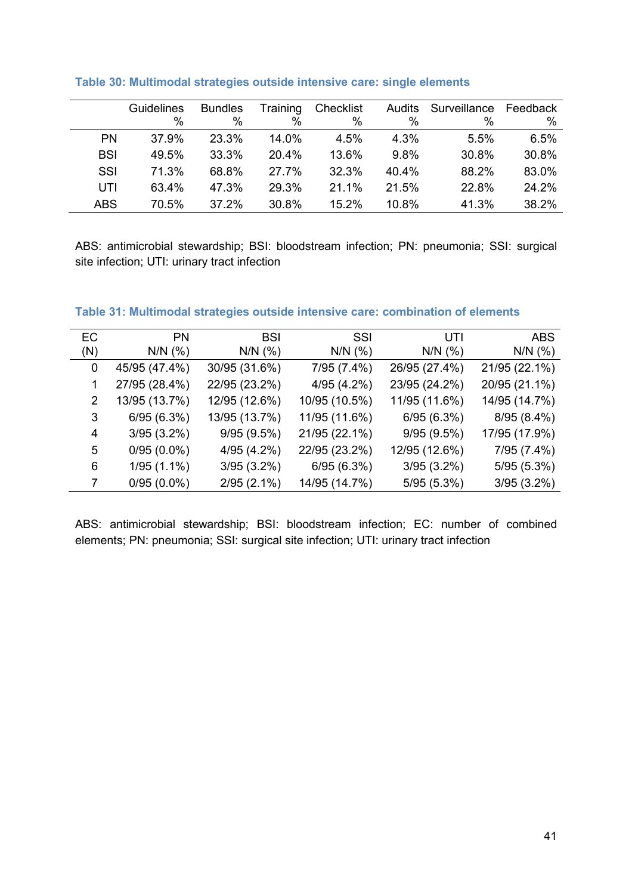### Table 30: Multimodal strategies outside intensive care: single elements

| | Guidelines % | Bundles % | Training % | Checklist % | Audits % | Surveillance % | Feedback % |
|---|---|---|---|---|---|---|---|
| PN | 37.9% | 23.3% | 14.0% | 4.5% | 4.3% | 5.5% | 6.5% |
| BSI | 49.5% | 33.3% | 20.4% | 13.6% | 9.8% | 30.8% | 30.8% |
| SSI | 71.3% | 68.8% | 27.7% | 32.3% | 40.4% | 88.2% | 83.0% |
| UTI | 63.4% | 47.3% | 29.3% | 21.1% | 21.5% | 22.8% | 24.2% |
| ABS | 70.5% | 37.2% | 30.8% | 15.2% | 10.8% | 41.3% | 38.2% |

ABS: antimicrobial stewardship; BSI: bloodstream infection; PN: pneumonia; SSI: surgical site infection; UTI: urinary tract infection

### Table 31: Multimodal strategies outside intensive care: combination of elements

| EC (N) | PN N/N (%) | BSI N/N (%) | SSI N/N (%) | UTI N/N (%) | ABS N/N (%) |
|---|---|---|---|---|---|
| 0 | 45/95 (47.4%) | 30/95 (31.6%) | 7/95 (7.4%) | 26/95 (27.4%) | 21/95 (22.1%) |
| 1 | 27/95 (28.4%) | 22/95 (23.2%) | 4/95 (4.2%) | 23/95 (24.2%) | 20/95 (21.1%) |
| 2 | 13/95 (13.7%) | 12/95 (12.6%) | 10/95 (10.5%) | 11/95 (11.6%) | 14/95 (14.7%) |
| 3 | 6/95 (6.3%) | 13/95 (13.7%) | 11/95 (11.6%) | 6/95 (6.3%) | 8/95 (8.4%) |
| 4 | 3/95 (3.2%) | 9/95 (9.5%) | 21/95 (22.1%) | 9/95 (9.5%) | 17/95 (17.9%) |
| 5 | 0/95 (0.0%) | 4/95 (4.2%) | 22/95 (23.2%) | 12/95 (12.6%) | 7/95 (7.4%) |
| 6 | 1/95 (1.1%) | 3/95 (3.2%) | 6/95 (6.3%) | 3/95 (3.2%) | 5/95 (5.3%) |
| 7 | 0/95 (0.0%) | 2/95 (2.1%) | 14/95 (14.7%) | 5/95 (5.3%) | 3/95 (3.2%) |

ABS: antimicrobial stewardship; BSI: bloodstream infection; EC: number of combined elements; PN: pneumonia; SSI: surgical site infection; UTI: urinary tract infection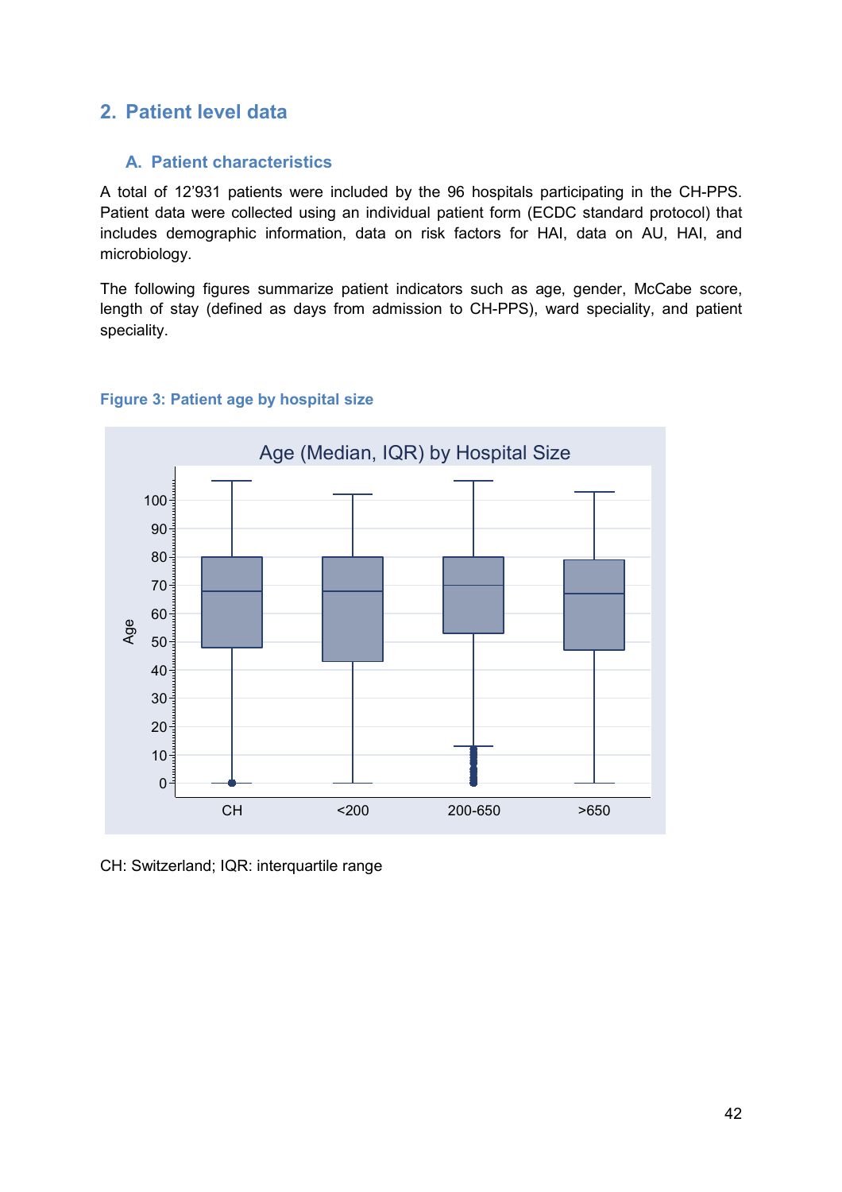## 2. Patient level data

### A. Patient characteristics

A total of 12'931 patients were included by the 96 hospitals participating in the CH-PPS. Patient data were collected using an individual patient form (ECDC standard protocol) that includes demographic information, data on risk factors for HAI, data on AU, HAI, and microbiology.

The following figures summarize patient indicators such as age, gender, McCabe score, length of stay (defined as days from admission to CH-PPS), ward speciality, and patient speciality.

**Figure 3: Patient age by hospital size**

CH: Switzerland; IQR: interquartile range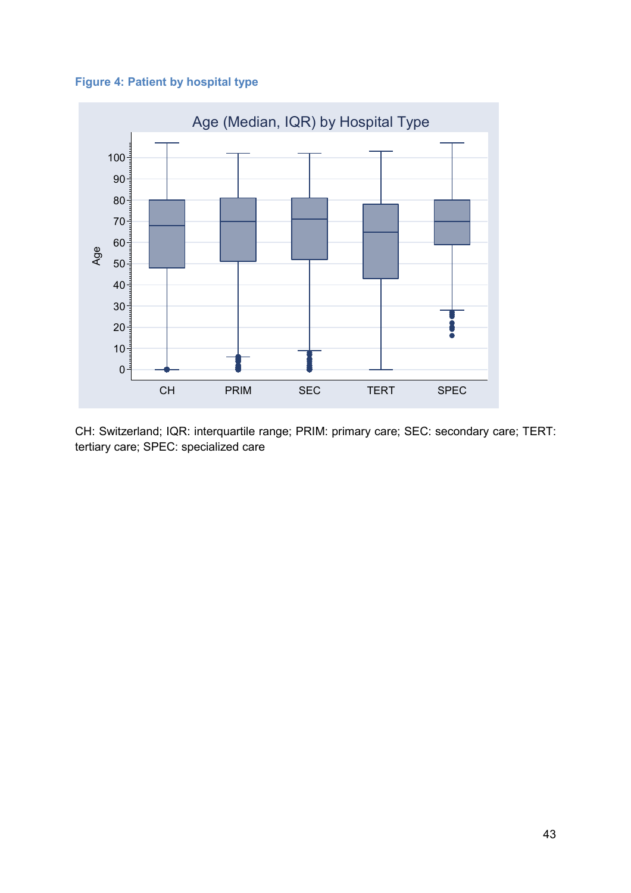**Figure 4: Patient by hospital type**

CH: Switzerland; IQR: interquartile range; PRIM: primary care; SEC: secondary care; TERT: tertiary care; SPEC: specialized care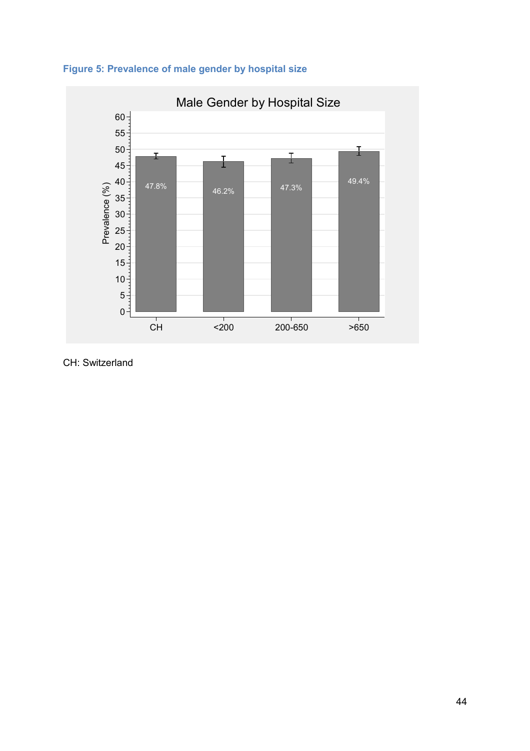**Figure 5: Prevalence of male gender by hospital size**

CH: Switzerland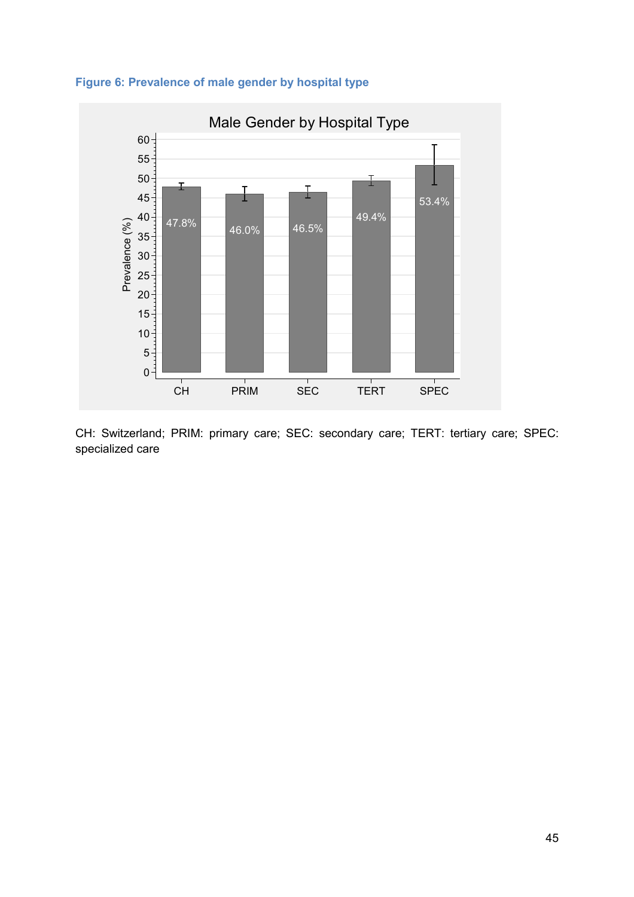**Figure 6: Prevalence of male gender by hospital type**

CH: Switzerland; PRIM: primary care; SEC: secondary care; TERT: tertiary care; SPEC: specialized care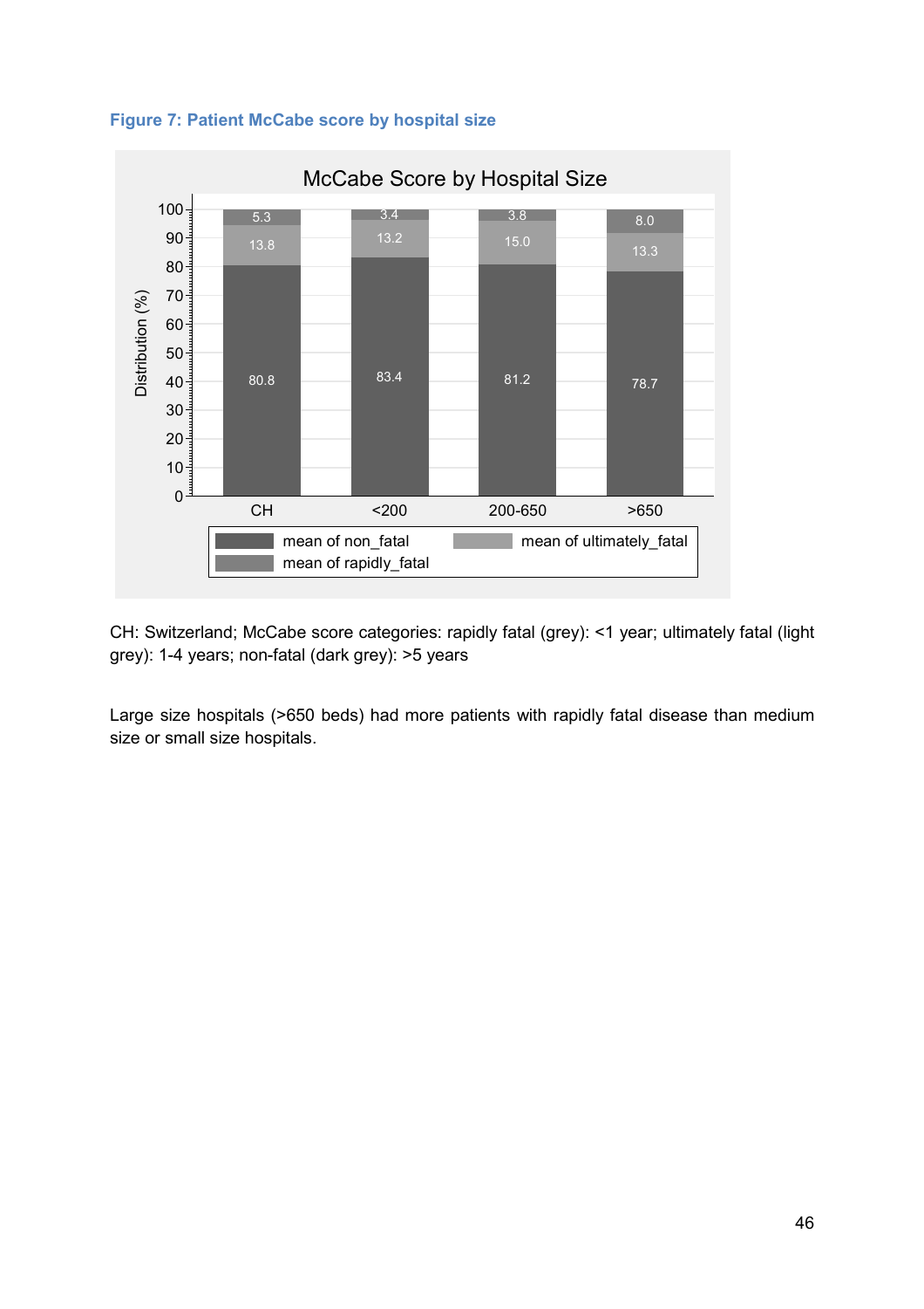**Figure 7: Patient McCabe score by hospital size**

| | CH | <200 | 200-650 | >650 |
|---|---|---|---|---|
| mean of non_fatal | 80.8 | 83.4 | 81.2 | 78.7 |
| mean of ultimately_fatal | 13.8 | 13.2 | 15.0 | 13.3 |
| mean of rapidly_fatal | 5.3 | 3.4 | 3.8 | 8.0 |

CH: Switzerland; McCabe score categories: rapidly fatal (grey): <1 year; ultimately fatal (light grey): 1-4 years; non-fatal (dark grey): >5 years

Large size hospitals (>650 beds) had more patients with rapidly fatal disease than medium size or small size hospitals.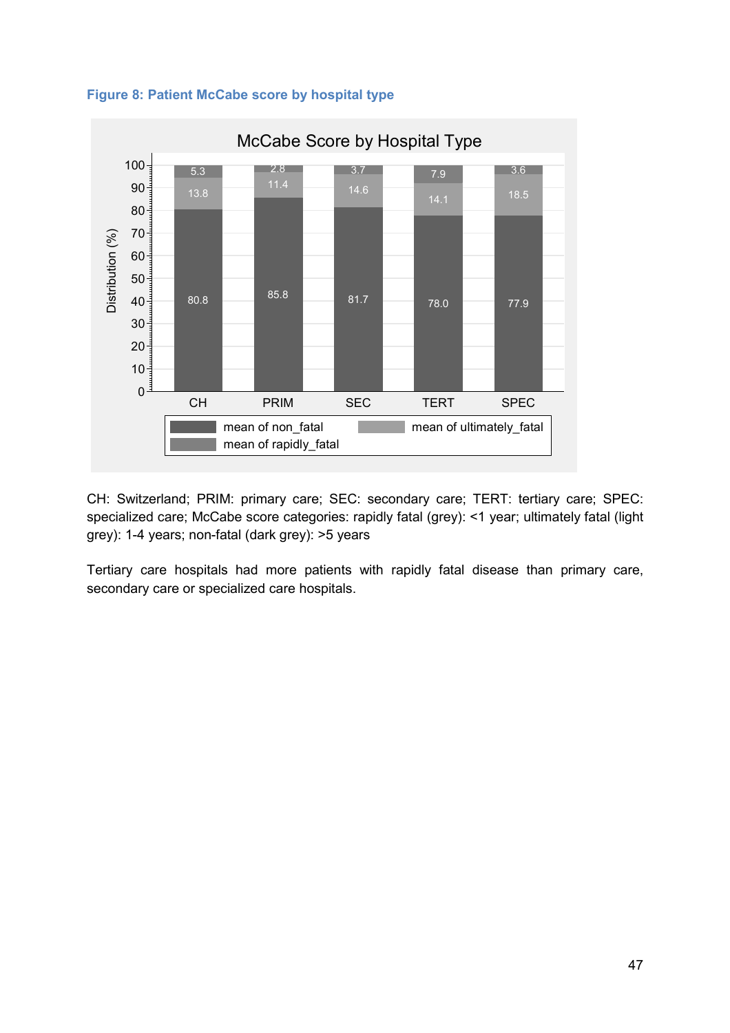**Figure 8: Patient McCabe score by hospital type**

McCabe Score by Hospital Type

| | CH | PRIM | SEC | TERT | SPEC |
|---|---|---|---|---|---|
| mean of non_fatal | 80.8 | 85.8 | 81.7 | 78.0 | 77.9 |
| mean of ultimately_fatal | 13.8 | 11.4 | 14.6 | 14.1 | 18.5 |
| mean of rapidly_fatal | 5.3 | 2.8 | 3.7 | 7.9 | 3.6 |

CH: Switzerland; PRIM: primary care; SEC: secondary care; TERT: tertiary care; SPEC: specialized care; McCabe score categories: rapidly fatal (grey): <1 year; ultimately fatal (light grey): 1-4 years; non-fatal (dark grey): >5 years

Tertiary care hospitals had more patients with rapidly fatal disease than primary care, secondary care or specialized care hospitals.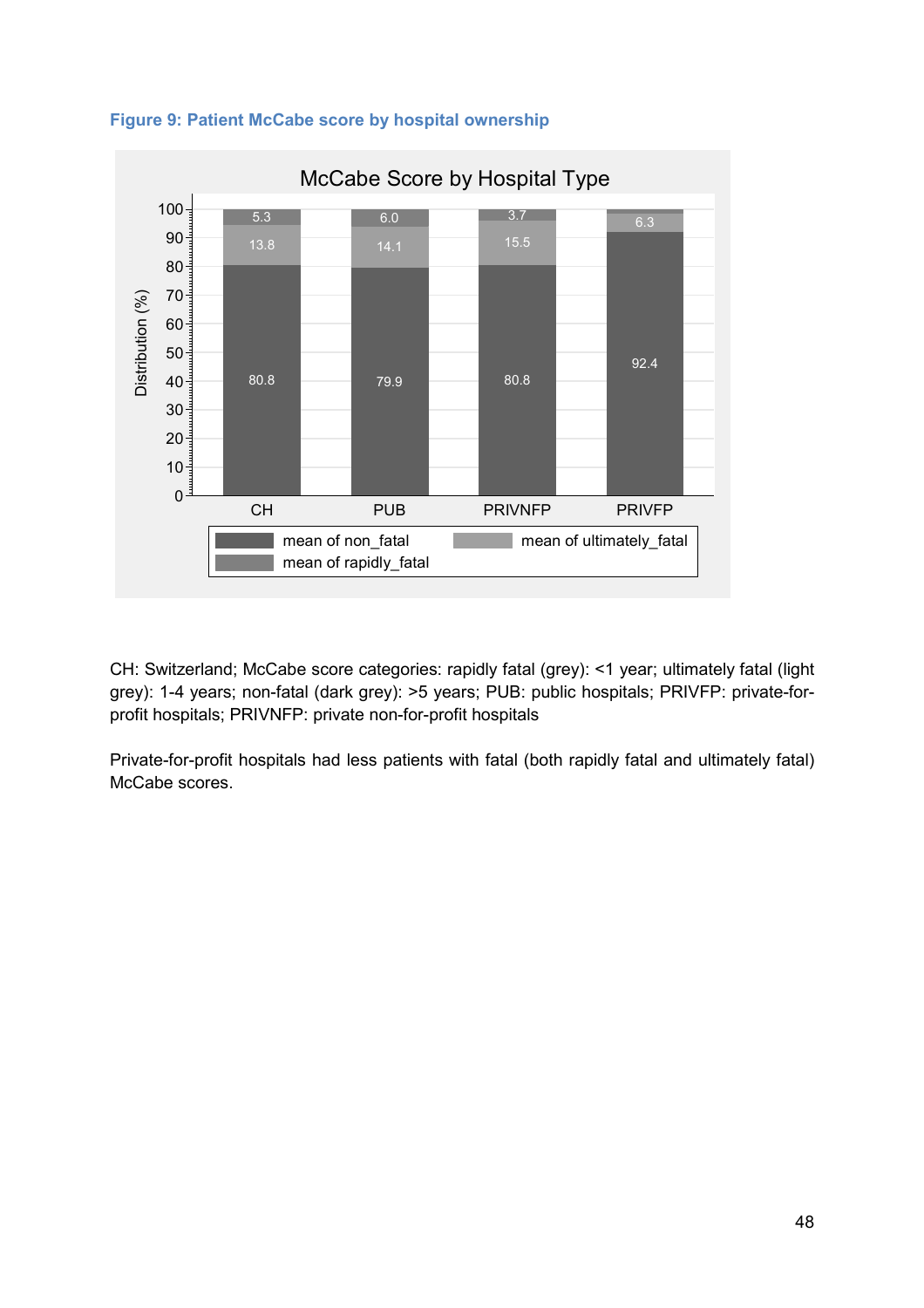**Figure 9: Patient McCabe score by hospital ownership**

CH: Switzerland; McCabe score categories: rapidly fatal (grey): <1 year; ultimately fatal (light grey): 1-4 years; non-fatal (dark grey): >5 years; PUB: public hospitals; PRIVFP: private-for-profit hospitals; PRIVNFP: private non-for-profit hospitals

Private-for-profit hospitals had less patients with fatal (both rapidly fatal and ultimately fatal) McCabe scores.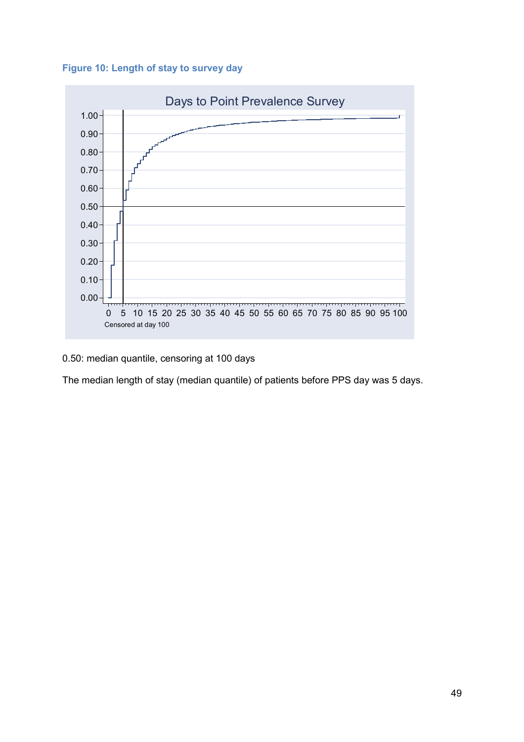**Figure 10: Length of stay to survey day**

0.50: median quantile, censoring at 100 days

The median length of stay (median quantile) of patients before PPS day was 5 days.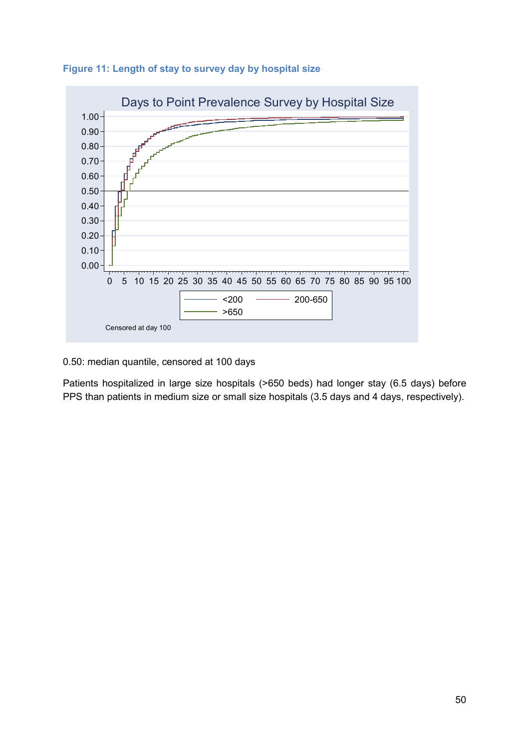**Figure 11: Length of stay to survey day by hospital size**

0.50: median quantile, censored at 100 days

Patients hospitalized in large size hospitals (>650 beds) had longer stay (6.5 days) before PPS than patients in medium size or small size hospitals (3.5 days and 4 days, respectively).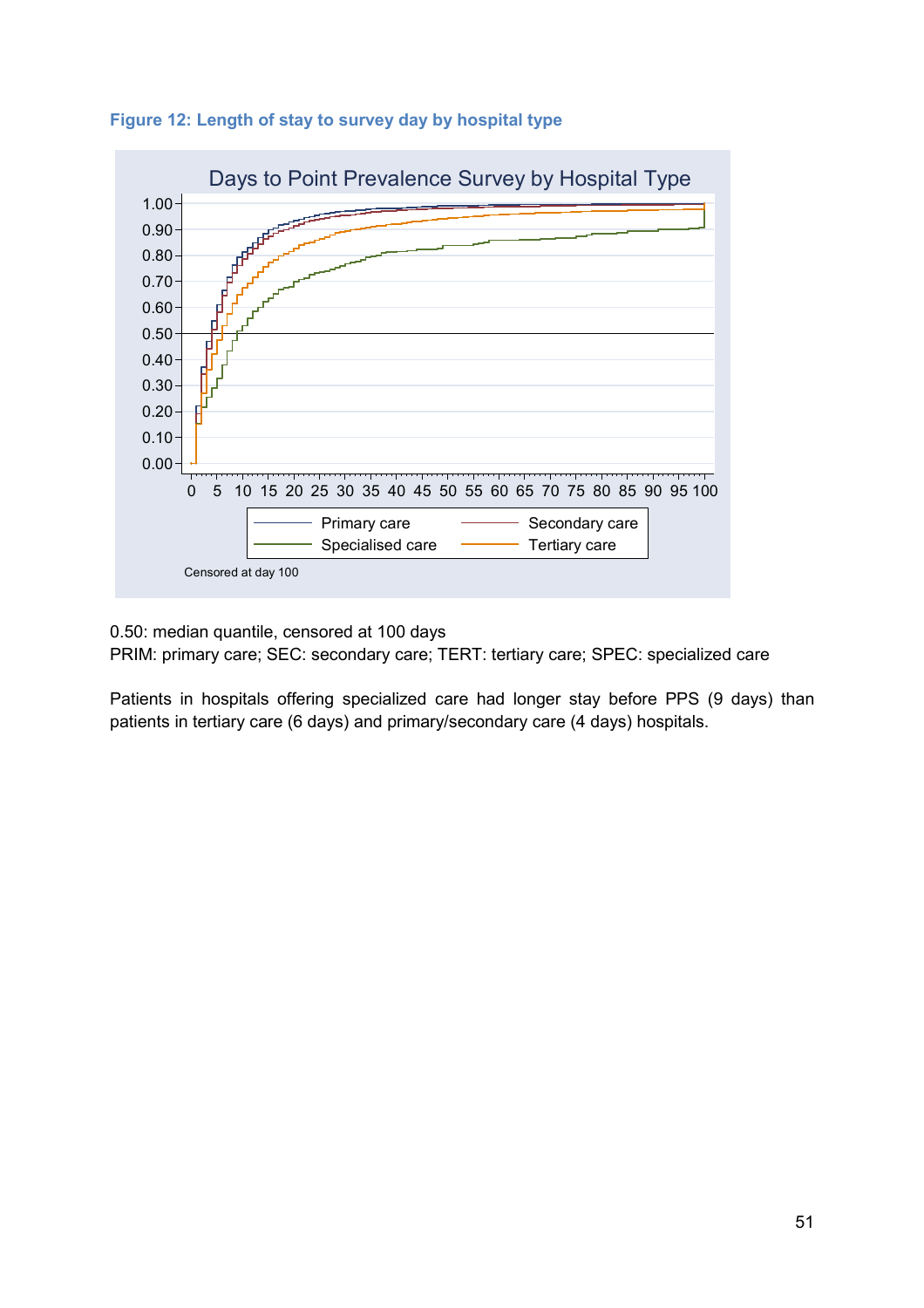**Figure 12: Length of stay to survey day by hospital type**

0.50: median quantile, censored at 100 days
PRIM: primary care; SEC: secondary care; TERT: tertiary care; SPEC: specialized care

Patients in hospitals offering specialized care had longer stay before PPS (9 days) than patients in tertiary care (6 days) and primary/secondary care (4 days) hospitals.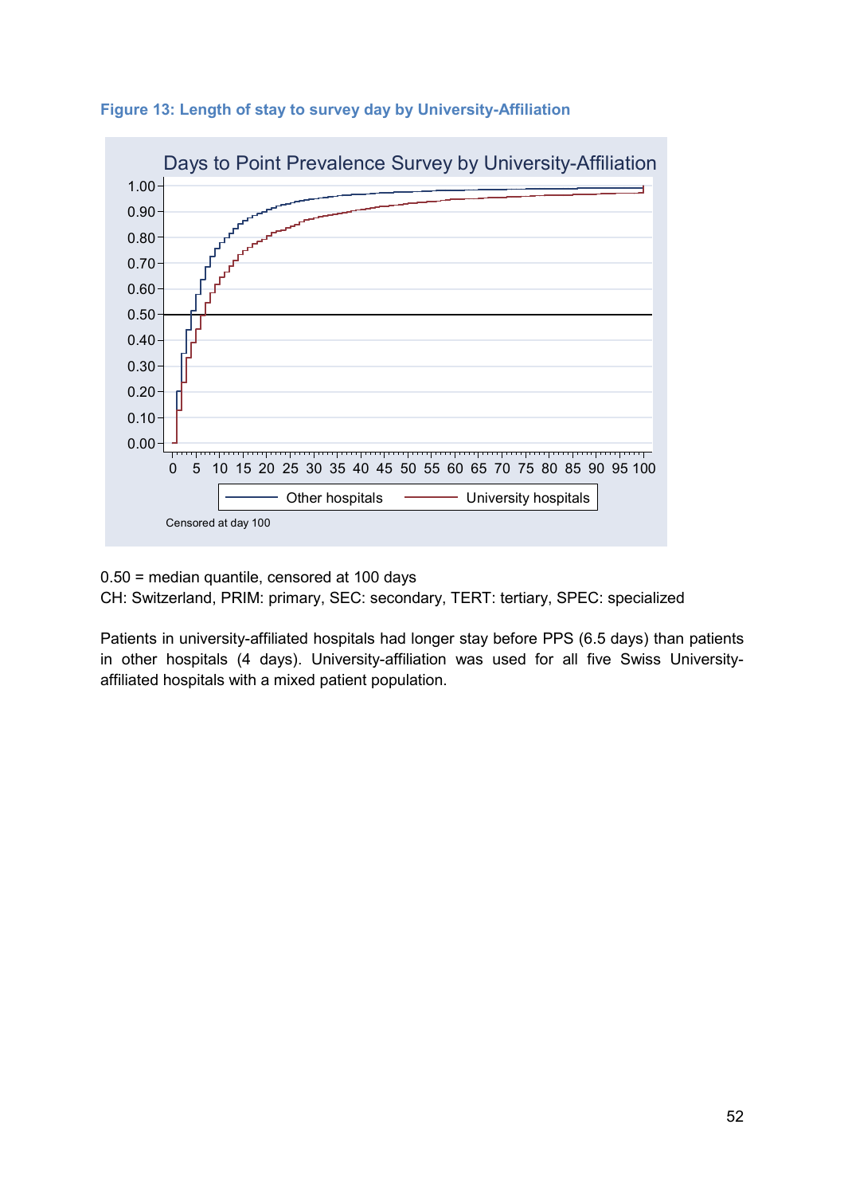**Figure 13: Length of stay to survey day by University-Affiliation**

Days to Point Prevalence Survey by University-Affiliation

Censored at day 100

0.50 = median quantile, censored at 100 days

CH: Switzerland, PRIM: primary, SEC: secondary, TERT: tertiary, SPEC: specialized

Patients in university-affiliated hospitals had longer stay before PPS (6.5 days) than patients in other hospitals (4 days). University-affiliation was used for all five Swiss University-affiliated hospitals with a mixed patient population.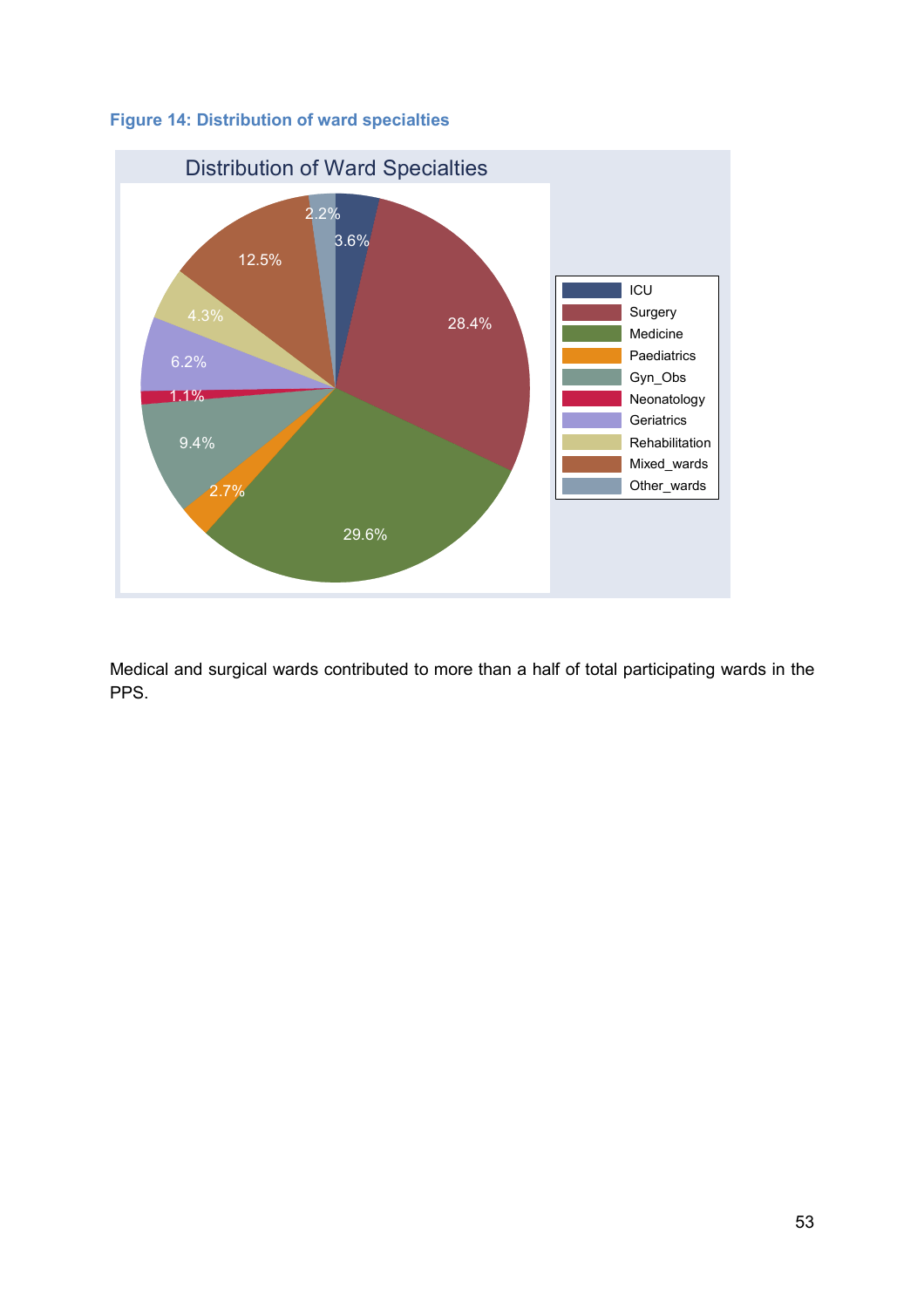**Figure 14: Distribution of ward specialties**

Medical and surgical wards contributed to more than a half of total participating wards in the PPS.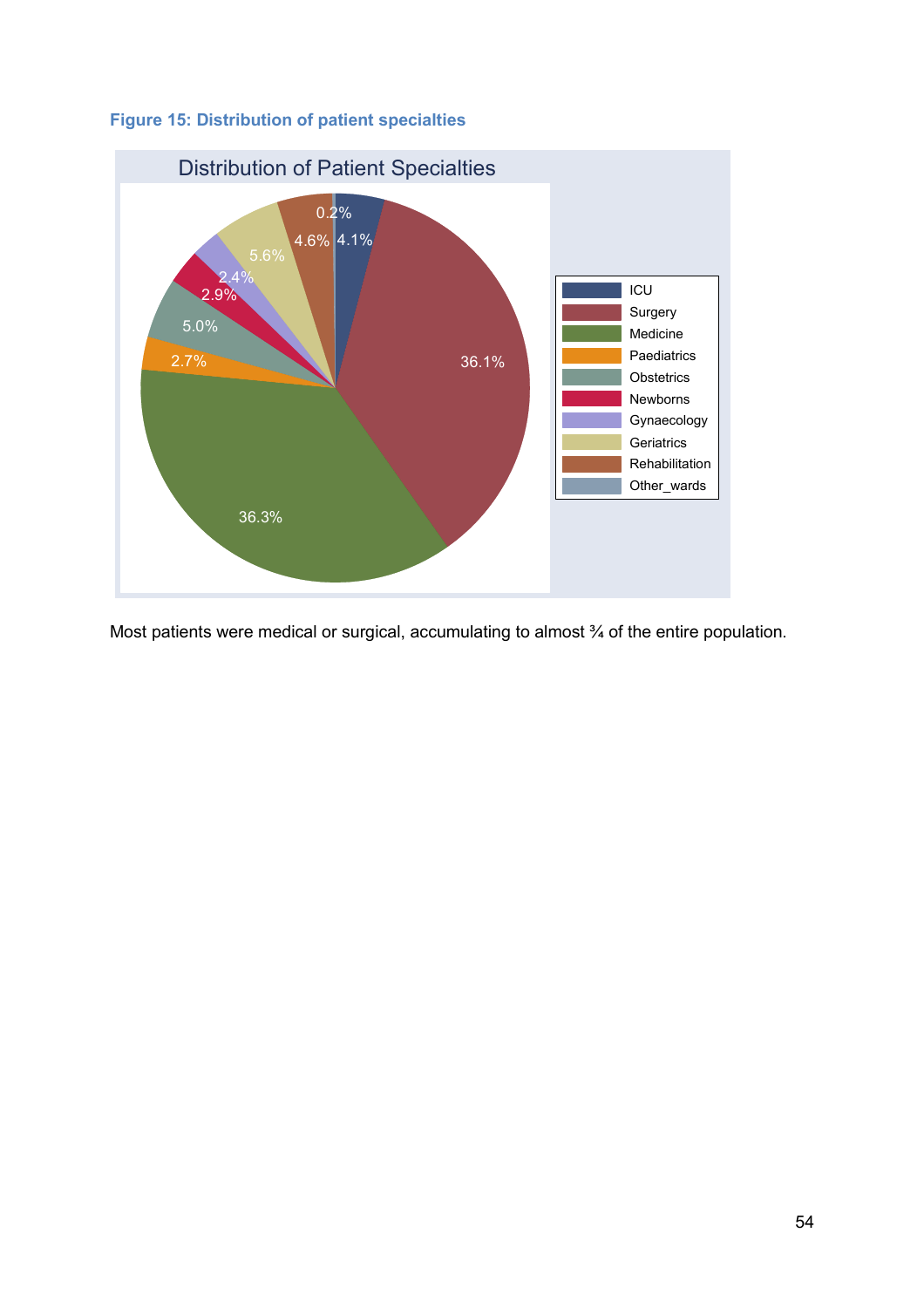**Figure 15: Distribution of patient specialties**

Most patients were medical or surgical, accumulating to almost ¾ of the entire population.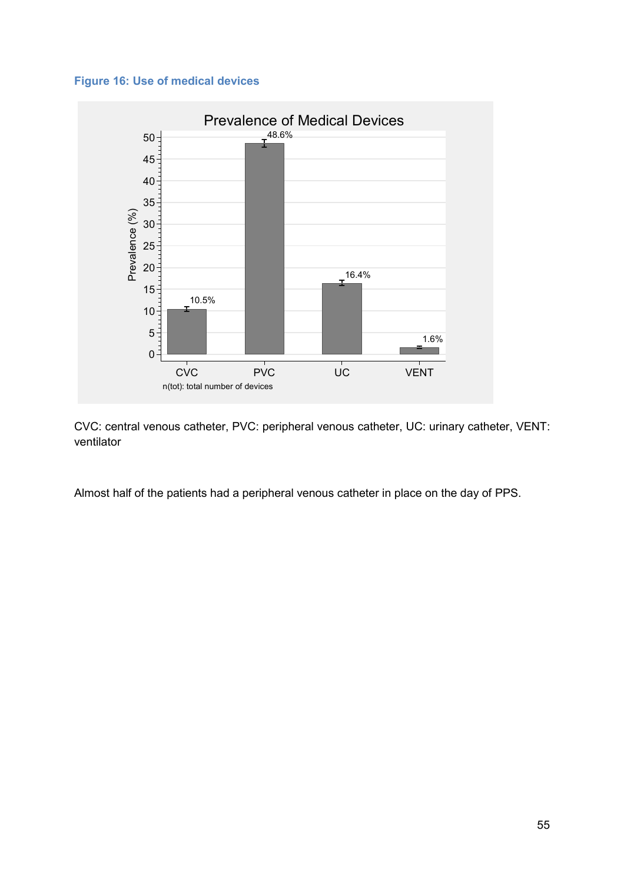**Figure 16: Use of medical devices**

CVC: central venous catheter, PVC: peripheral venous catheter, UC: urinary catheter, VENT: ventilator

Almost half of the patients had a peripheral venous catheter in place on the day of PPS.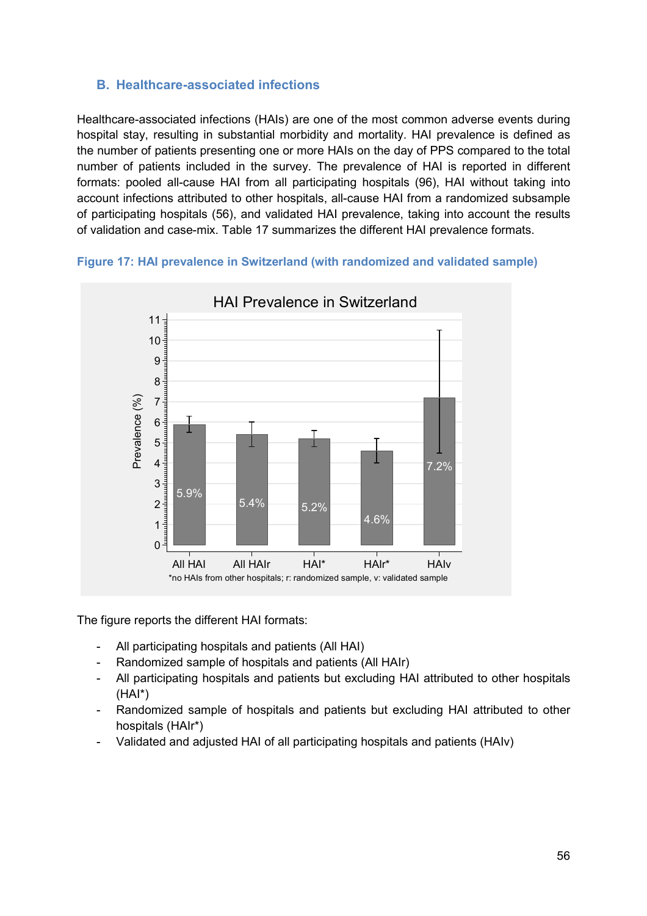## B. Healthcare-associated infections

Healthcare-associated infections (HAIs) are one of the most common adverse events during hospital stay, resulting in substantial morbidity and mortality. HAI prevalence is defined as the number of patients presenting one or more HAIs on the day of PPS compared to the total number of patients included in the survey. The prevalence of HAI is reported in different formats: pooled all-cause HAI from all participating hospitals (96), HAI without taking into account infections attributed to other hospitals, all-cause HAI from a randomized subsample of participating hospitals (56), and validated HAI prevalence, taking into account the results of validation and case-mix. Table 17 summarizes the different HAI prevalence formats.

**Figure 17: HAI prevalence in Switzerland (with randomized and validated sample)**

The figure reports the different HAI formats:

- All participating hospitals and patients (All HAI)
- Randomized sample of hospitals and patients (All HAIr)
- All participating hospitals and patients but excluding HAI attributed to other hospitals (HAI*)
- Randomized sample of hospitals and patients but excluding HAI attributed to other hospitals (HAIr*)
- Validated and adjusted HAI of all participating hospitals and patients (HAIv)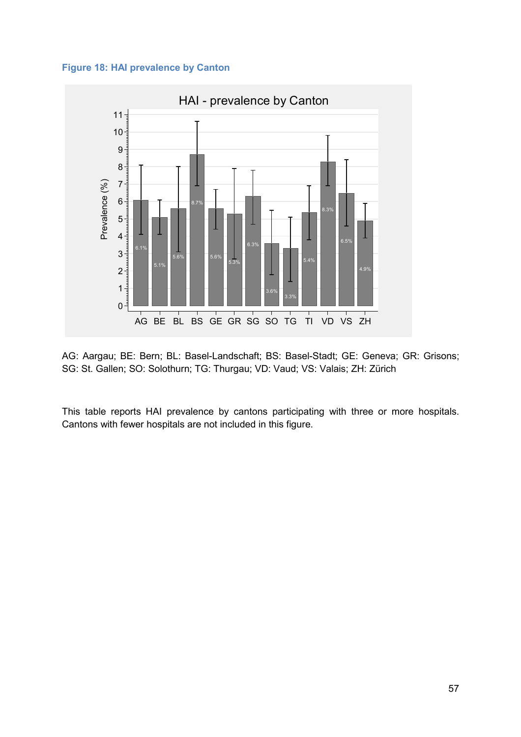**Figure 18: HAI prevalence by Canton**

AG: Aargau; BE: Bern; BL: Basel-Landschaft; BS: Basel-Stadt; GE: Geneva; GR: Grisons; SG: St. Gallen; SO: Solothurn; TG: Thurgau; VD: Vaud; VS: Valais; ZH: Zürich

This table reports HAI prevalence by cantons participating with three or more hospitals. Cantons with fewer hospitals are not included in this figure.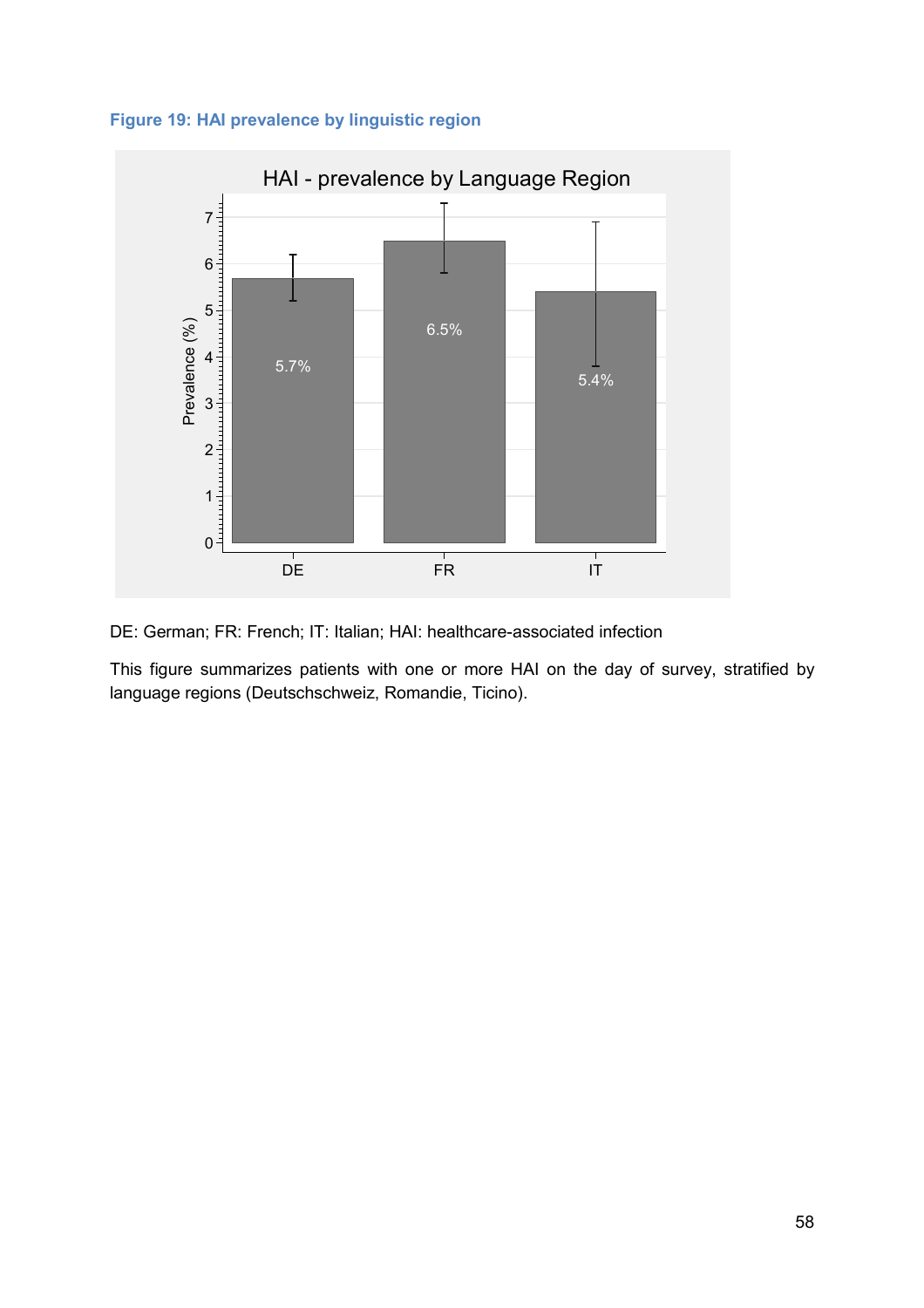**Figure 19: HAI prevalence by linguistic region**

DE: German; FR: French; IT: Italian; HAI: healthcare-associated infection

This figure summarizes patients with one or more HAI on the day of survey, stratified by language regions (Deutschschweiz, Romandie, Ticino).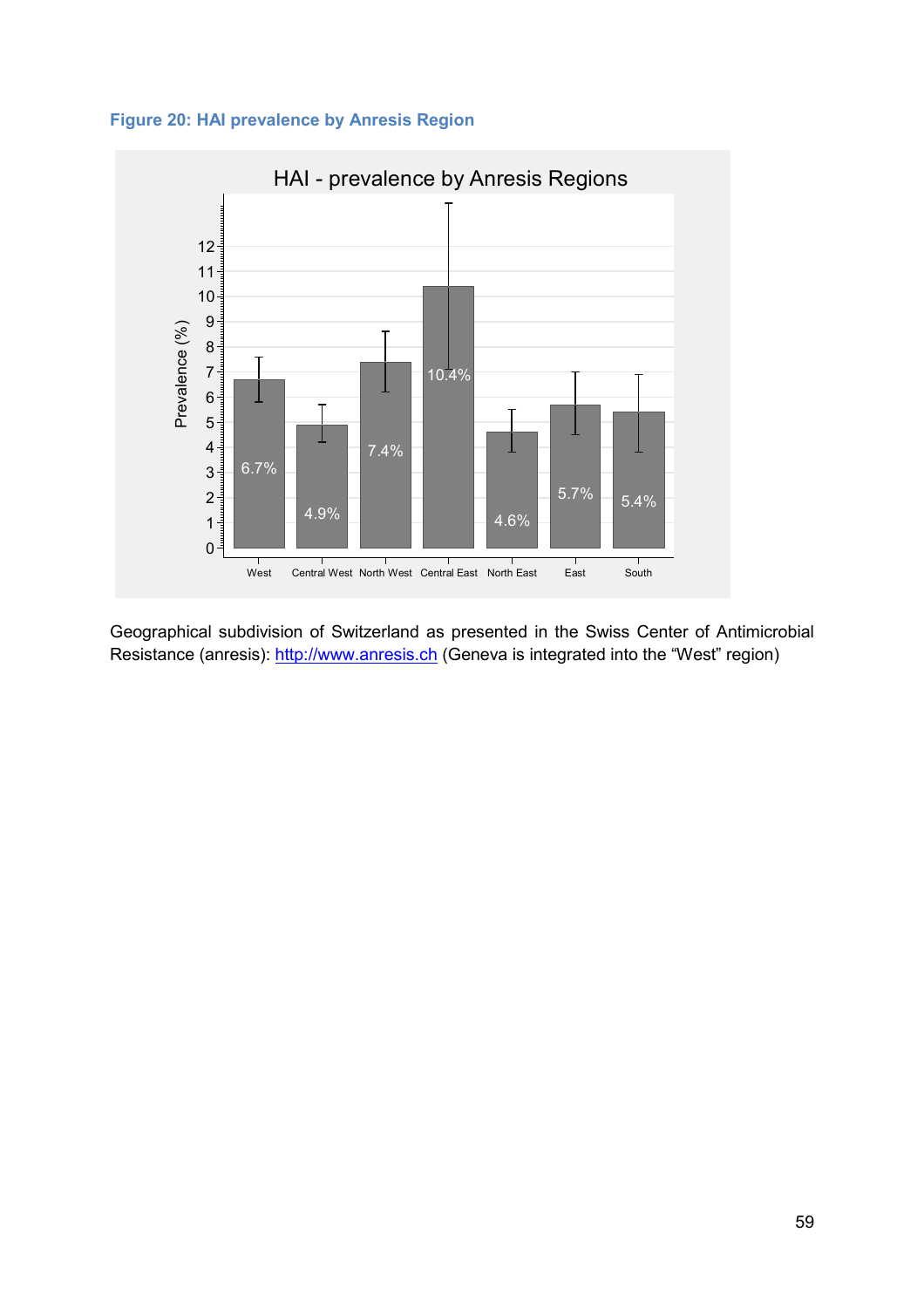**Figure 20: HAI prevalence by Anresis Region**

HAI - prevalence by Anresis Regions

| Region | Prevalence (%) |
|---|---|
| West | 6.7% |
| Central West | 4.9% |
| North West | 7.4% |
| Central East | 10.4% |
| North East | 4.6% |
| East | 5.7% |
| South | 5.4% |

Geographical subdivision of Switzerland as presented in the Swiss Center of Antimicrobial Resistance (anresis): [http://www.anresis.ch](http://www.anresis.ch) (Geneva is integrated into the "West" region)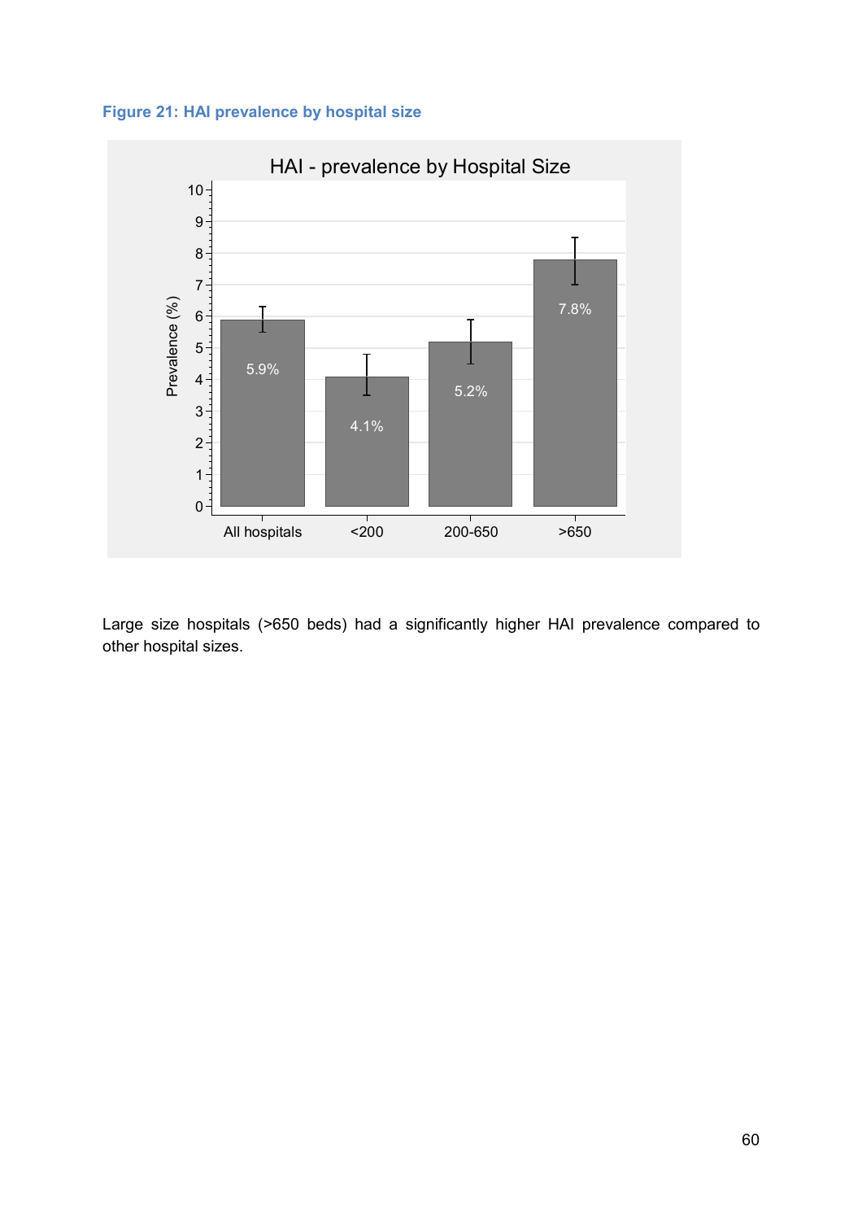**Figure 21: HAI prevalence by hospital size**

Large size hospitals (>650 beds) had a significantly higher HAI prevalence compared to other hospital sizes.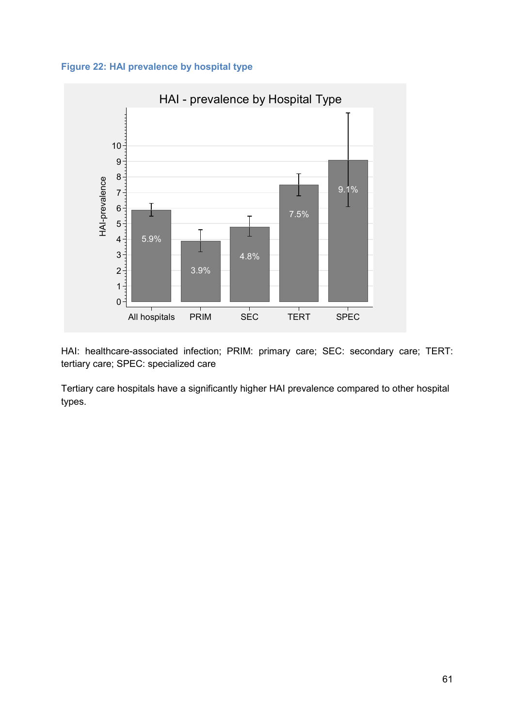**Figure 22: HAI prevalence by hospital type**

HAI: healthcare-associated infection; PRIM: primary care; SEC: secondary care; TERT: tertiary care; SPEC: specialized care

Tertiary care hospitals have a significantly higher HAI prevalence compared to other hospital types.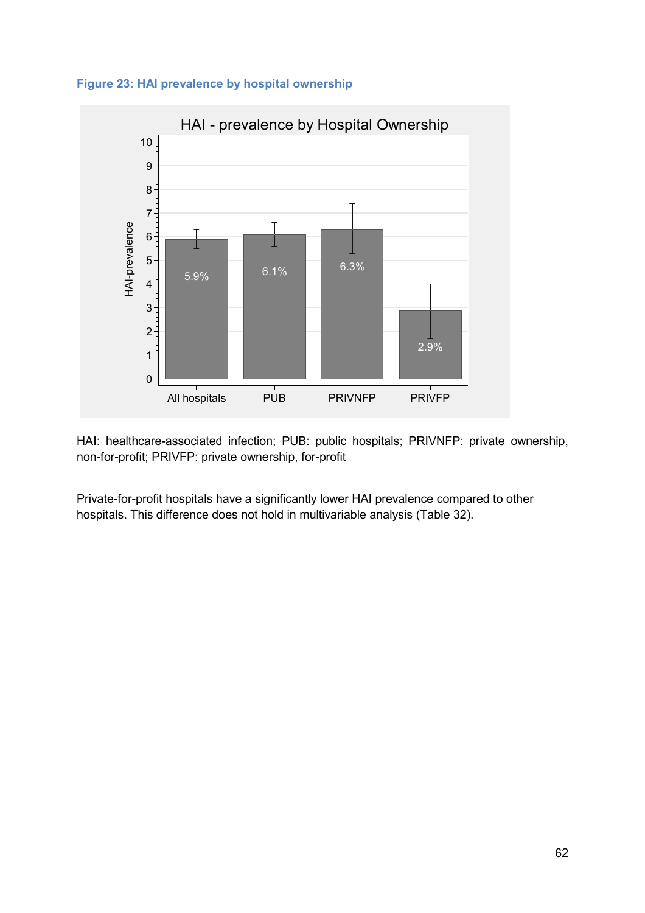**Figure 23: HAI prevalence by hospital ownership**

HAI: healthcare-associated infection; PUB: public hospitals; PRIVNFP: private ownership, non-for-profit; PRIVFP: private ownership, for-profit

Private-for-profit hospitals have a significantly lower HAI prevalence compared to other hospitals. This difference does not hold in multivariable analysis (Table 32).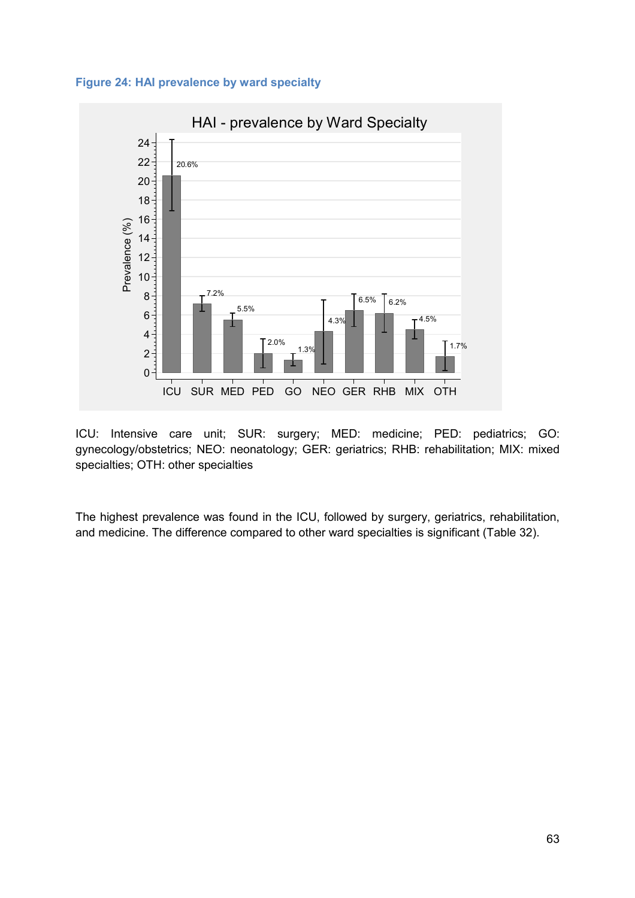**Figure 24: HAI prevalence by ward specialty**

ICU: Intensive care unit; SUR: surgery; MED: medicine; PED: pediatrics; GO: gynecology/obstetrics; NEO: neonatology; GER: geriatrics; RHB: rehabilitation; MIX: mixed specialties; OTH: other specialties

The highest prevalence was found in the ICU, followed by surgery, geriatrics, rehabilitation, and medicine. The difference compared to other ward specialties is significant (Table 32).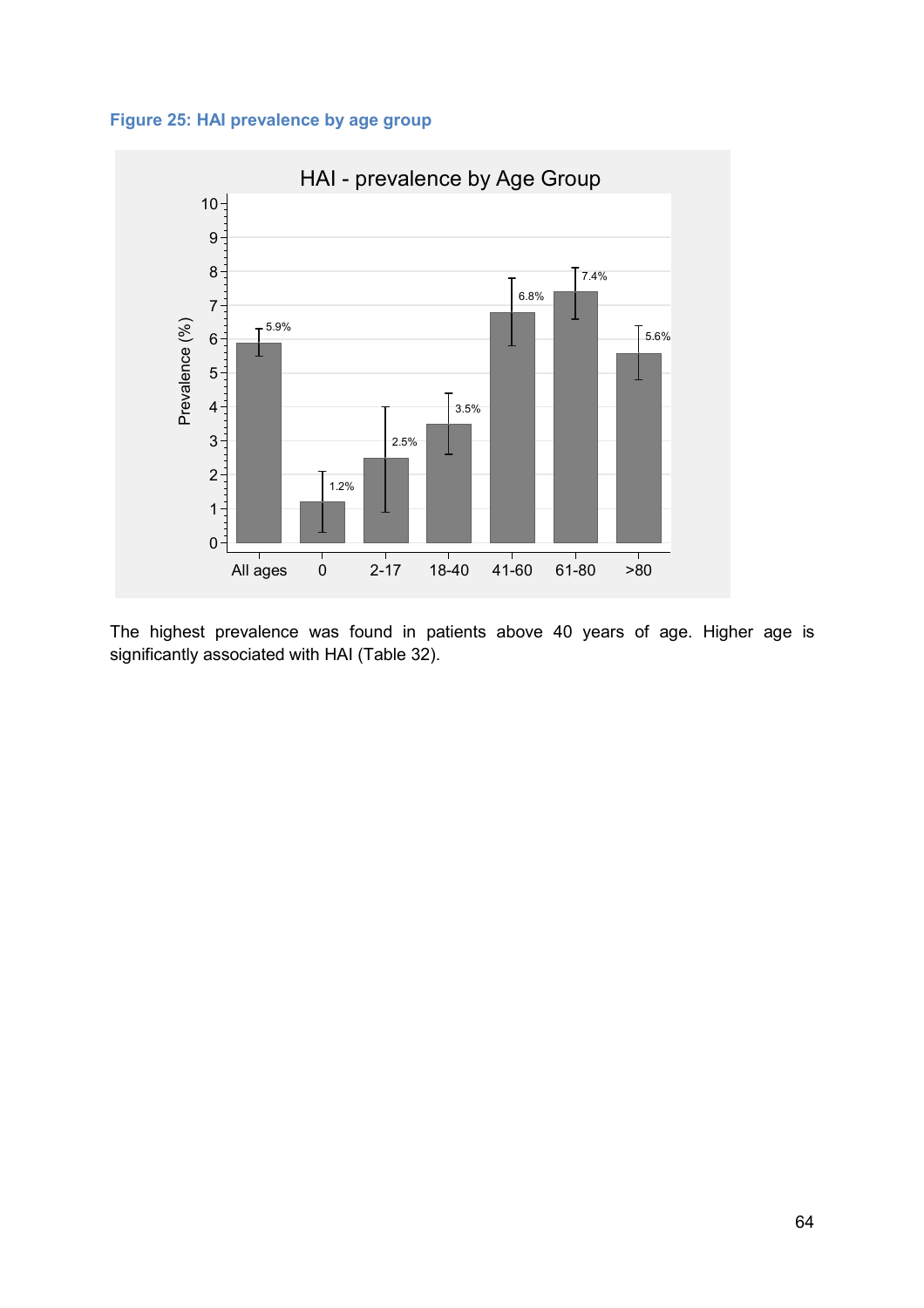**Figure 25: HAI prevalence by age group**

The highest prevalence was found in patients above 40 years of age. Higher age is significantly associated with HAI (Table 32).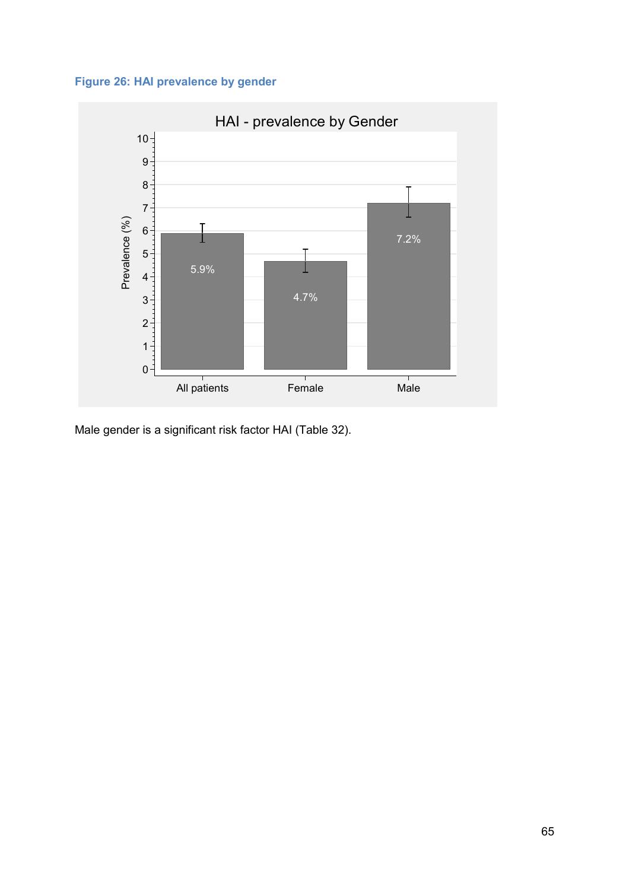**Figure 26: HAI prevalence by gender**

Male gender is a significant risk factor HAI (Table 32).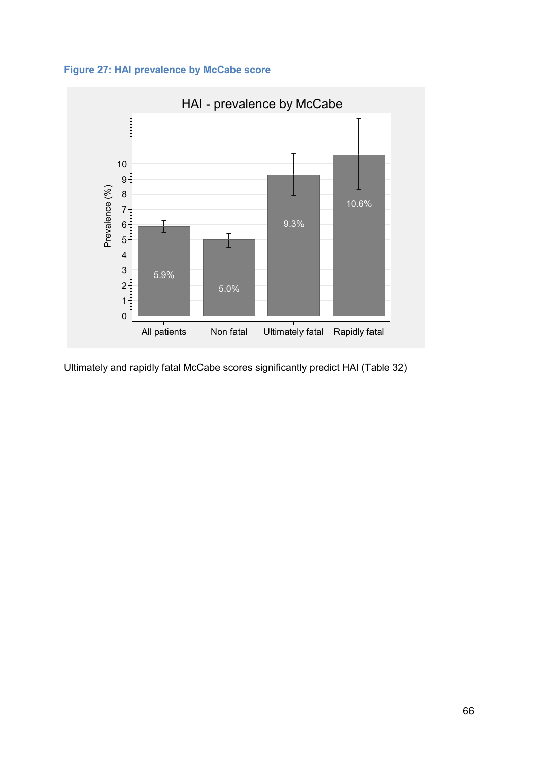**Figure 27: HAI prevalence by McCabe score**

Ultimately and rapidly fatal McCabe scores significantly predict HAI (Table 32)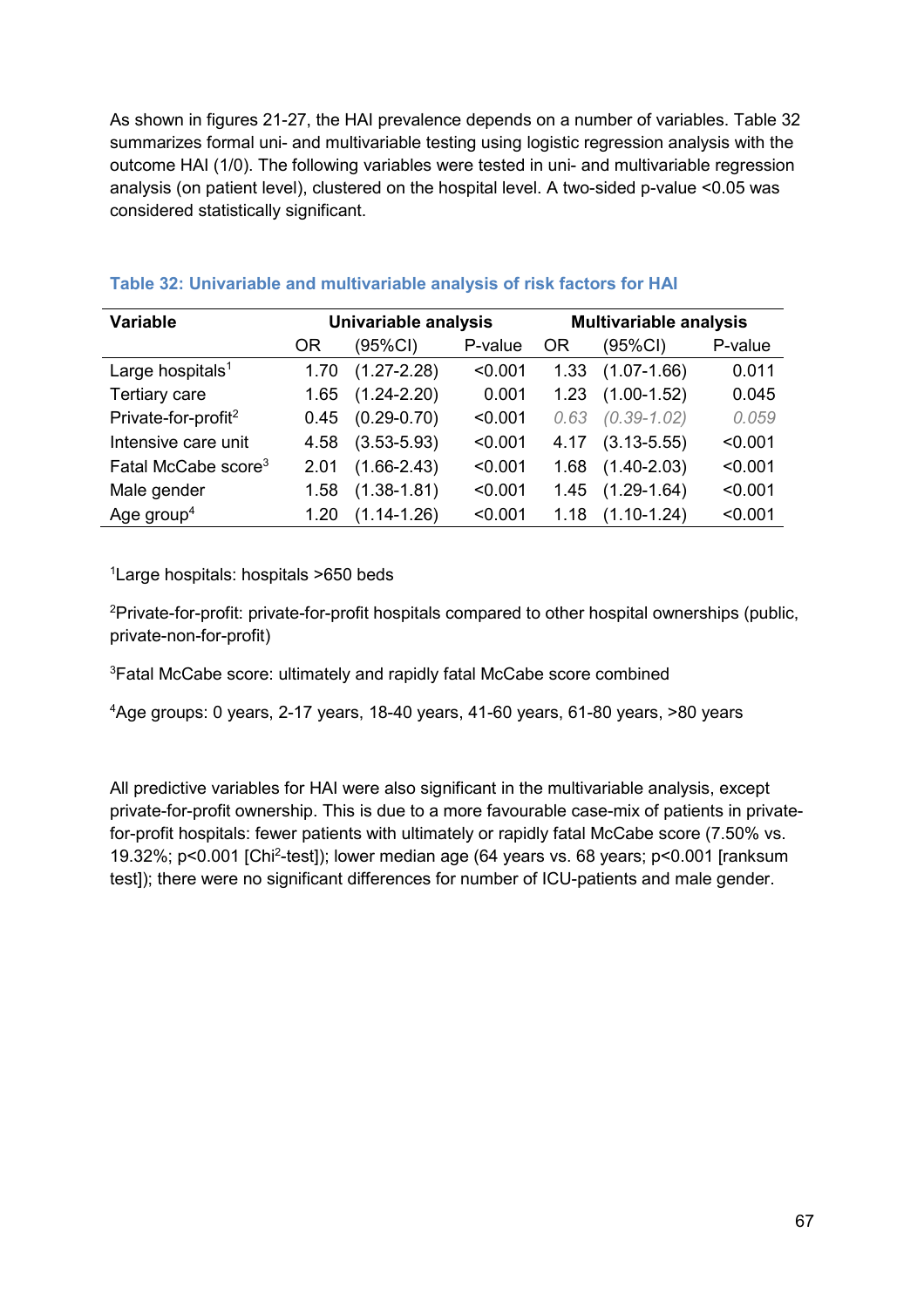As shown in figures 21-27, the HAI prevalence depends on a number of variables. Table 32 summarizes formal uni- and multivariable testing using logistic regression analysis with the outcome HAI (1/0). The following variables were tested in uni- and multivariable regression analysis (on patient level), clustered on the hospital level. A two-sided p-value <0.05 was considered statistically significant.

**Table 32: Univariable and multivariable analysis of risk factors for HAI**

| Variable | Univariable analysis | | | Multivariable analysis | | |
|---|---|---|---|---|---|---|
| | OR | (95%CI) | P-value | OR | (95%CI) | P-value |
| Large hospitals[1] | 1.70 | (1.27-2.28) | <0.001 | 1.33 | (1.07-1.66) | 0.011 |
| Tertiary care | 1.65 | (1.24-2.20) | 0.001 | 1.23 | (1.00-1.52) | 0.045 |
| Private-for-profit[2] | 0.45 | (0.29-0.70) | <0.001 | *0.63* | *(0.39-1.02)* | *0.059* |
| Intensive care unit | 4.58 | (3.53-5.93) | <0.001 | 4.17 | (3.13-5.55) | <0.001 |
| Fatal McCabe score[3] | 2.01 | (1.66-2.43) | <0.001 | 1.68 | (1.40-2.03) | <0.001 |
| Male gender | 1.58 | (1.38-1.81) | <0.001 | 1.45 | (1.29-1.64) | <0.001 |
| Age group[4] | 1.20 | (1.14-1.26) | <0.001 | 1.18 | (1.10-1.24) | <0.001 |

[1]Large hospitals: hospitals >650 beds

[2]Private-for-profit: private-for-profit hospitals compared to other hospital ownerships (public, private-non-for-profit)

[3]Fatal McCabe score: ultimately and rapidly fatal McCabe score combined

[4]Age groups: 0 years, 2-17 years, 18-40 years, 41-60 years, 61-80 years, >80 years

All predictive variables for HAI were also significant in the multivariable analysis, except private-for-profit ownership. This is due to a more favourable case-mix of patients in private-for-profit hospitals: fewer patients with ultimately or rapidly fatal McCabe score (7.50% vs. 19.32%; $p<0.001$ [$Chi^2$-test]); lower median age (64 years vs. 68 years; $p<0.001$ [ranksum test]); there were no significant differences for number of ICU-patients and male gender.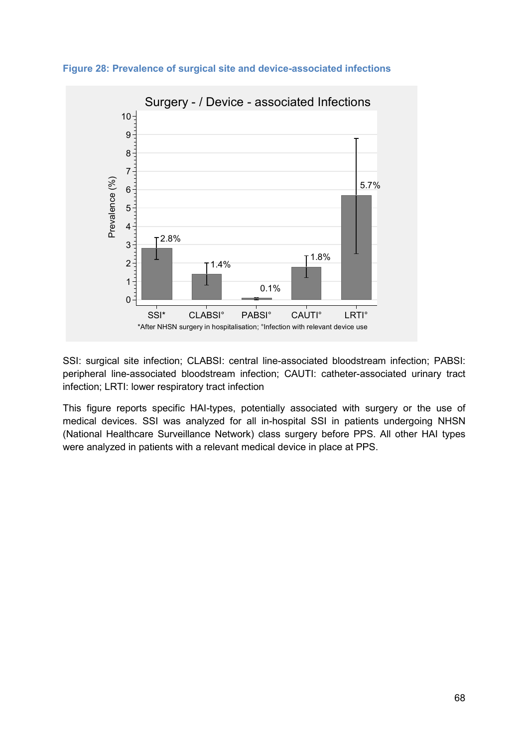**Figure 28: Prevalence of surgical site and device-associated infections**

SSI: surgical site infection; CLABSI: central line-associated bloodstream infection; PABSI: peripheral line-associated bloodstream infection; CAUTI: catheter-associated urinary tract infection; LRTI: lower respiratory tract infection

This figure reports specific HAI-types, potentially associated with surgery or the use of medical devices. SSI was analyzed for all in-hospital SSI in patients undergoing NHSN (National Healthcare Surveillance Network) class surgery before PPS. All other HAI types were analyzed in patients with a relevant medical device in place at PPS.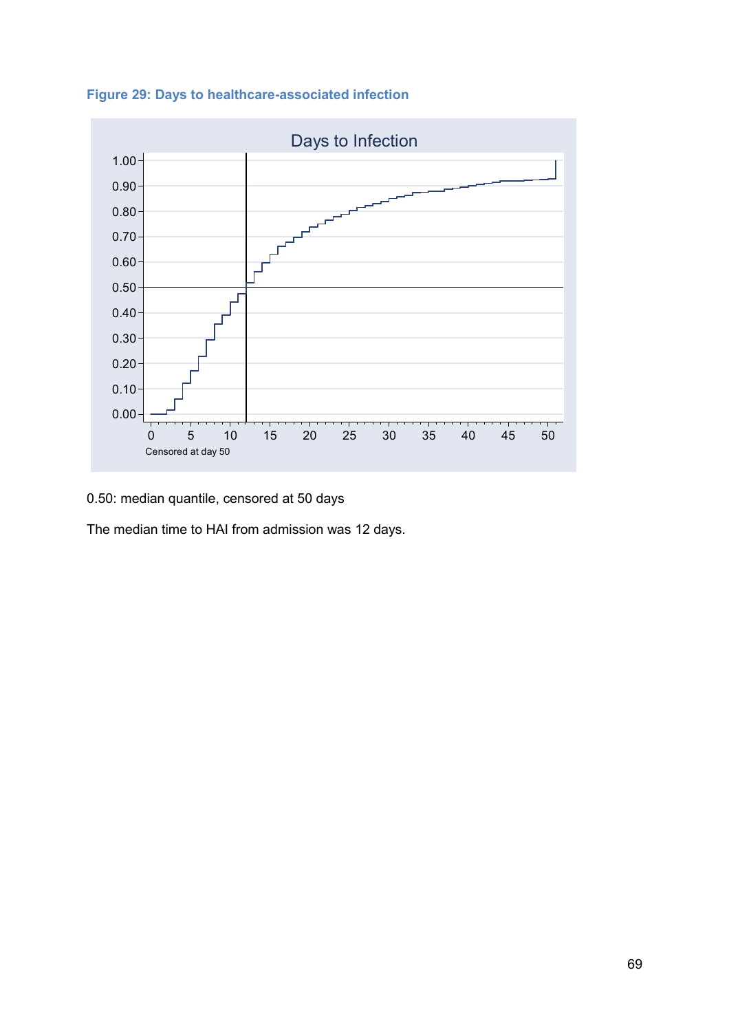**Figure 29: Days to healthcare-associated infection**

0.50: median quantile, censored at 50 days

The median time to HAI from admission was 12 days.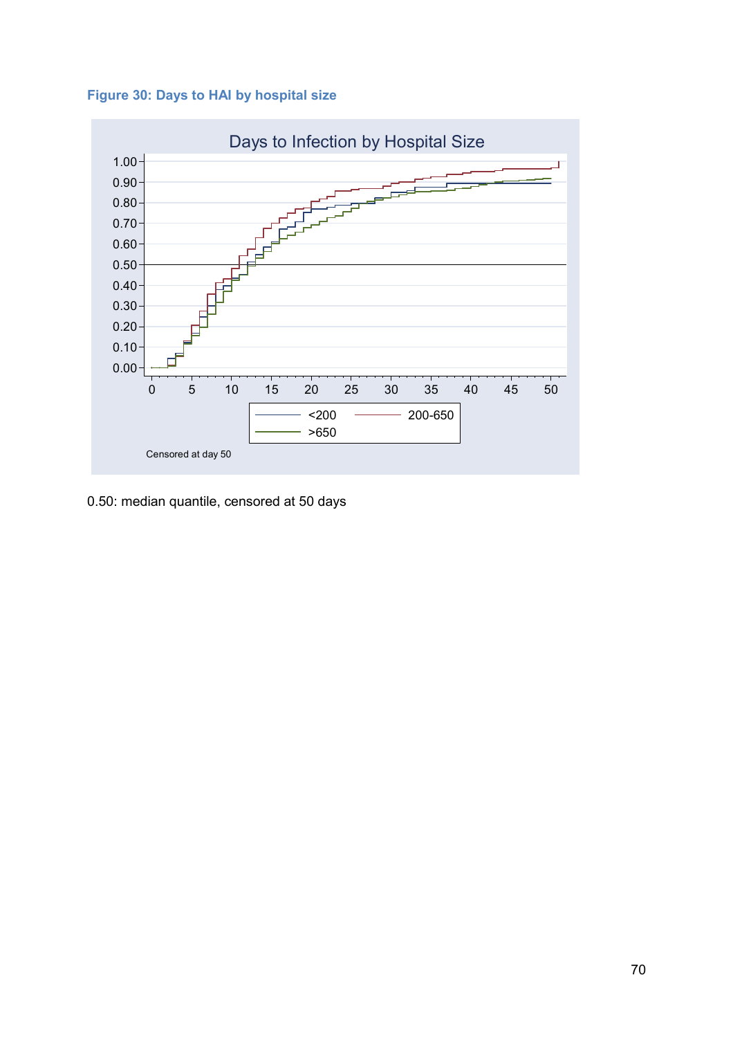**Figure 30: Days to HAI by hospital size**

Days to Infection by Hospital Size

Censored at day 50

0.50: median quantile, censored at 50 days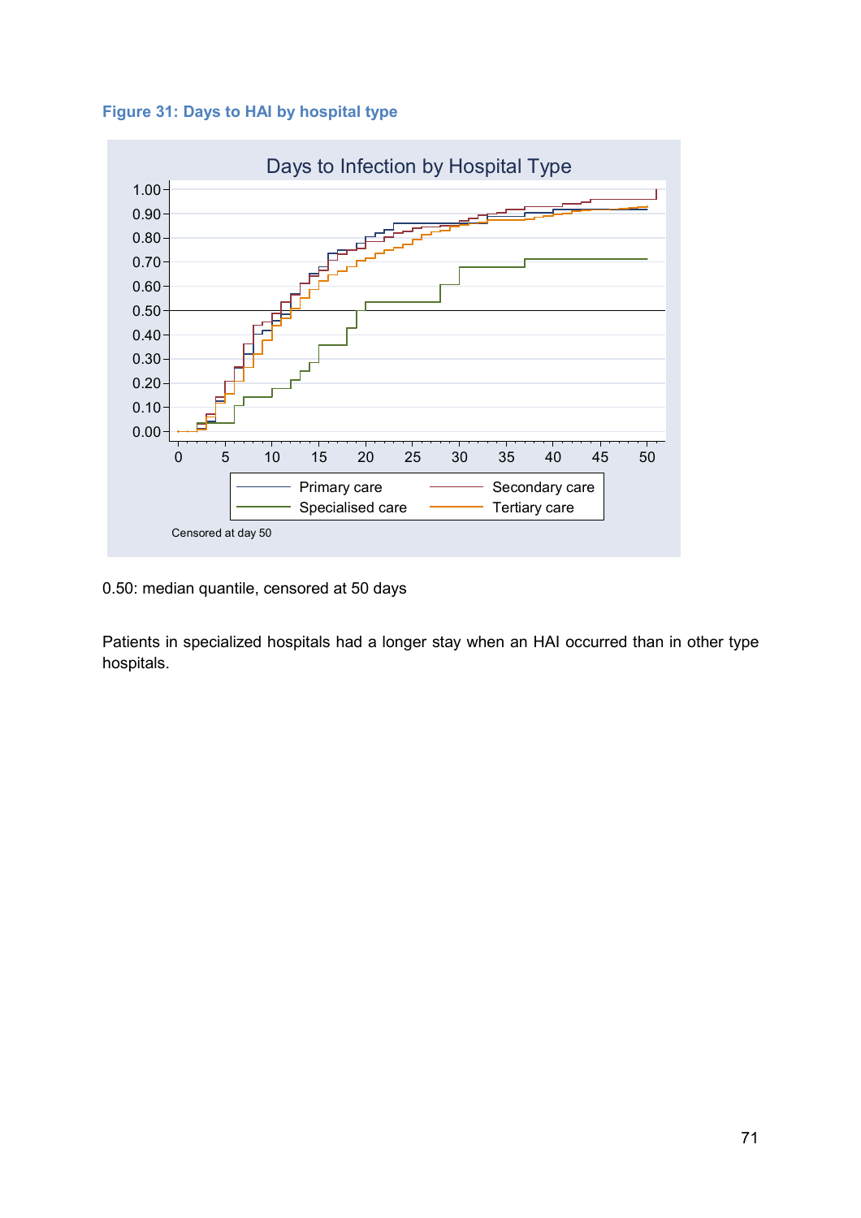**Figure 31: Days to HAI by hospital type**

0.50: median quantile, censored at 50 days

Patients in specialized hospitals had a longer stay when an HAI occurred than in other type hospitals.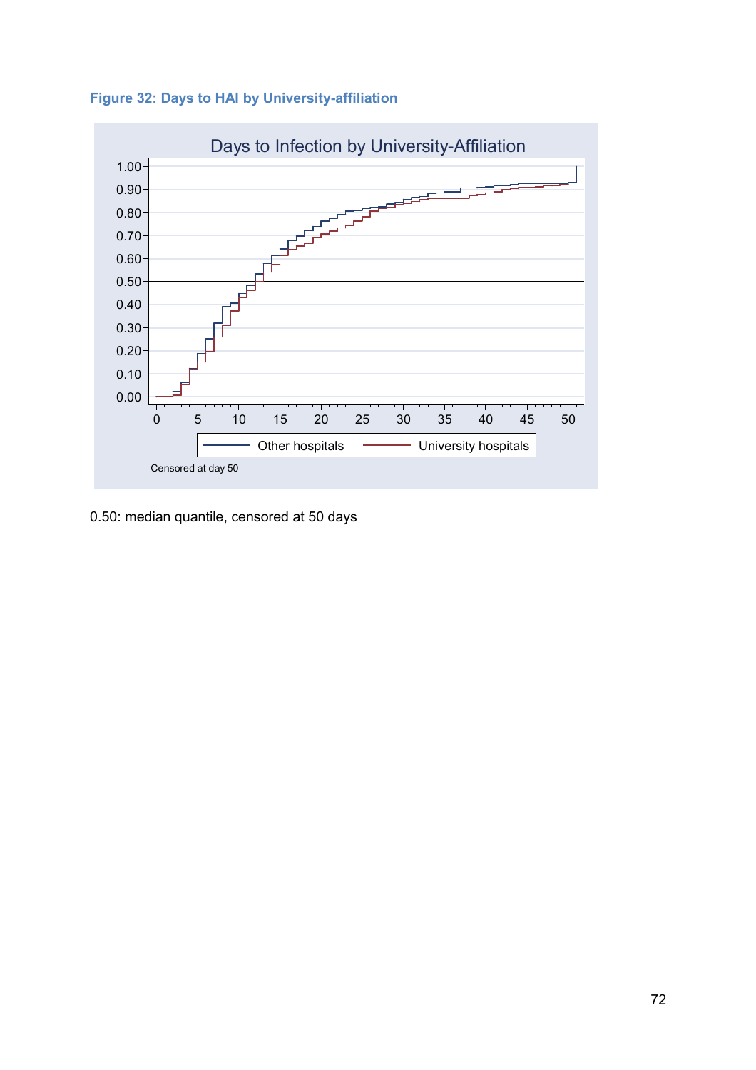**Figure 32: Days to HAI by University-affiliation**

Days to Infection by University-Affiliation

Censored at day 50

0.50: median quantile, censored at 50 days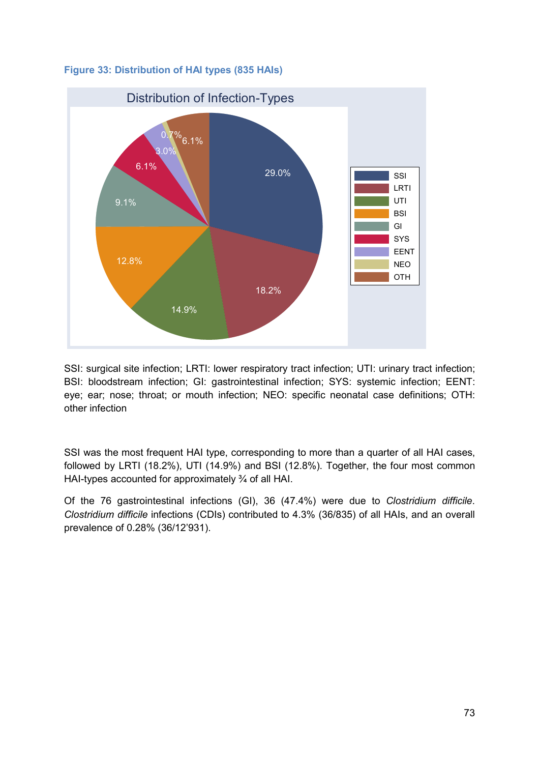**Figure 33: Distribution of HAI types (835 HAIs)**

SSI: surgical site infection; LRTI: lower respiratory tract infection; UTI: urinary tract infection; BSI: bloodstream infection; GI: gastrointestinal infection; SYS: systemic infection; EENT: eye; ear; nose; throat; or mouth infection; NEO: specific neonatal case definitions; OTH: other infection

SSI was the most frequent HAI type, corresponding to more than a quarter of all HAI cases, followed by LRTI (18.2%), UTI (14.9%) and BSI (12.8%). Together, the four most common HAI-types accounted for approximately ¾ of all HAI.

Of the 76 gastrointestinal infections (GI), 36 (47.4%) were due to *Clostridium difficile*. *Clostridium difficile* infections (CDIs) contributed to 4.3% (36/835) of all HAIs, and an overall prevalence of 0.28% (36/12'931).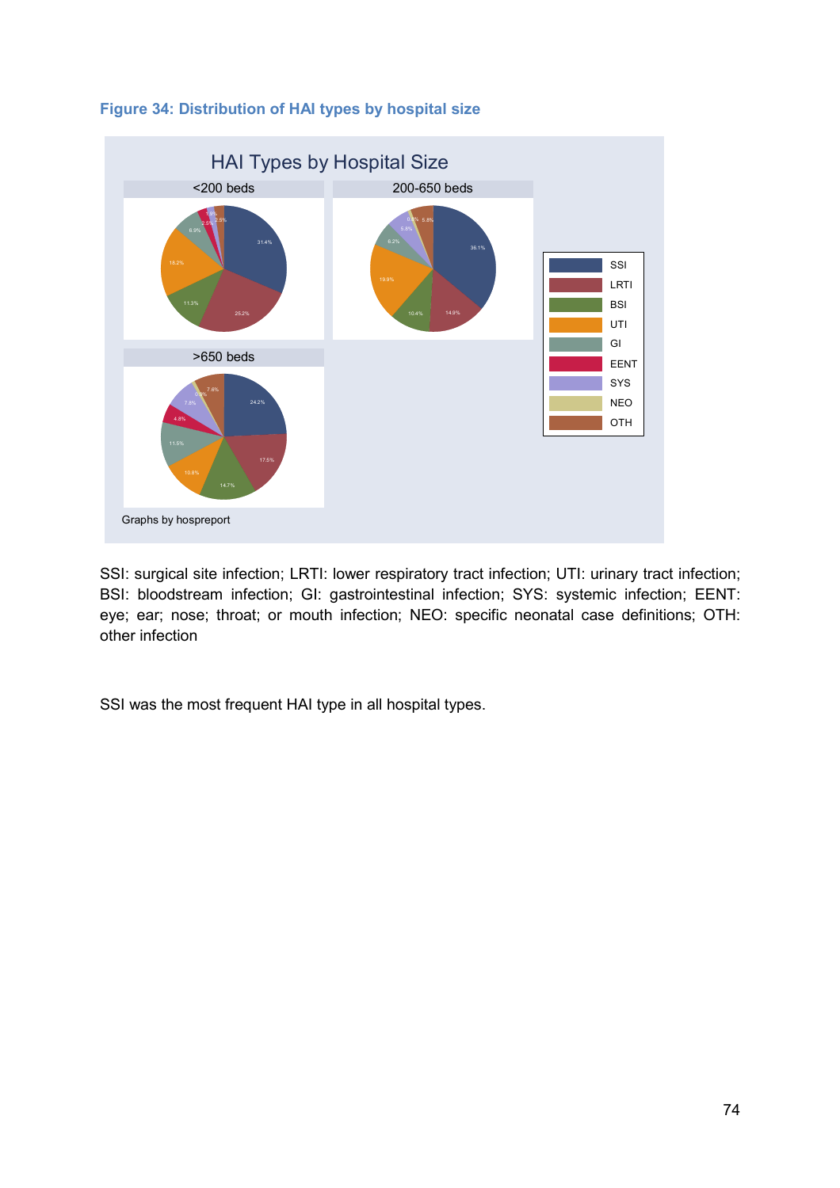**Figure 34: Distribution of HAI types by hospital size**

SSI: surgical site infection; LRTI: lower respiratory tract infection; UTI: urinary tract infection; BSI: bloodstream infection; GI: gastrointestinal infection; SYS: systemic infection; EENT: eye; ear; nose; throat; or mouth infection; NEO: specific neonatal case definitions; OTH: other infection

SSI was the most frequent HAI type in all hospital types.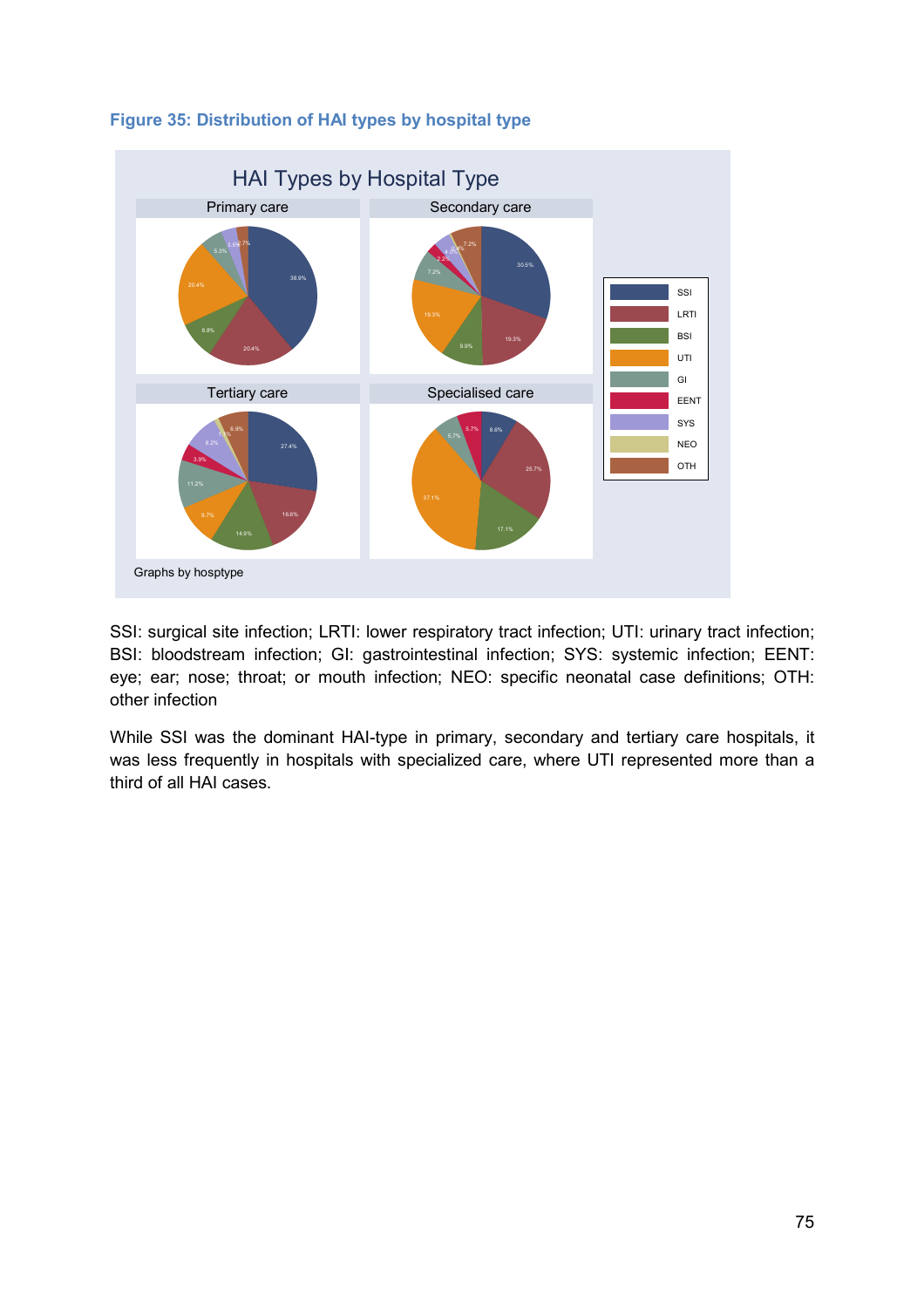**Figure 35: Distribution of HAI types by hospital type**

SSI: surgical site infection; LRTI: lower respiratory tract infection; UTI: urinary tract infection; BSI: bloodstream infection; GI: gastrointestinal infection; SYS: systemic infection; EENT: eye; ear; nose; throat; or mouth infection; NEO: specific neonatal case definitions; OTH: other infection

While SSI was the dominant HAI-type in primary, secondary and tertiary care hospitals, it was less frequently in hospitals with specialized care, where UTI represented more than a third of all HAI cases.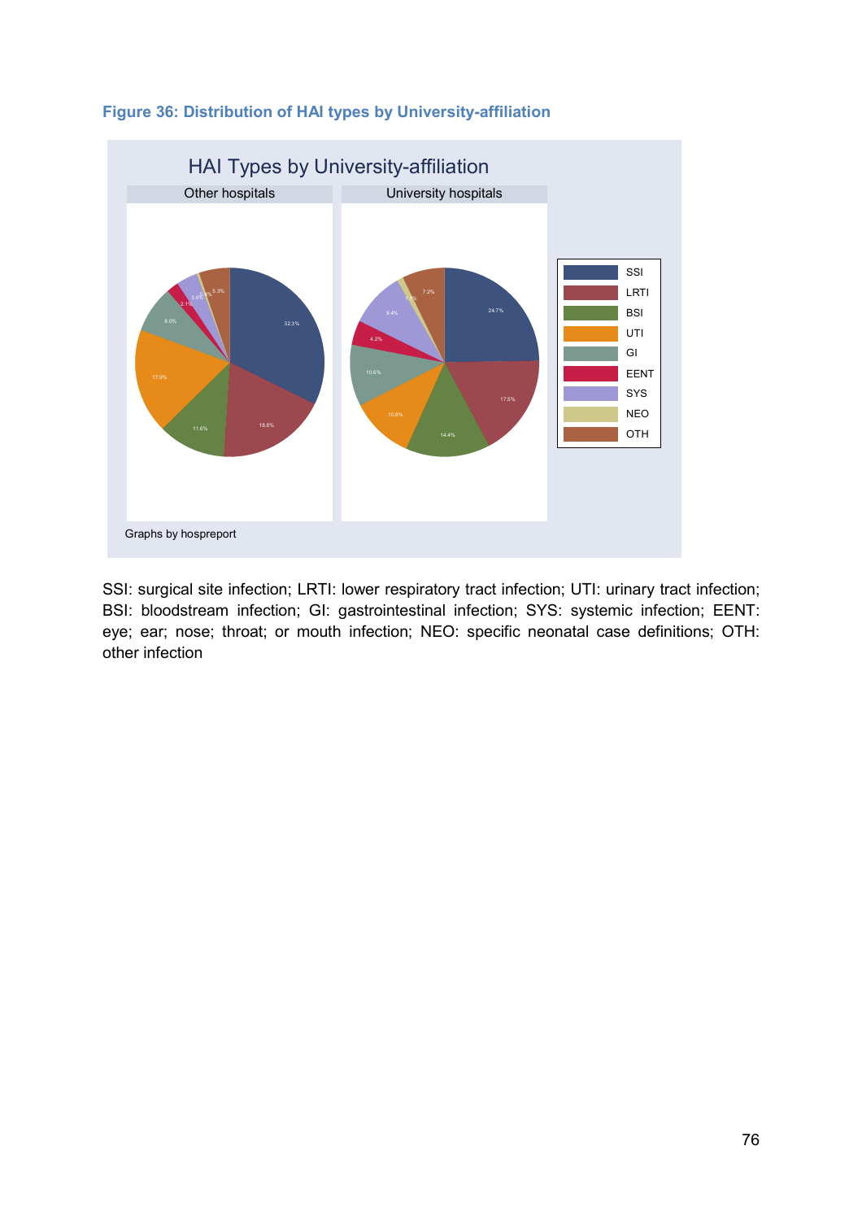**Figure 36: Distribution of HAI types by University-affiliation**

SSI: surgical site infection; LRTI: lower respiratory tract infection; UTI: urinary tract infection; BSI: bloodstream infection; GI: gastrointestinal infection; SYS: systemic infection; EENT: eye; ear; nose; throat; or mouth infection; NEO: specific neonatal case definitions; OTH: other infection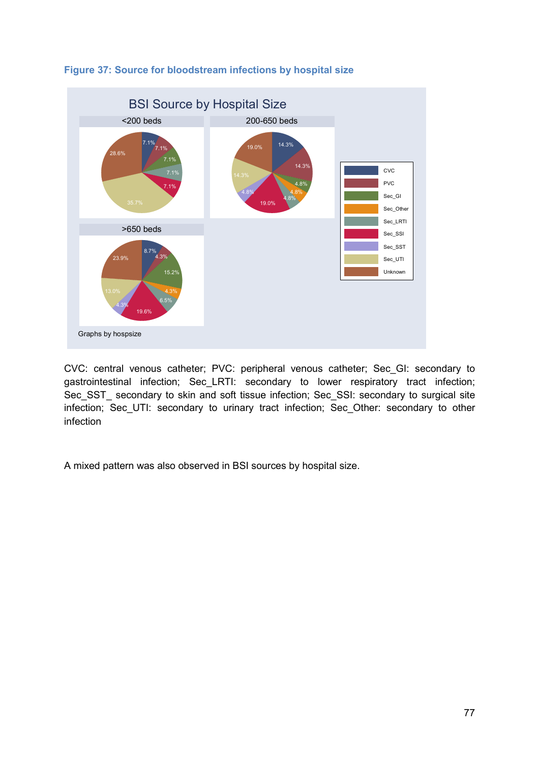Figure 37: Source for bloodstream infections by hospital size

CVC: central venous catheter; PVC: peripheral venous catheter; Sec_GI: secondary to gastrointestinal infection; Sec_LRTI: secondary to lower respiratory tract infection; Sec_SST_ secondary to skin and soft tissue infection; Sec_SSI: secondary to surgical site infection; Sec_UTI: secondary to urinary tract infection; Sec_Other: secondary to other infection

A mixed pattern was also observed in BSI sources by hospital size.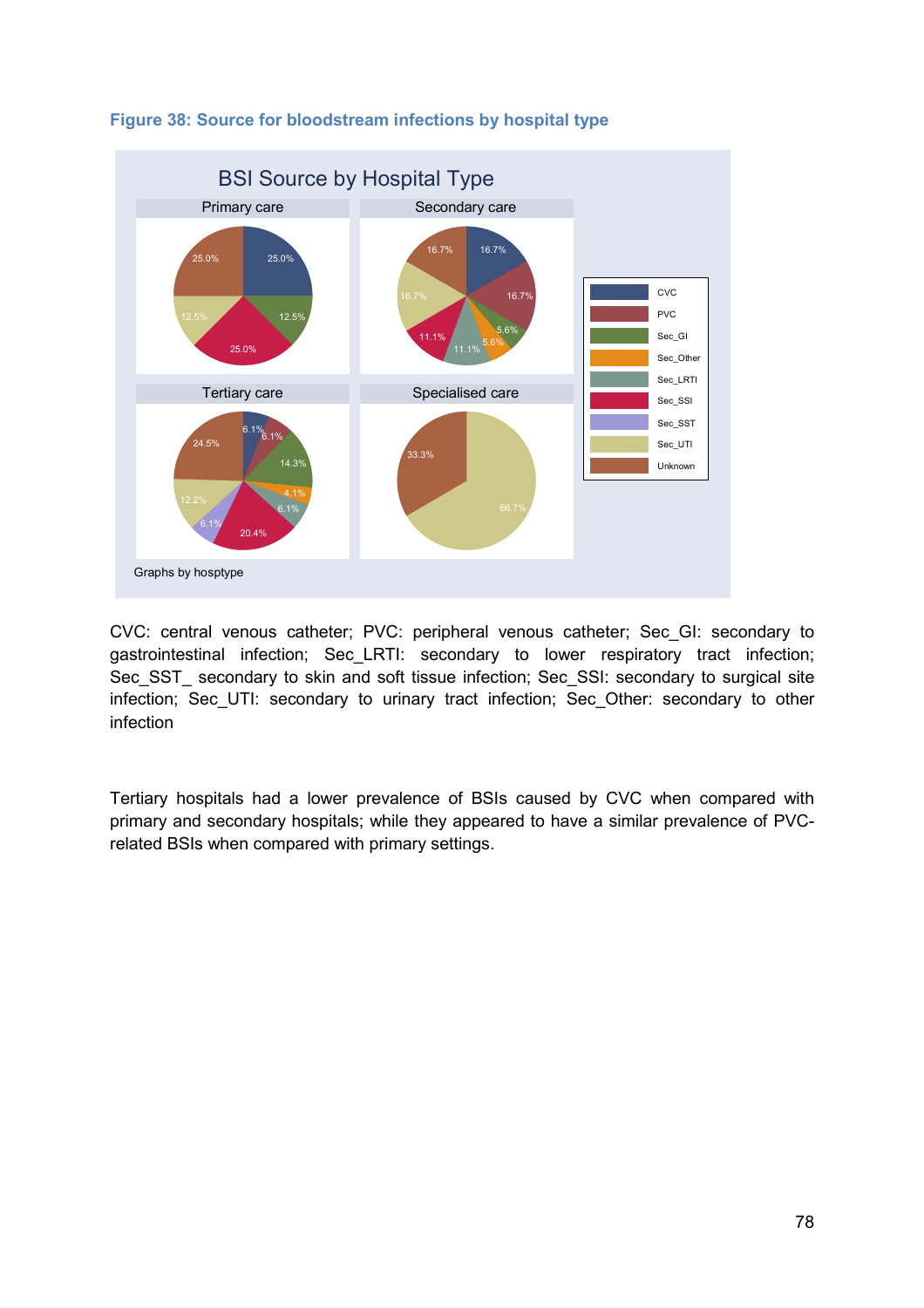**Figure 38: Source for bloodstream infections by hospital type**

CVC: central venous catheter; PVC: peripheral venous catheter; Sec_GI: secondary to gastrointestinal infection; Sec_LRTI: secondary to lower respiratory tract infection; Sec_SST_ secondary to skin and soft tissue infection; Sec_SSI: secondary to surgical site infection; Sec_UTI: secondary to urinary tract infection; Sec_Other: secondary to other infection

Tertiary hospitals had a lower prevalence of BSIs caused by CVC when compared with primary and secondary hospitals; while they appeared to have a similar prevalence of PVC-related BSIs when compared with primary settings.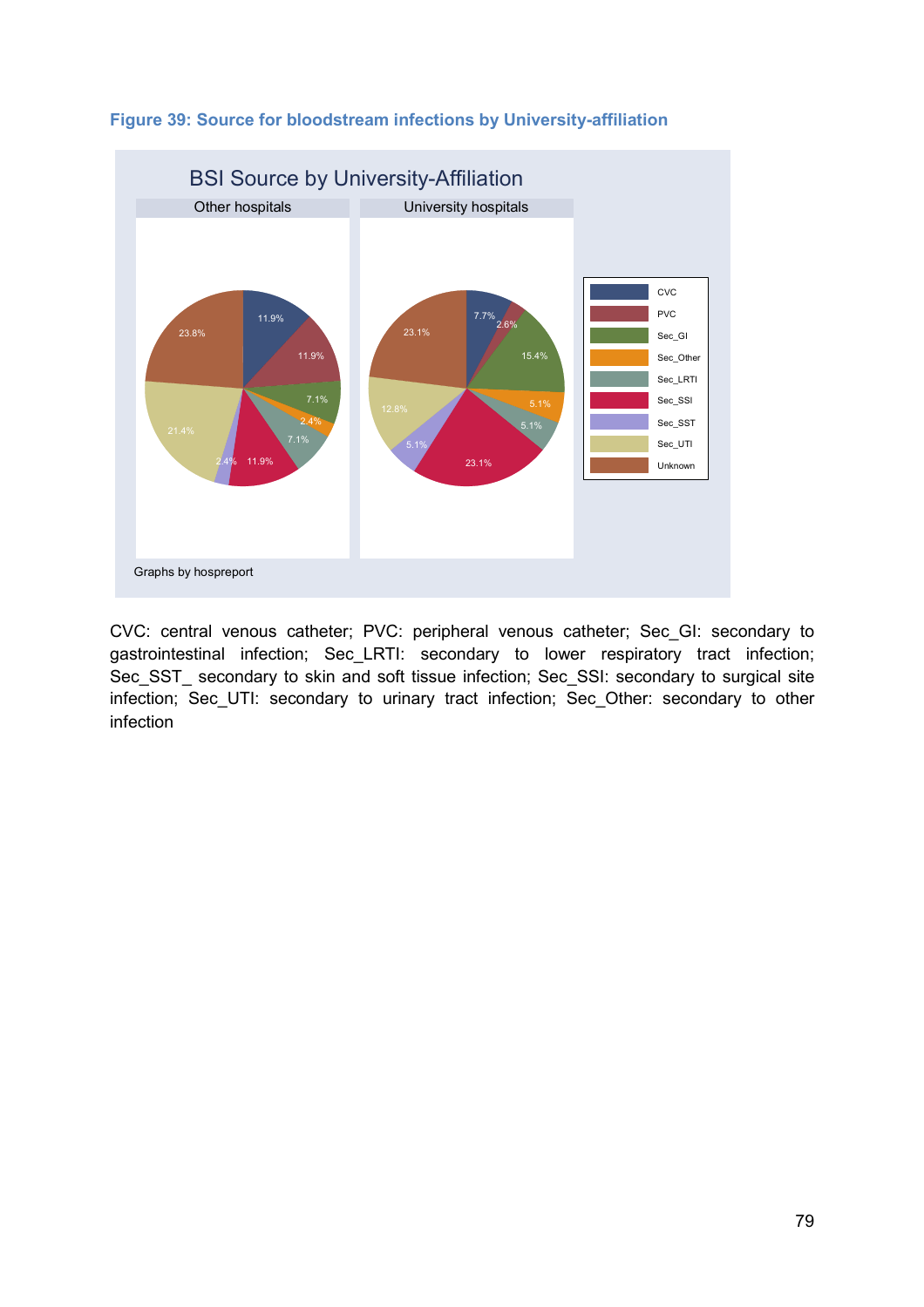**Figure 39: Source for bloodstream infections by University-affiliation**

CVC: central venous catheter; PVC: peripheral venous catheter; Sec_GI: secondary to gastrointestinal infection; Sec_LRTI: secondary to lower respiratory tract infection; Sec_SST_ secondary to skin and soft tissue infection; Sec_SSI: secondary to surgical site infection; Sec_UTI: secondary to urinary tract infection; Sec_Other: secondary to other infection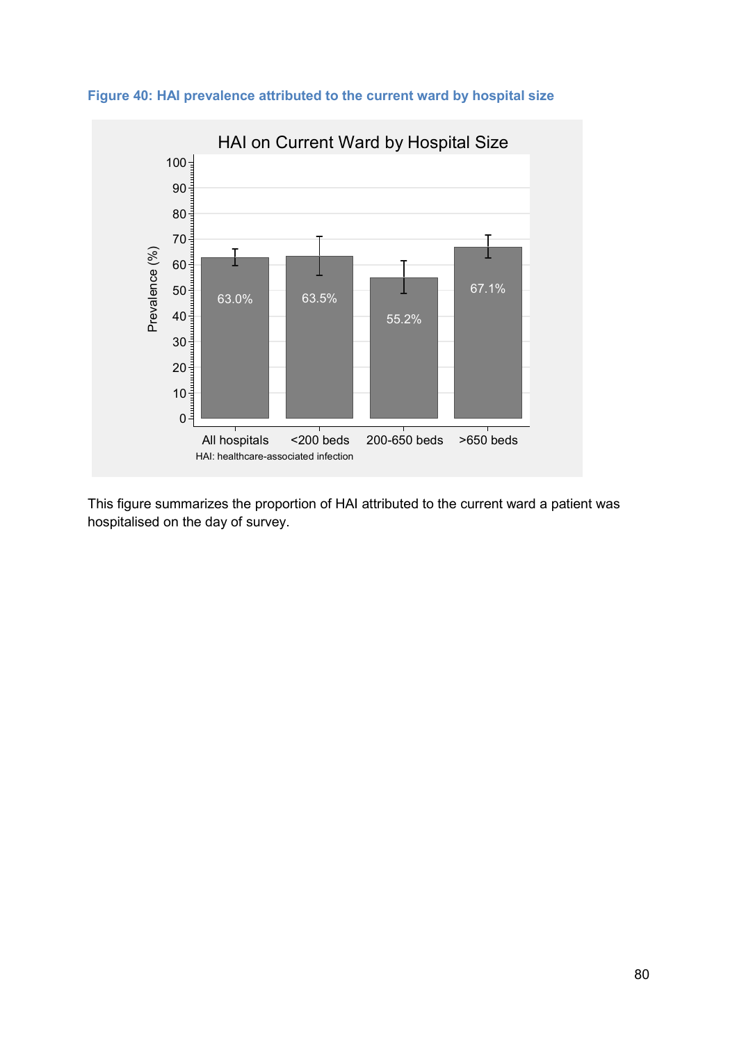**Figure 40: HAI prevalence attributed to the current ward by hospital size**

This figure summarizes the proportion of HAI attributed to the current ward a patient was hospitalised on the day of survey.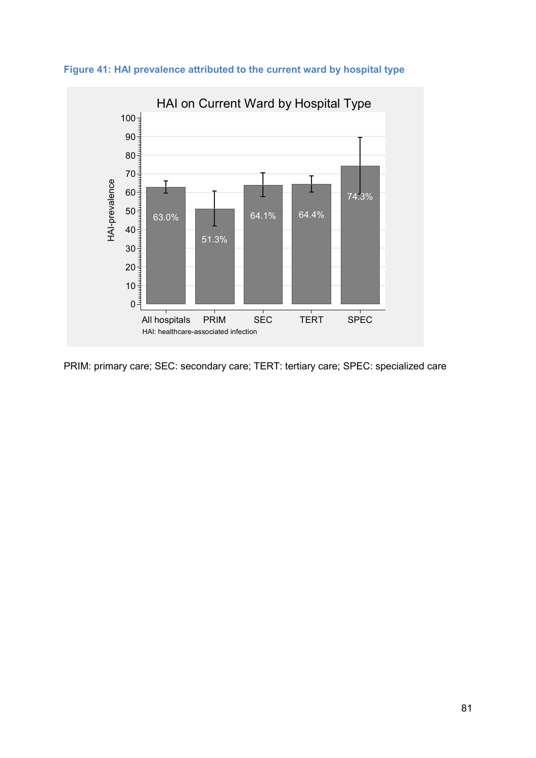**Figure 41: HAI prevalence attributed to the current ward by hospital type**

HAI on Current Ward by Hospital Type

| | All hospitals | PRIM | SEC | TERT | SPEC |
|---|---|---|---|---|---|
| HAI-prevalence | 63.0% | 51.3% | 64.1% | 64.4% | 74.3% |

HAI: healthcare-associated infection

PRIM: primary care; SEC: secondary care; TERT: tertiary care; SPEC: specialized care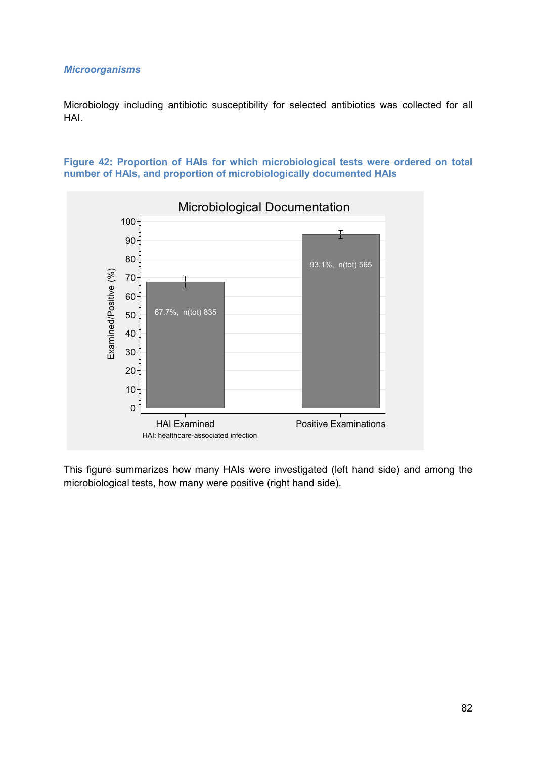### *Microorganisms*

Microbiology including antibiotic susceptibility for selected antibiotics was collected for all HAI.

**Figure 42: Proportion of HAIs for which microbiological tests were ordered on total number of HAIs, and proportion of microbiologically documented HAIs**

This figure summarizes how many HAIs were investigated (left hand side) and among the microbiological tests, how many were positive (right hand side).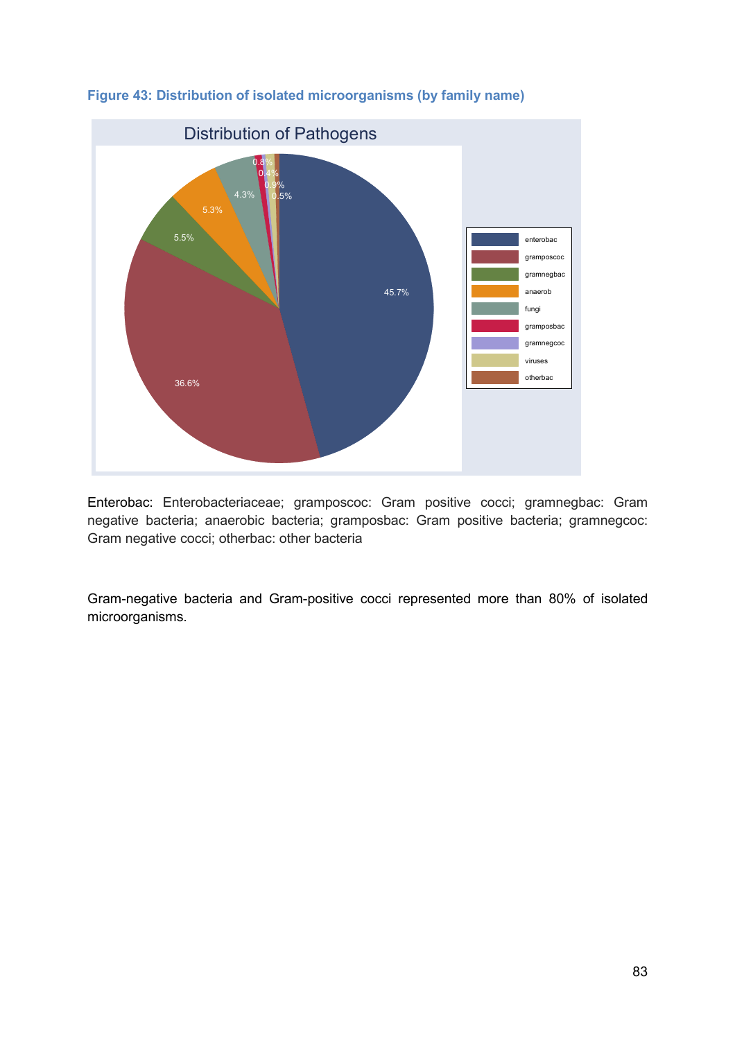**Figure 43: Distribution of isolated microorganisms (by family name)**

Enterobac: Enterobacteriaceae; gramposcoc: Gram positive cocci; gramnegbac: Gram negative bacteria; anaerobic bacteria; gramposbac: Gram positive bacteria; gramnegcoc: Gram negative cocci; otherbac: other bacteria

Gram-negative bacteria and Gram-positive cocci represented more than 80% of isolated microorganisms.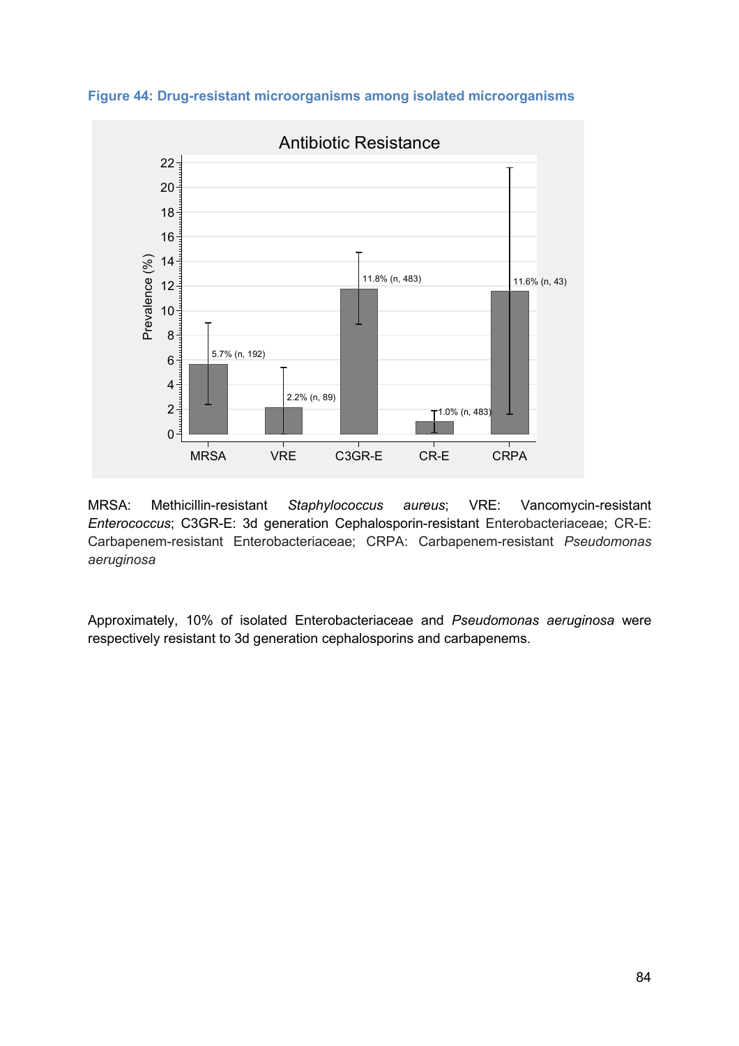**Figure 44: Drug-resistant microorganisms among isolated microorganisms**

MRSA: Methicillin-resistant *Staphylococcus aureus*; VRE: Vancomycin-resistant *Enterococcus*; C3GR-E: 3d generation Cephalosporin-resistant Enterobacteriaceae; CR-E: Carbapenem-resistant Enterobacteriaceae; CRPA: Carbapenem-resistant *Pseudomonas aeruginosa*

Approximately, 10% of isolated Enterobacteriaceae and *Pseudomonas aeruginosa* were respectively resistant to 3d generation cephalosporins and carbapenems.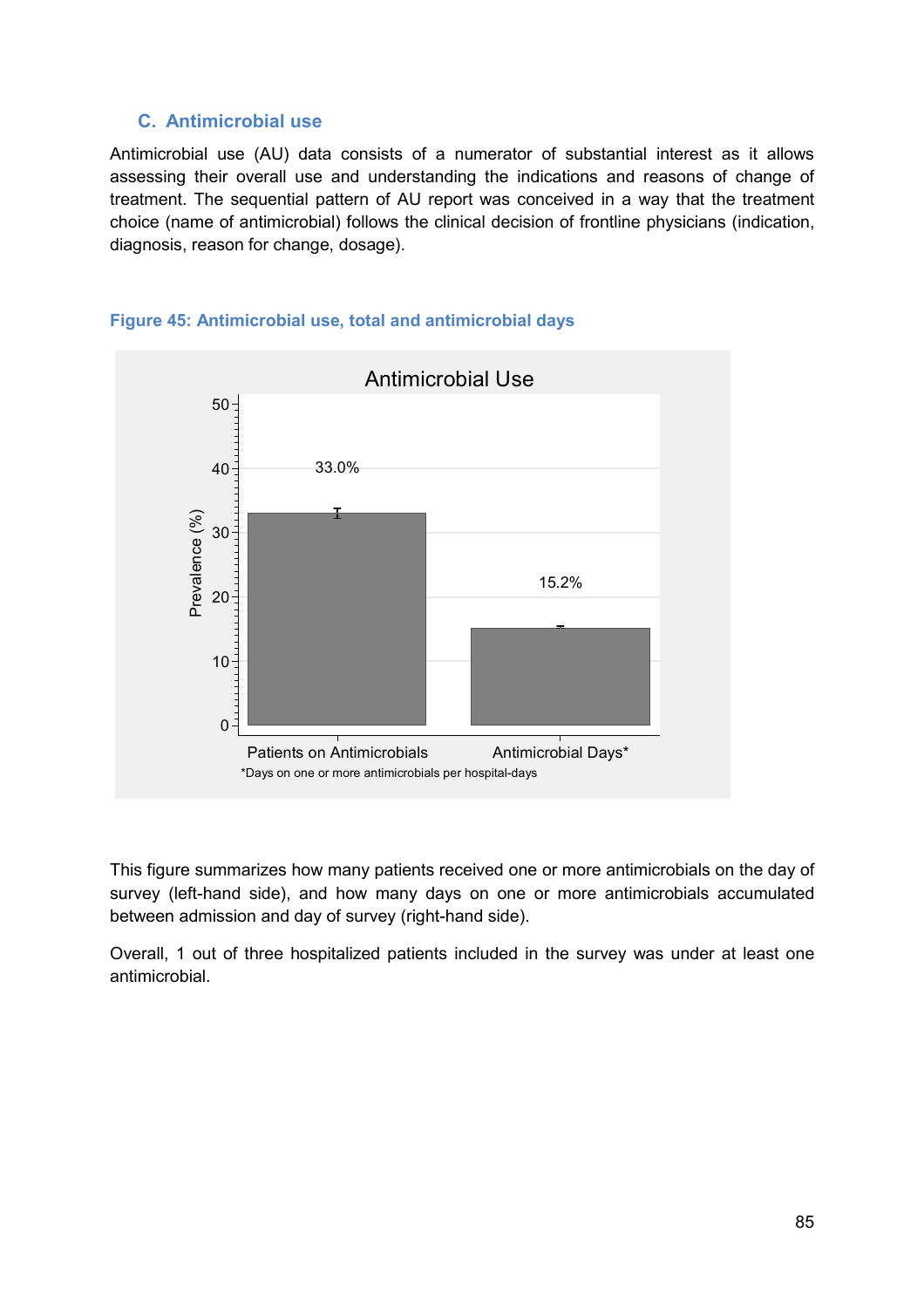### C. Antimicrobial use

Antimicrobial use (AU) data consists of a numerator of substantial interest as it allows assessing their overall use and understanding the indications and reasons of change of treatment. The sequential pattern of AU report was conceived in a way that the treatment choice (name of antimicrobial) follows the clinical decision of frontline physicians (indication, diagnosis, reason for change, dosage).

**Figure 45: Antimicrobial use, total and antimicrobial days**

Antimicrobial Use

| | Prevalence (%) |
|---|---|
| Patients on Antimicrobials | 33.0% |
| Antimicrobial Days* | 15.2% |

*Days on one or more antimicrobials per hospital-days

This figure summarizes how many patients received one or more antimicrobials on the day of survey (left-hand side), and how many days on one or more antimicrobials accumulated between admission and day of survey (right-hand side).

Overall, 1 out of three hospitalized patients included in the survey was under at least one antimicrobial.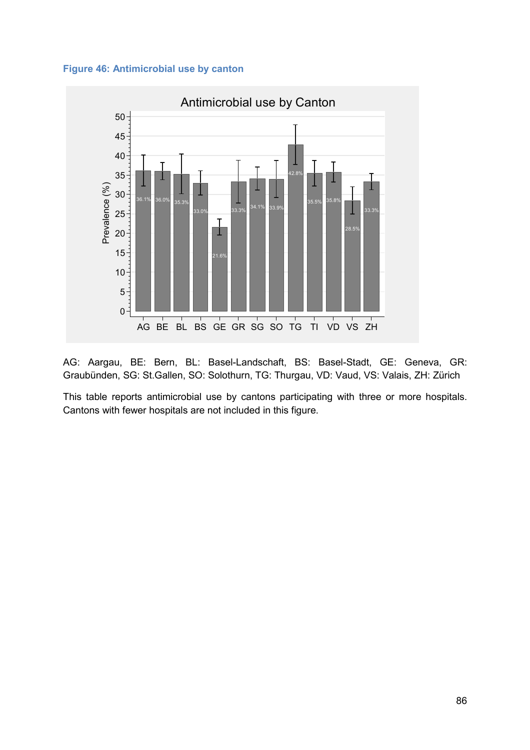**Figure 46: Antimicrobial use by canton**

AG: Aargau, BE: Bern, BL: Basel-Landschaft, BS: Basel-Stadt, GE: Geneva, GR: Graubünden, SG: St.Gallen, SO: Solothurn, TG: Thurgau, VD: Vaud, VS: Valais, ZH: Zürich

This table reports antimicrobial use by cantons participating with three or more hospitals. Cantons with fewer hospitals are not included in this figure.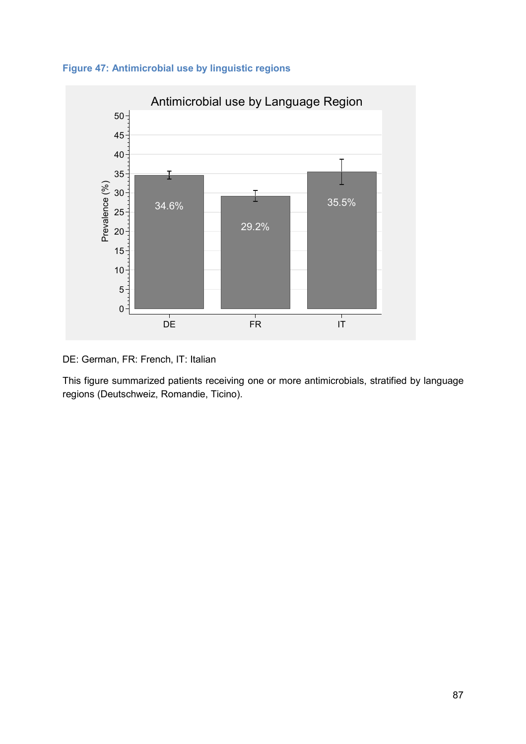**Figure 47: Antimicrobial use by linguistic regions**

DE: German, FR: French, IT: Italian

This figure summarized patients receiving one or more antimicrobials, stratified by language regions (Deutschweiz, Romandie, Ticino).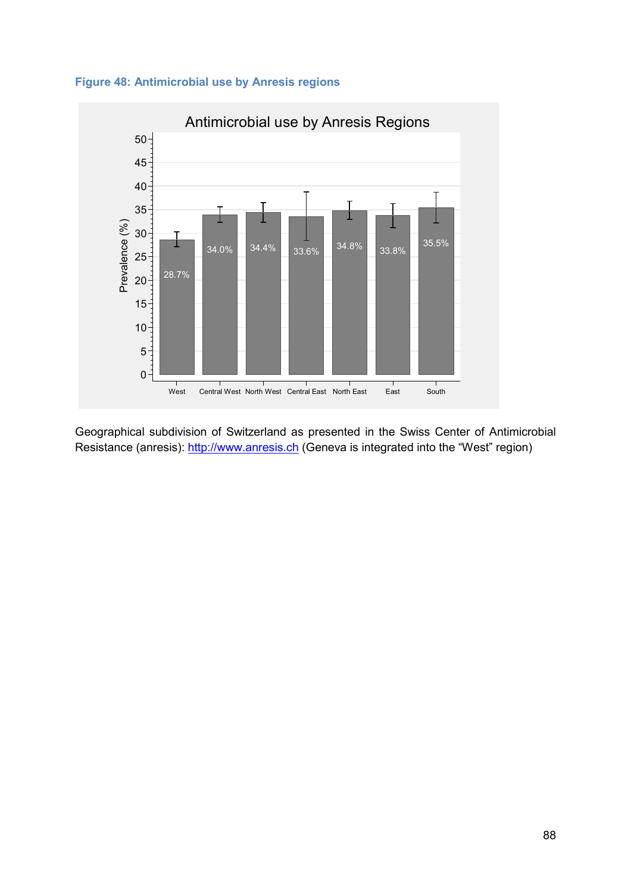**Figure 48: Antimicrobial use by Anresis regions**

Antimicrobial use by Anresis Regions

| Region | Prevalence (%) |
|---|---|
| West | 28.7% |
| Central West | 34.0% |
| North West | 34.4% |
| Central East | 33.6% |
| North East | 34.8% |
| East | 33.8% |
| South | 35.5% |

Geographical subdivision of Switzerland as presented in the Swiss Center of Antimicrobial Resistance (anresis): http://www.anresis.ch (Geneva is integrated into the “West” region)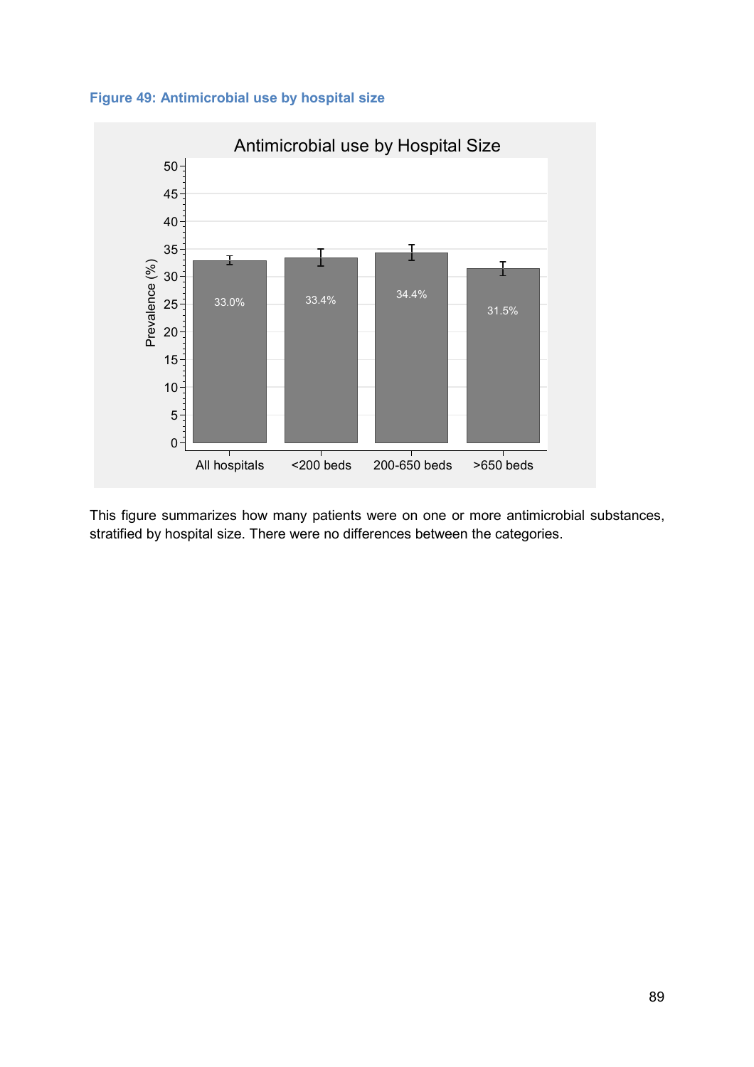**Figure 49: Antimicrobial use by hospital size**

This figure summarizes how many patients were on one or more antimicrobial substances, stratified by hospital size. There were no differences between the categories.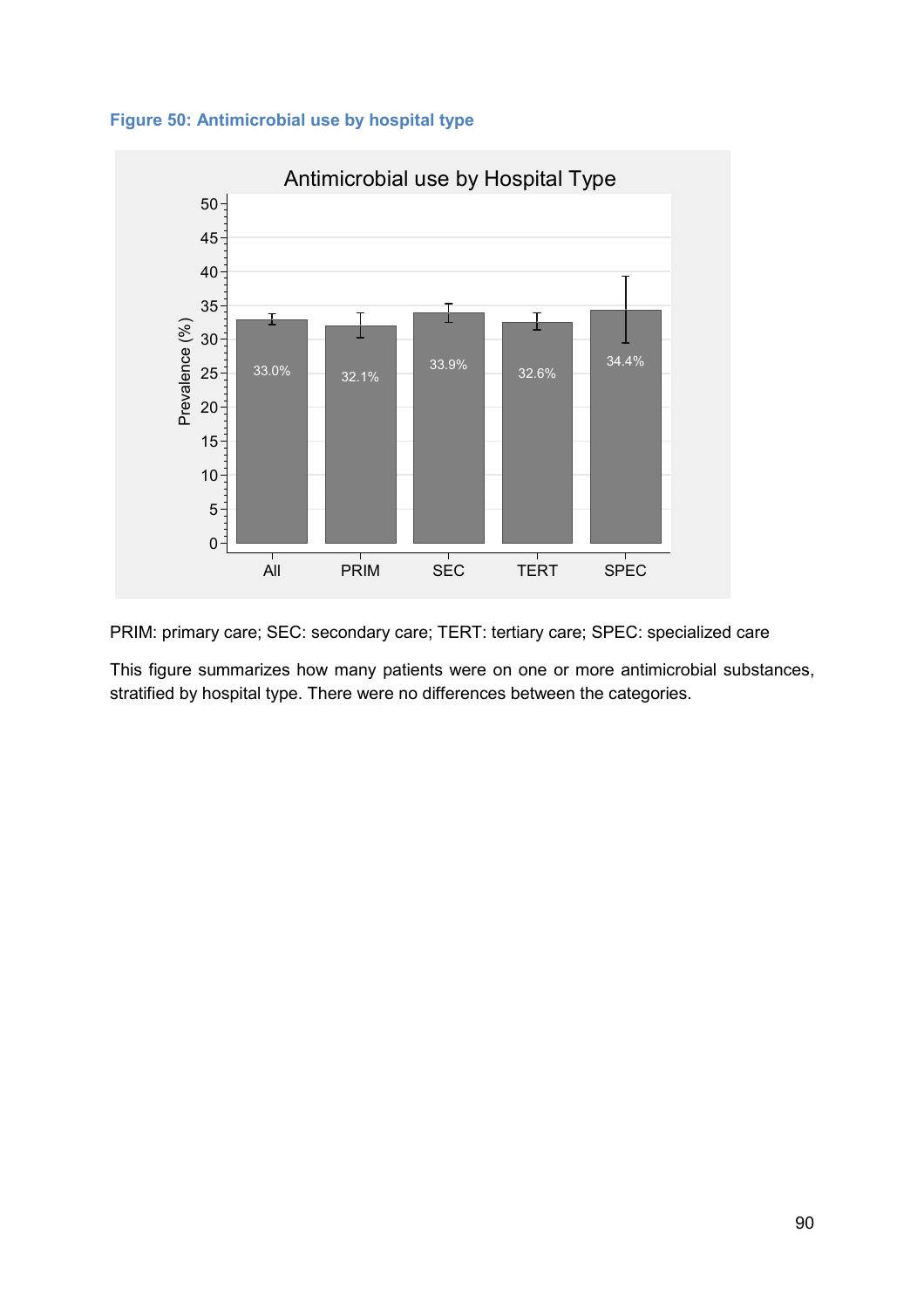**Figure 50: Antimicrobial use by hospital type**

PRIM: primary care; SEC: secondary care; TERT: tertiary care; SPEC: specialized care

This figure summarizes how many patients were on one or more antimicrobial substances, stratified by hospital type. There were no differences between the categories.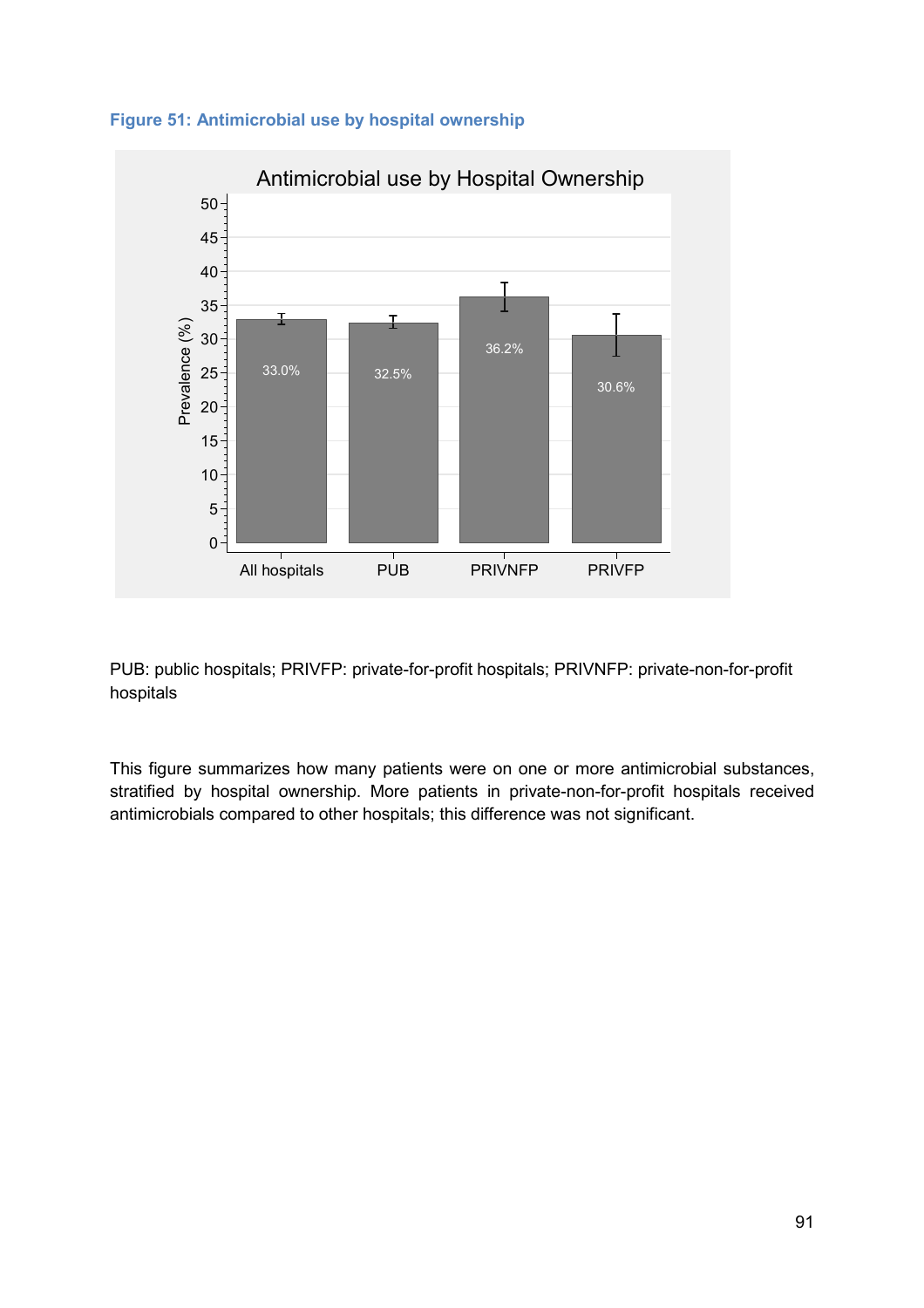**Figure 51: Antimicrobial use by hospital ownership**

PUB: public hospitals; PRIVFP: private-for-profit hospitals; PRIVNFP: private-non-for-profit hospitals

This figure summarizes how many patients were on one or more antimicrobial substances, stratified by hospital ownership. More patients in private-non-for-profit hospitals received antimicrobials compared to other hospitals; this difference was not significant.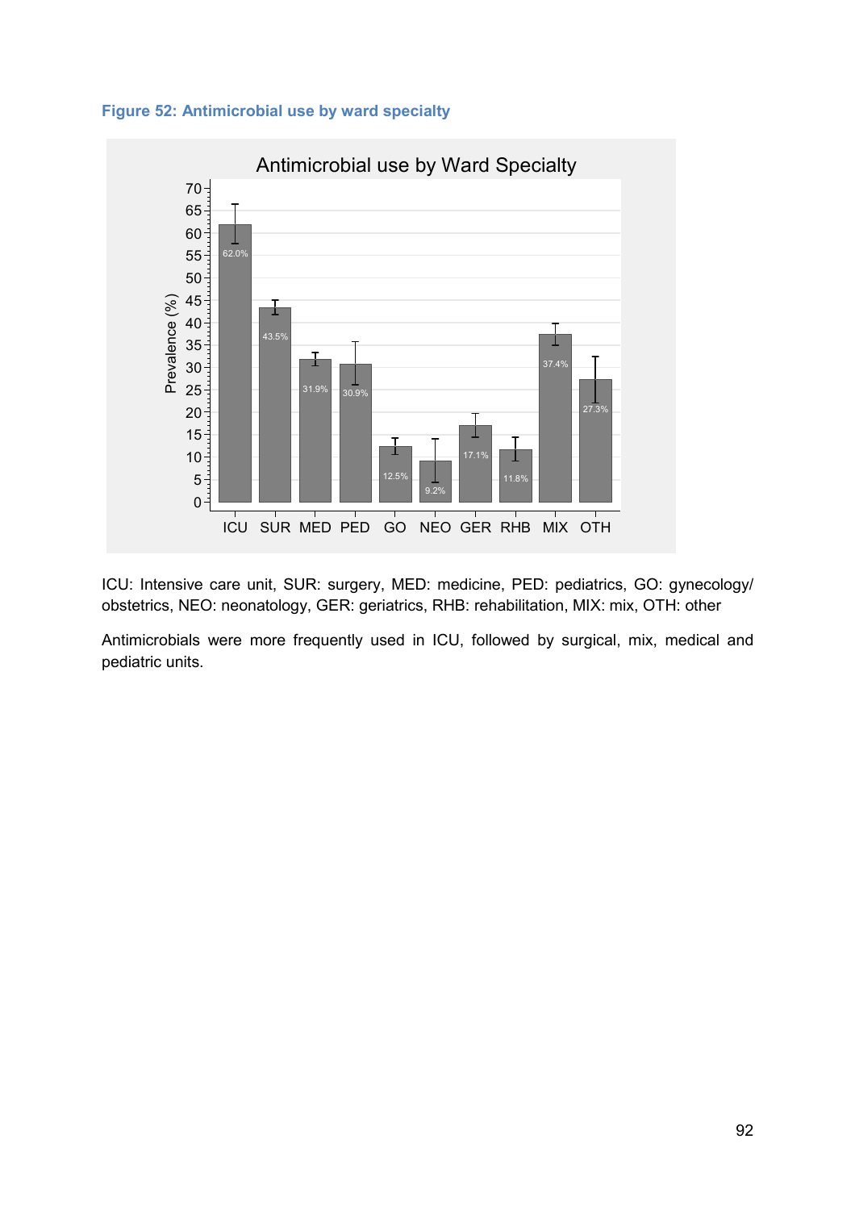**Figure 52: Antimicrobial use by ward specialty**

ICU: Intensive care unit, SUR: surgery, MED: medicine, PED: pediatrics, GO: gynecology/ obstetrics, NEO: neonatology, GER: geriatrics, RHB: rehabilitation, MIX: mix, OTH: other

Antimicrobials were more frequently used in ICU, followed by surgical, mix, medical and pediatric units.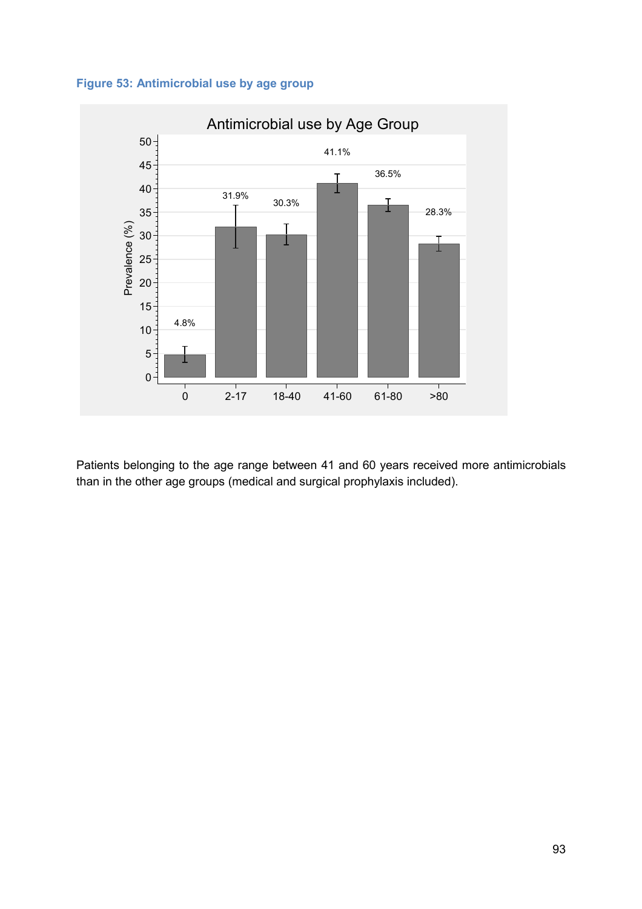**Figure 53: Antimicrobial use by age group**

Patients belonging to the age range between 41 and 60 years received more antimicrobials than in the other age groups (medical and surgical prophylaxis included).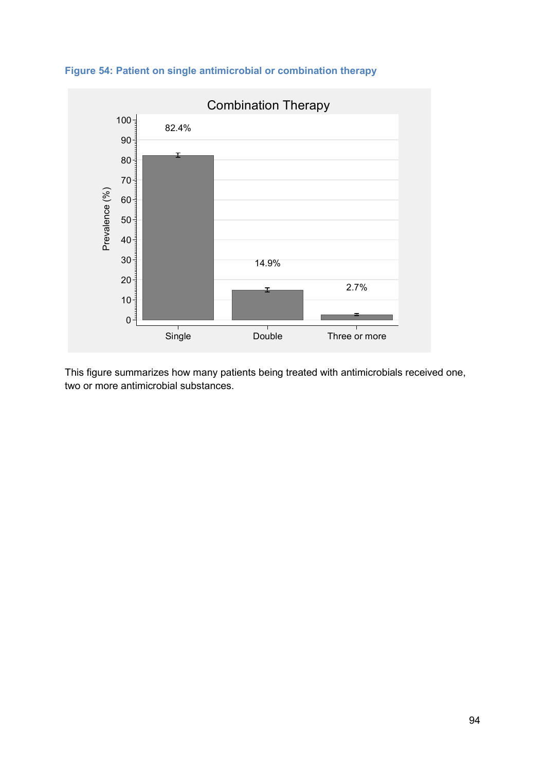**Figure 54: Patient on single antimicrobial or combination therapy**

This figure summarizes how many patients being treated with antimicrobials received one, two or more antimicrobial substances.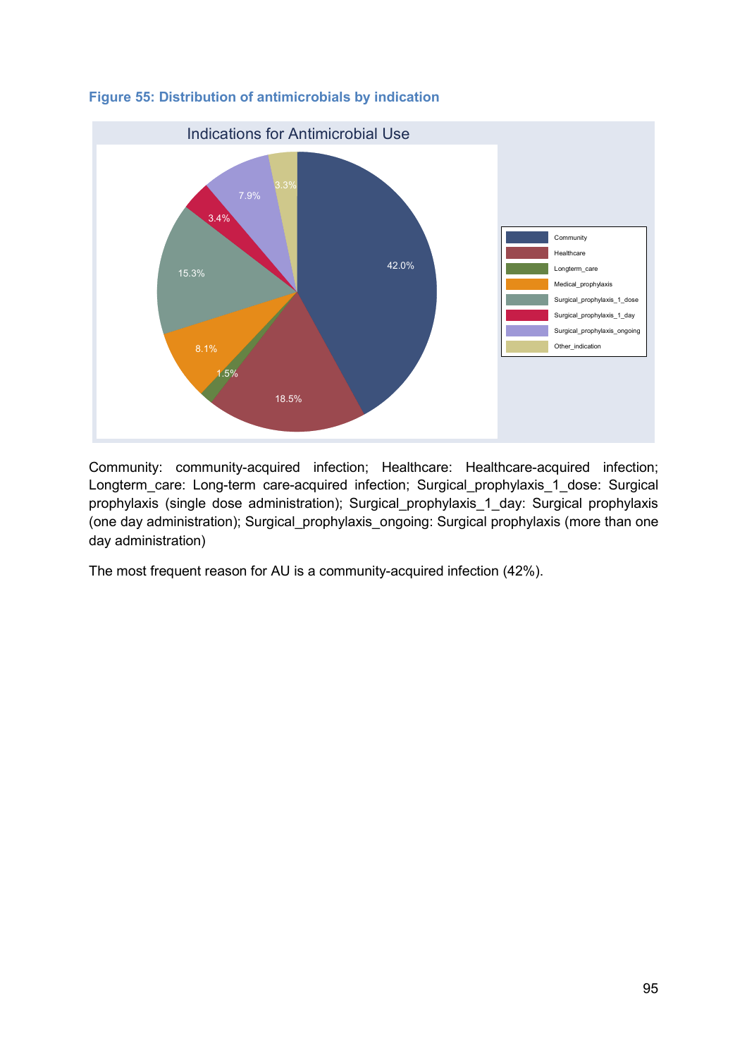**Figure 55: Distribution of antimicrobials by indication**

Community: community-acquired infection; Healthcare: Healthcare-acquired infection; Longterm_care: Long-term care-acquired infection; Surgical_prophylaxis_1_dose: Surgical prophylaxis (single dose administration); Surgical_prophylaxis_1_day: Surgical prophylaxis (one day administration); Surgical_prophylaxis_ongoing: Surgical prophylaxis (more than one day administration)

The most frequent reason for AU is a community-acquired infection (42%).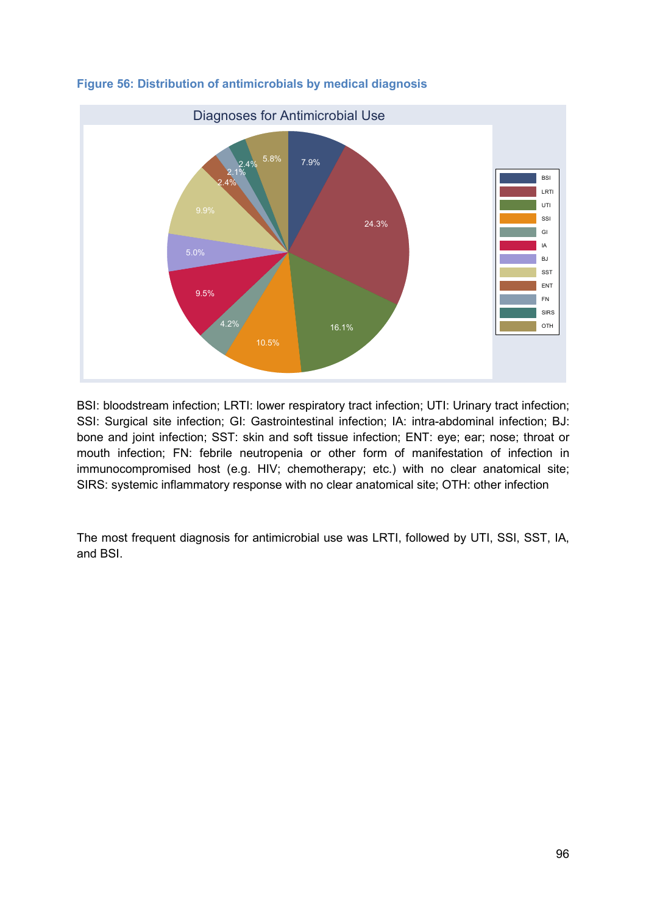**Figure 56: Distribution of antimicrobials by medical diagnosis**

BSI: bloodstream infection; LRTI: lower respiratory tract infection; UTI: Urinary tract infection; SSI: Surgical site infection; GI: Gastrointestinal infection; IA: intra-abdominal infection; BJ: bone and joint infection; SST: skin and soft tissue infection; ENT: eye; ear; nose; throat or mouth infection; FN: febrile neutropenia or other form of manifestation of infection in immunocompromised host (e.g. HIV; chemotherapy; etc.) with no clear anatomical site; SIRS: systemic inflammatory response with no clear anatomical site; OTH: other infection

The most frequent diagnosis for antimicrobial use was LRTI, followed by UTI, SSI, SST, IA, and BSI.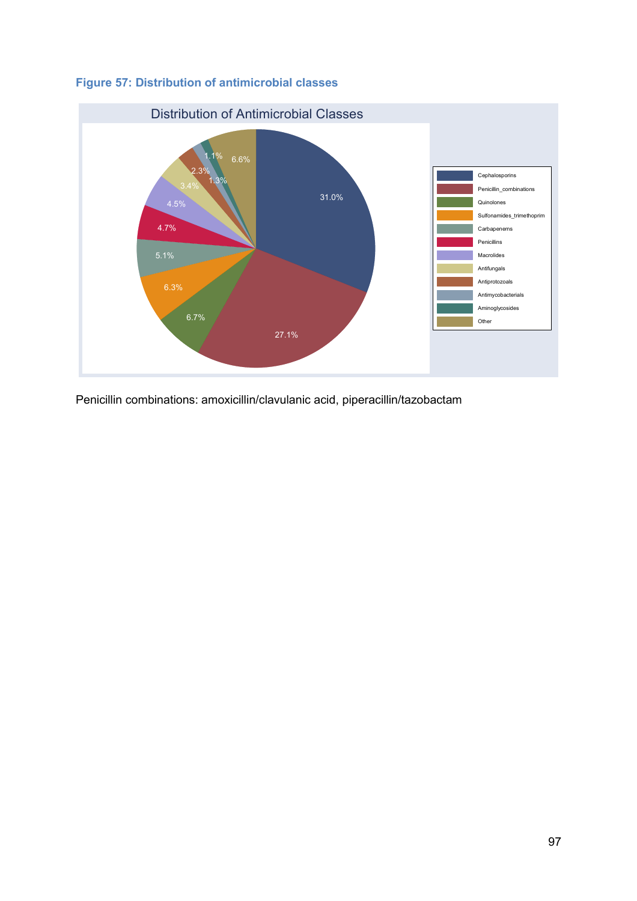**Figure 57: Distribution of antimicrobial classes**

Penicillin combinations: amoxicillin/clavulanic acid, piperacillin/tazobactam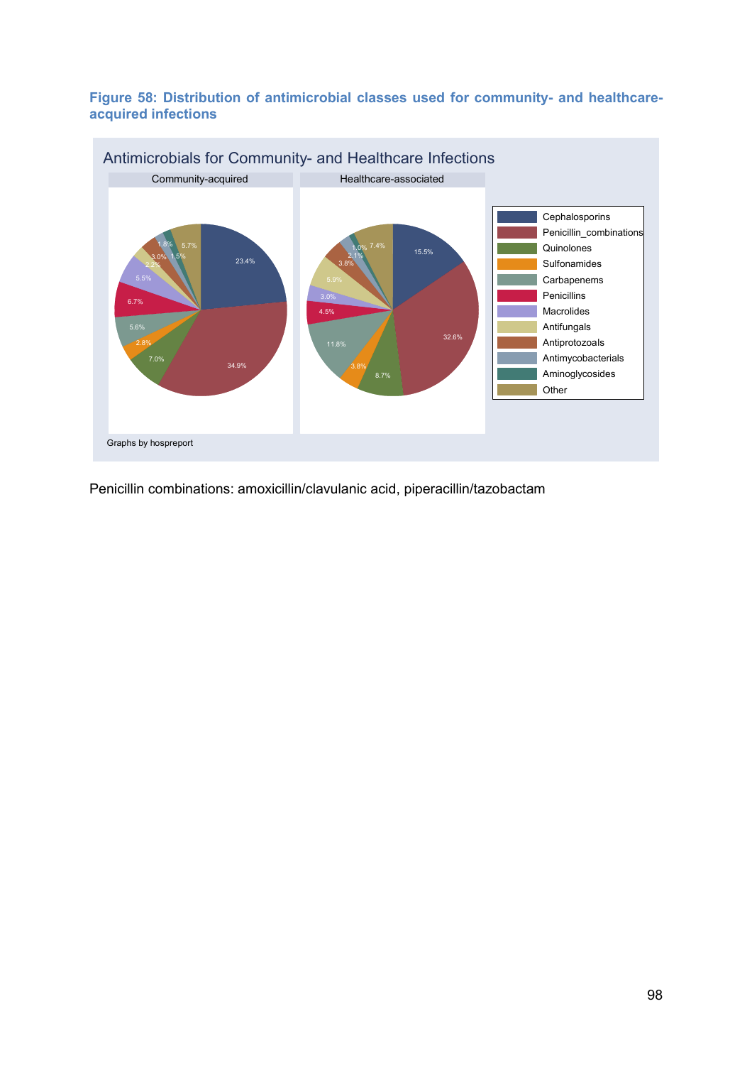**Figure 58: Distribution of antimicrobial classes used for community- and healthcare-acquired infections**

Penicillin combinations: amoxicillin/clavulanic acid, piperacillin/tazobactam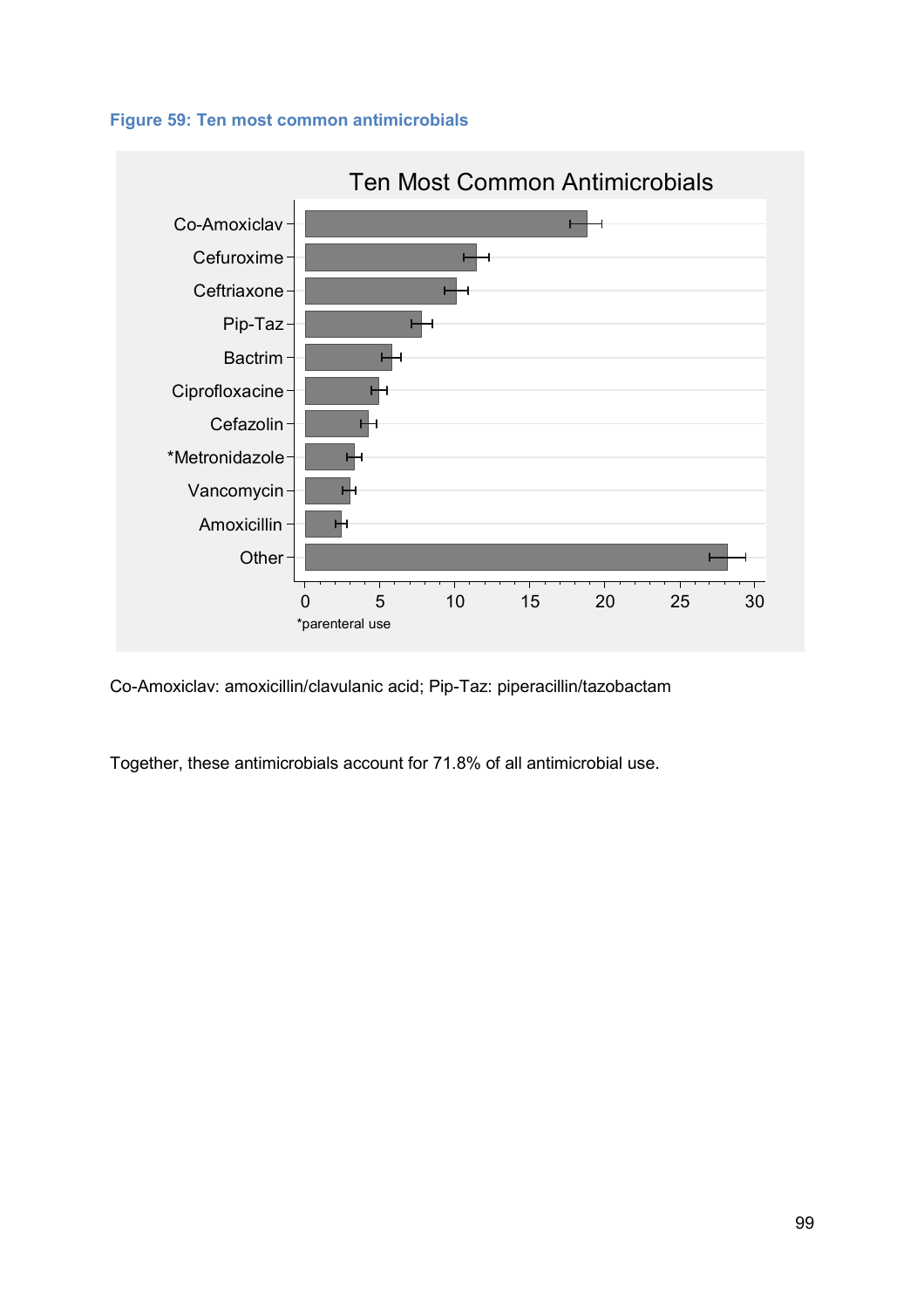**Figure 59: Ten most common antimicrobials**

Ten Most Common Antimicrobials

Co-Amoxiclav
Cefuroxime
Ceftriaxone
Pip-Taz
Bactrim
Ciprofloxacine
Cefazolin
*Metronidazole
Vancomycin
Amoxicillin
Other

0 5 10 15 20 25 30

*parenteral use

Co-Amoxiclav: amoxicillin/clavulanic acid; Pip-Taz: piperacillin/tazobactam

Together, these antimicrobials account for 71.8% of all antimicrobial use.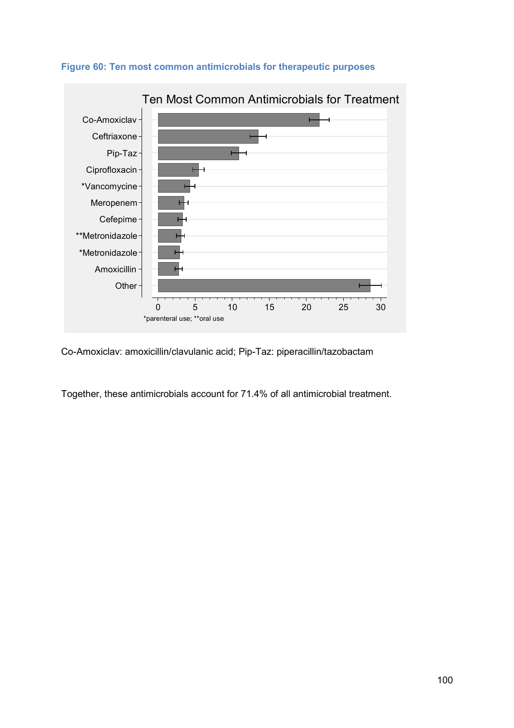**Figure 60: Ten most common antimicrobials for therapeutic purposes**

Ten Most Common Antimicrobials for Treatment

*parenteral use; **oral use

Co-Amoxiclav: amoxicillin/clavulanic acid; Pip-Taz: piperacillin/tazobactam

Together, these antimicrobials account for 71.4% of all antimicrobial treatment.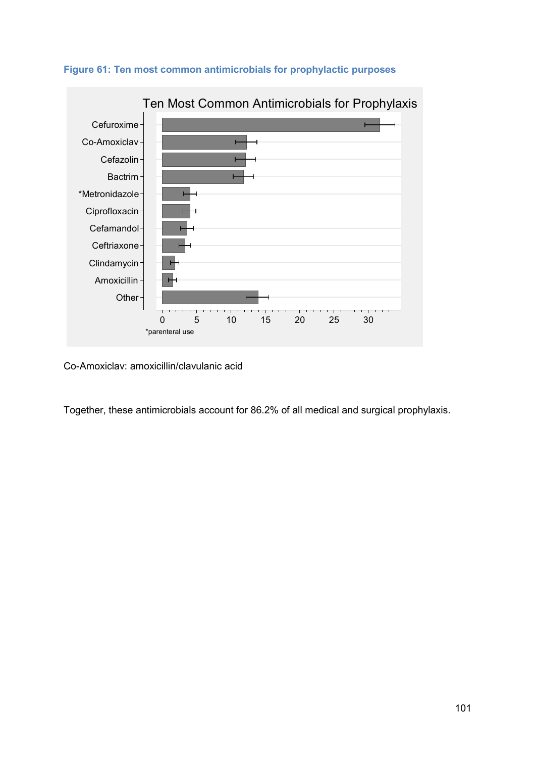**Figure 61: Ten most common antimicrobials for prophylactic purposes**

Co-Amoxiclav: amoxicillin/clavulanic acid

Together, these antimicrobials account for 86.2% of all medical and surgical prophylaxis.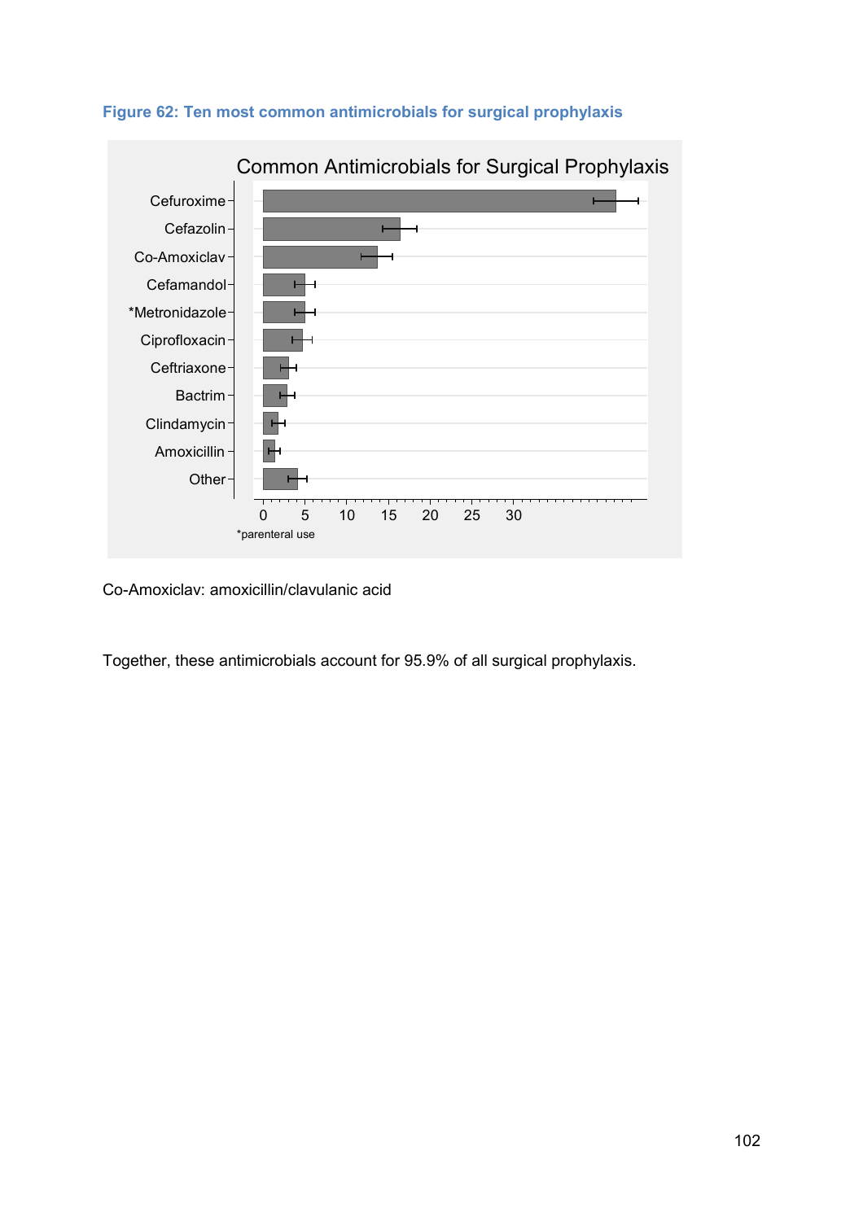**Figure 62: Ten most common antimicrobials for surgical prophylaxis**

Common Antimicrobials for Surgical Prophylaxis

Cefuroxime
Cefazolin
Co-Amoxiclav
Cefamandol
*Metronidazole
Ciprofloxacin
Ceftriaxone
Bactrim
Clindamycin
Amoxicillin
Other

0 5 10 15 20 25 30

*parenteral use

Co-Amoxiclav: amoxicillin/clavulanic acid

Together, these antimicrobials account for 95.9% of all surgical prophylaxis.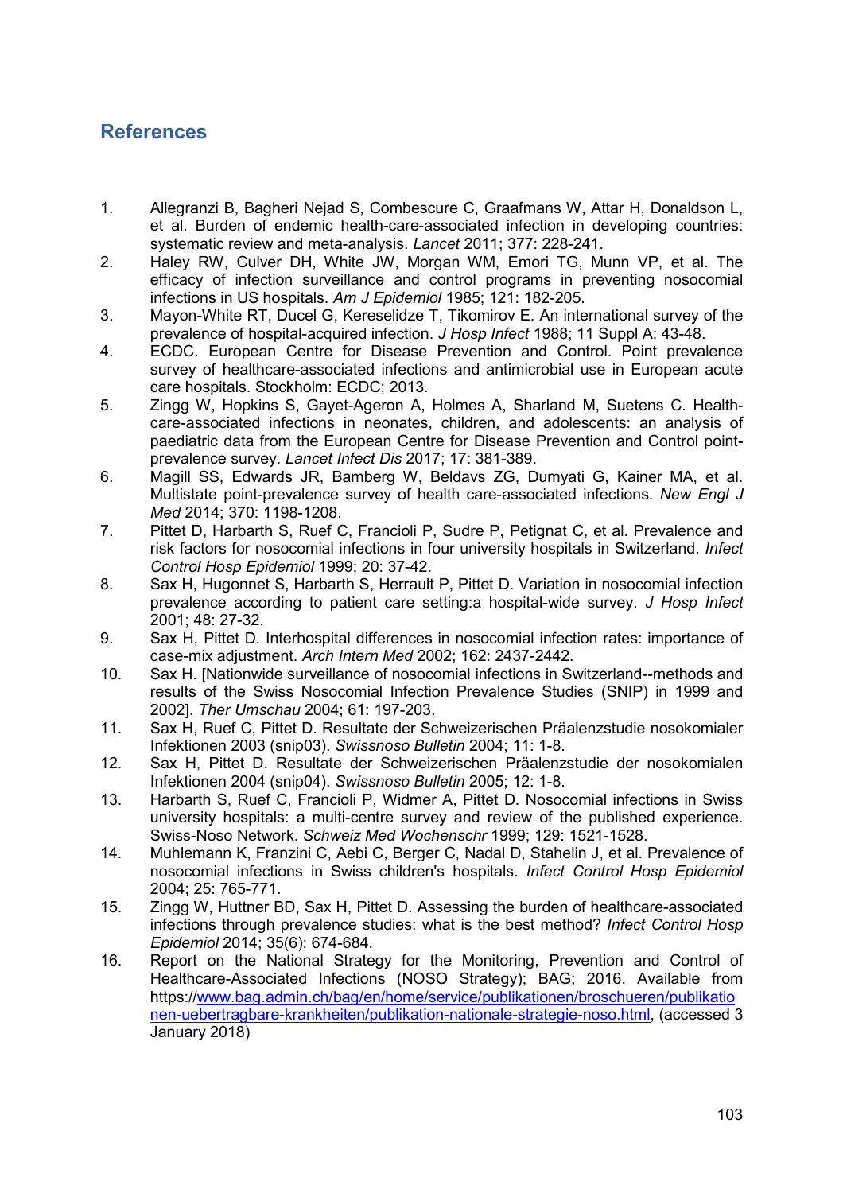## References

1. Allegranzi B, Bagheri Nejad S, Combescure C, Graafmans W, Attar H, Donaldson L, et al. Burden of endemic health-care-associated infection in developing countries: systematic review and meta-analysis. *Lancet* 2011; 377: 228-241.
2. Haley RW, Culver DH, White JW, Morgan WM, Emori TG, Munn VP, et al. The efficacy of infection surveillance and control programs in preventing nosocomial infections in US hospitals. *Am J Epidemiol* 1985; 121: 182-205.
3. Mayon-White RT, Ducel G, Kereselidze T, Tikomirov E. An international survey of the prevalence of hospital-acquired infection. *J Hosp Infect* 1988; 11 Suppl A: 43-48.
4. ECDC. European Centre for Disease Prevention and Control. Point prevalence survey of healthcare-associated infections and antimicrobial use in European acute care hospitals. Stockholm: ECDC; 2013.
5. Zingg W, Hopkins S, Gayet-Ageron A, Holmes A, Sharland M, Suetens C. Health-care-associated infections in neonates, children, and adolescents: an analysis of paediatric data from the European Centre for Disease Prevention and Control point-prevalence survey. *Lancet Infect Dis* 2017; 17: 381-389.
6. Magill SS, Edwards JR, Bamberg W, Beldavs ZG, Dumyati G, Kainer MA, et al. Multistate point-prevalence survey of health care-associated infections. *New Engl J Med* 2014; 370: 1198-1208.
7. Pittet D, Harbarth S, Ruef C, Francioli P, Sudre P, Petignat C, et al. Prevalence and risk factors for nosocomial infections in four university hospitals in Switzerland. *Infect Control Hosp Epidemiol* 1999; 20: 37-42.
8. Sax H, Hugonnet S, Harbarth S, Herrault P, Pittet D. Variation in nosocomial infection prevalence according to patient care setting:a hospital-wide survey. *J Hosp Infect* 2001; 48: 27-32.
9. Sax H, Pittet D. Interhospital differences in nosocomial infection rates: importance of case-mix adjustment. *Arch Intern Med* 2002; 162: 2437-2442.
10. Sax H. [Nationwide surveillance of nosocomial infections in Switzerland--methods and results of the Swiss Nosocomial Infection Prevalence Studies (SNIP) in 1999 and 2002]. *Ther Umschau* 2004; 61: 197-203.
11. Sax H, Ruef C, Pittet D. Resultate der Schweizerischen Präalenzstudie nosokomialer Infektionen 2003 (snip03). *Swissnoso Bulletin* 2004; 11: 1-8.
12. Sax H, Pittet D. Resultate der Schweizerischen Präalenzstudie der nosokomialen Infektionen 2004 (snip04). *Swissnoso Bulletin* 2005; 12: 1-8.
13. Harbarth S, Ruef C, Francioli P, Widmer A, Pittet D. Nosocomial infections in Swiss university hospitals: a multi-centre survey and review of the published experience. Swiss-Noso Network. *Schweiz Med Wochenschr* 1999; 129: 1521-1528.
14. Muhlemann K, Franzini C, Aebi C, Berger C, Nadal D, Stahelin J, et al. Prevalence of nosocomial infections in Swiss children's hospitals. *Infect Control Hosp Epidemiol* 2004; 25: 765-771.
15. Zingg W, Huttner BD, Sax H, Pittet D. Assessing the burden of healthcare-associated infections through prevalence studies: what is the best method? *Infect Control Hosp Epidemiol* 2014; 35(6): 674-684.
16. Report on the National Strategy for the Monitoring, Prevention and Control of Healthcare-Associated Infections (NOSO Strategy); BAG; 2016. Available from https://www.bag.admin.ch/bag/en/home/service/publikationen/broschueren/publikationen-uebertragbare-krankheiten/publikation-nationale-strategie-noso.html, (accessed 3 January 2018)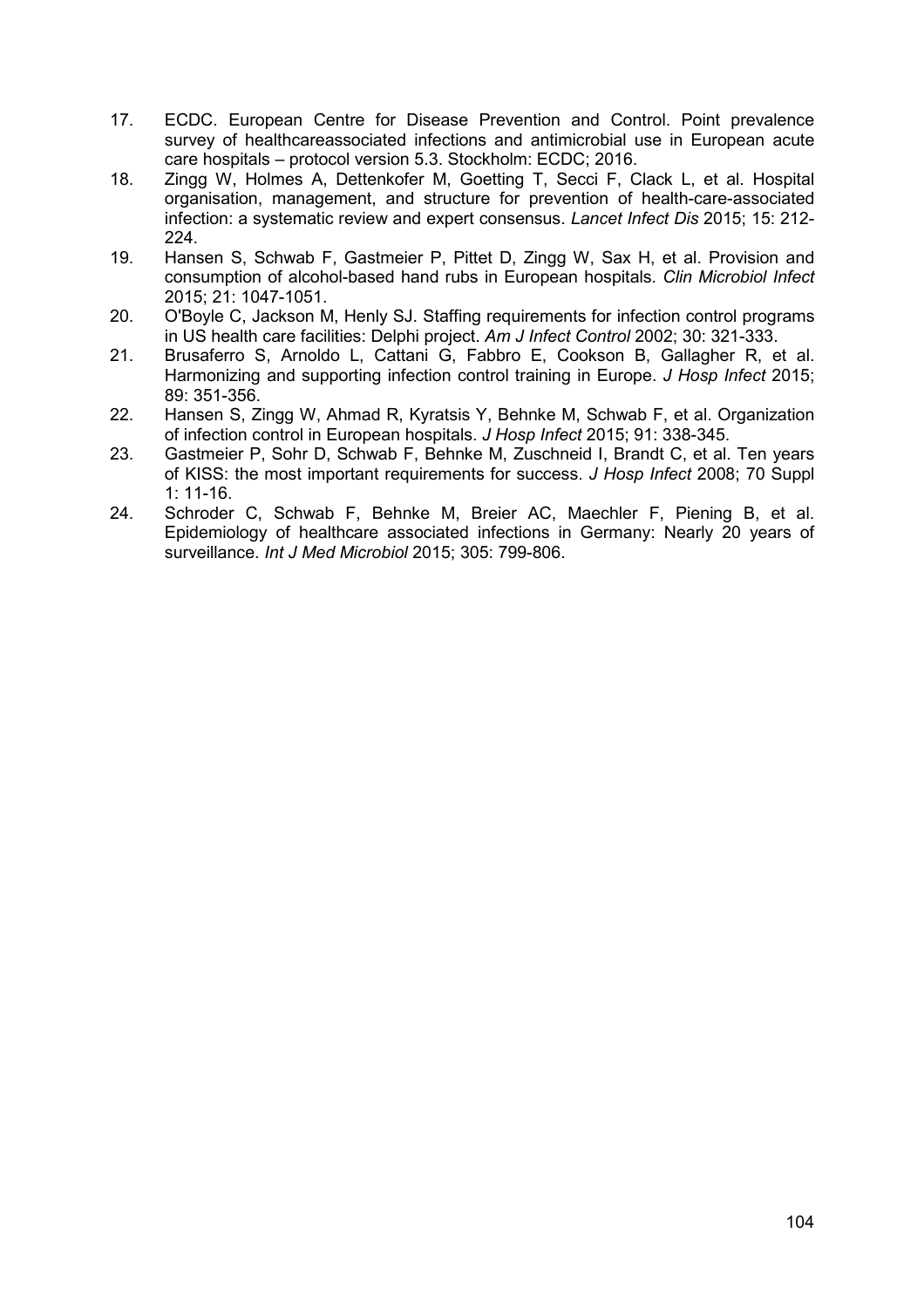17. ECDC. European Centre for Disease Prevention and Control. Point prevalence survey of healthcareassociated infections and antimicrobial use in European acute care hospitals – protocol version 5.3. Stockholm: ECDC; 2016.
18. Zingg W, Holmes A, Dettenkofer M, Goetting T, Secci F, Clack L, et al. Hospital organisation, management, and structure for prevention of health-care-associated infection: a systematic review and expert consensus. *Lancet Infect Dis* 2015; 15: 212-224.
19. Hansen S, Schwab F, Gastmeier P, Pittet D, Zingg W, Sax H, et al. Provision and consumption of alcohol-based hand rubs in European hospitals. *Clin Microbiol Infect* 2015; 21: 1047-1051.
20. O'Boyle C, Jackson M, Henly SJ. Staffing requirements for infection control programs in US health care facilities: Delphi project. *Am J Infect Control* 2002; 30: 321-333.
21. Brusaferro S, Arnoldo L, Cattani G, Fabbro E, Cookson B, Gallagher R, et al. Harmonizing and supporting infection control training in Europe. *J Hosp Infect* 2015; 89: 351-356.
22. Hansen S, Zingg W, Ahmad R, Kyratsis Y, Behnke M, Schwab F, et al. Organization of infection control in European hospitals. *J Hosp Infect* 2015; 91: 338-345.
23. Gastmeier P, Sohr D, Schwab F, Behnke M, Zuschneid I, Brandt C, et al. Ten years of KISS: the most important requirements for success. *J Hosp Infect* 2008; 70 Suppl 1: 11-16.
24. Schroder C, Schwab F, Behnke M, Breier AC, Maechler F, Piening B, et al. Epidemiology of healthcare associated infections in Germany: Nearly 20 years of surveillance. *Int J Med Microbiol* 2015; 305: 799-806.